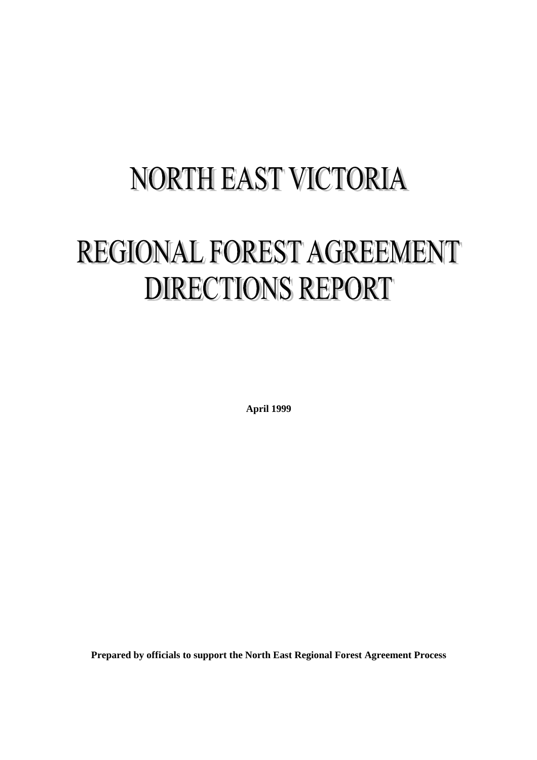# NORTH EAST VICTORIA

# REGIONAL FOREST AGREEMENT DIRECTIONS REPORT

**April 1999**

**Prepared by officials to support the North East Regional Forest Agreement Process**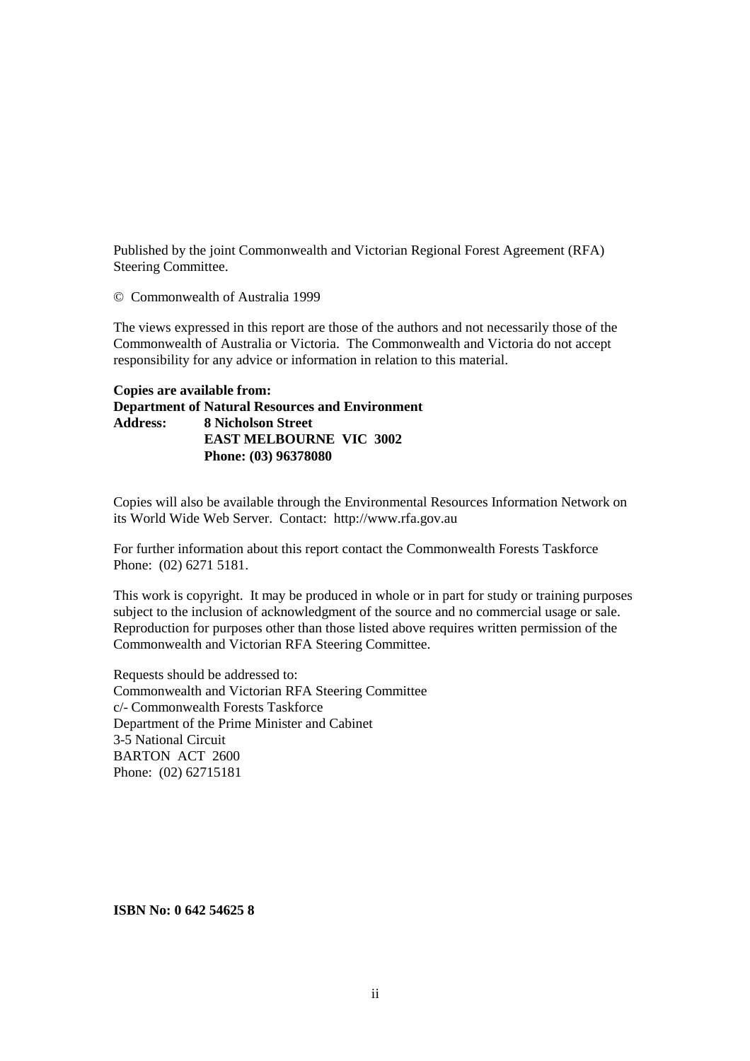Published by the joint Commonwealth and Victorian Regional Forest Agreement (RFA) Steering Committee.

© Commonwealth of Australia 1999

The views expressed in this report are those of the authors and not necessarily those of the Commonwealth of Australia or Victoria. The Commonwealth and Victoria do not accept responsibility for any advice or information in relation to this material.

**Copies are available from:**
**Department of Natural Resources and Environment**
**Address: 8 Nicholson Street**
**EAST MELBOURNE VIC 3002**
**Phone: (03) 96378080**

Copies will also be available through the Environmental Resources Information Network on its World Wide Web Server. Contact: http://www.rfa.gov.au

For further information about this report contact the Commonwealth Forests Taskforce Phone: (02) 6271 5181.

This work is copyright. It may be produced in whole or in part for study or training purposes subject to the inclusion of acknowledgment of the source and no commercial usage or sale. Reproduction for purposes other than those listed above requires written permission of the Commonwealth and Victorian RFA Steering Committee.

Requests should be addressed to:
Commonwealth and Victorian RFA Steering Committee
c/- Commonwealth Forests Taskforce
Department of the Prime Minister and Cabinet
3-5 National Circuit
BARTON ACT 2600
Phone: (02) 62715181

**ISBN No: 0 642 54625 8**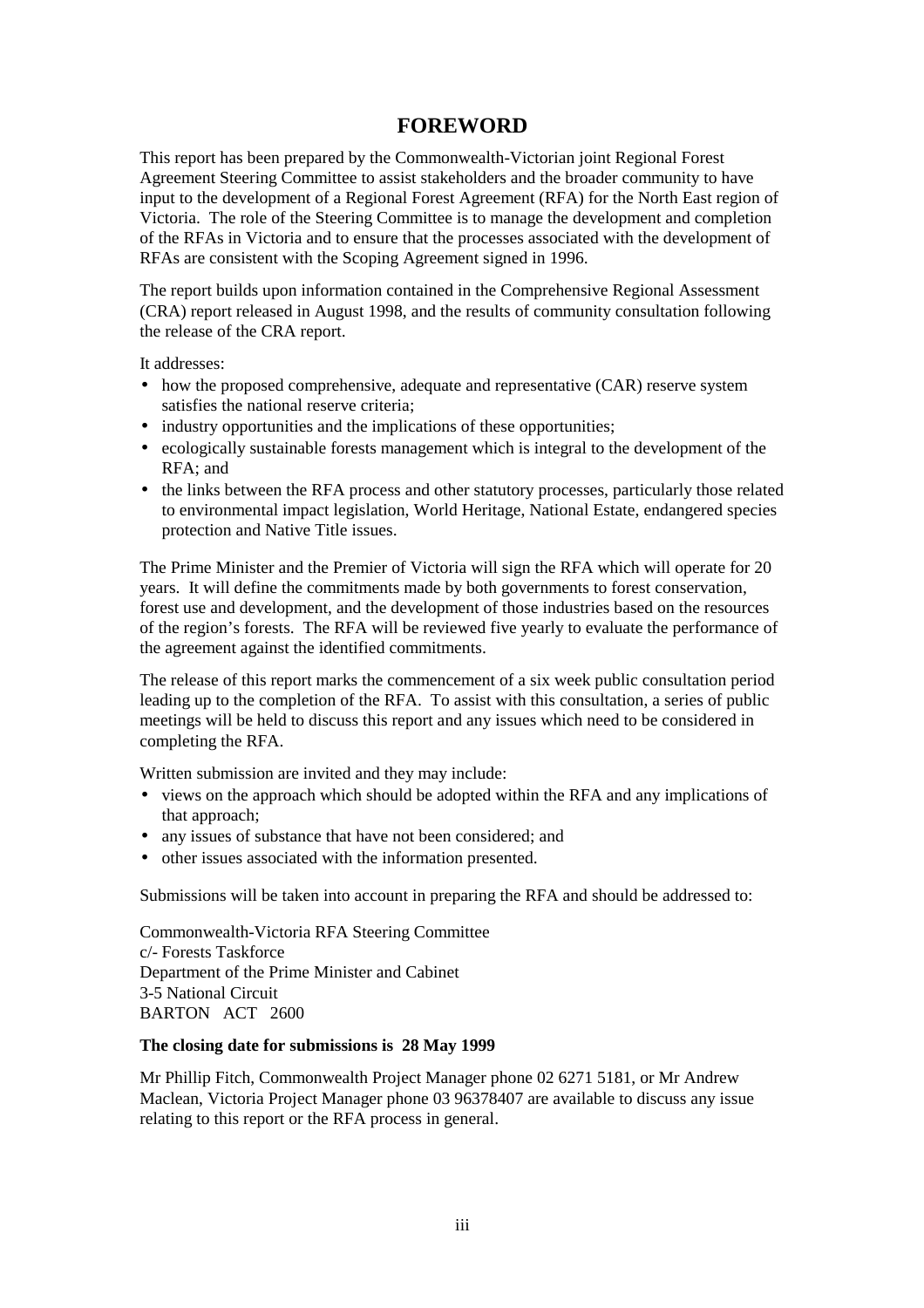# FOREWORD

This report has been prepared by the Commonwealth-Victorian joint Regional Forest Agreement Steering Committee to assist stakeholders and the broader community to have input to the development of a Regional Forest Agreement (RFA) for the North East region of Victoria. The role of the Steering Committee is to manage the development and completion of the RFAs in Victoria and to ensure that the processes associated with the development of RFAs are consistent with the Scoping Agreement signed in 1996.

The report builds upon information contained in the Comprehensive Regional Assessment (CRA) report released in August 1998, and the results of community consultation following the release of the CRA report.

It addresses:

- how the proposed comprehensive, adequate and representative (CAR) reserve system satisfies the national reserve criteria;
- industry opportunities and the implications of these opportunities;
- ecologically sustainable forests management which is integral to the development of the RFA; and
- the links between the RFA process and other statutory processes, particularly those related to environmental impact legislation, World Heritage, National Estate, endangered species protection and Native Title issues.

The Prime Minister and the Premier of Victoria will sign the RFA which will operate for 20 years. It will define the commitments made by both governments to forest conservation, forest use and development, and the development of those industries based on the resources of the region's forests. The RFA will be reviewed five yearly to evaluate the performance of the agreement against the identified commitments.

The release of this report marks the commencement of a six week public consultation period leading up to the completion of the RFA. To assist with this consultation, a series of public meetings will be held to discuss this report and any issues which need to be considered in completing the RFA.

Written submission are invited and they may include:

- views on the approach which should be adopted within the RFA and any implications of that approach;
- any issues of substance that have not been considered; and
- other issues associated with the information presented.

Submissions will be taken into account in preparing the RFA and should be addressed to:

Commonwealth-Victoria RFA Steering Committee
c/- Forests Taskforce
Department of the Prime Minister and Cabinet
3-5 National Circuit
BARTON ACT 2600

**The closing date for submissions is 28 May 1999**

Mr Phillip Fitch, Commonwealth Project Manager phone 02 6271 5181, or Mr Andrew Maclean, Victoria Project Manager phone 03 96378407 are available to discuss any issue relating to this report or the RFA process in general.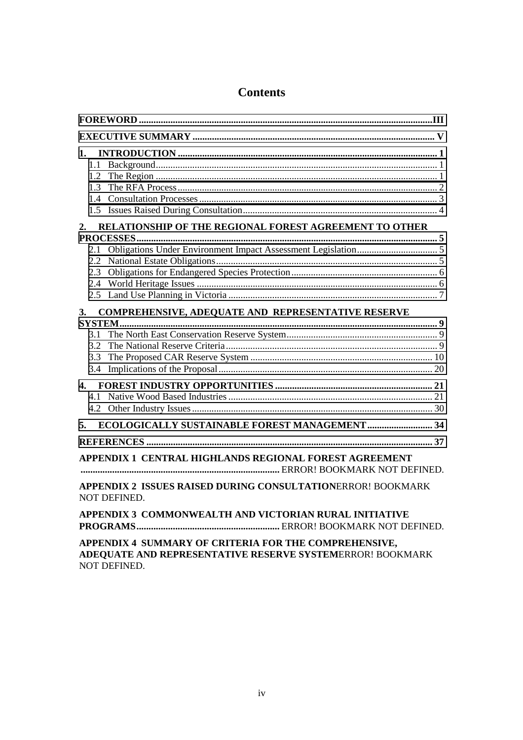# Contents

**FOREWORD** .......... III

**EXECUTIVE SUMMARY** .......... V

**1. INTRODUCTION** .......... 1

- 1.1 Background .......... 1
- 1.2 The Region .......... 1
- 1.3 The RFA Process .......... 2
- 1.4 Consultation Processes .......... 3
- 1.5 Issues Raised During Consultation .......... 4

**2. RELATIONSHIP OF THE REGIONAL FOREST AGREEMENT TO OTHER PROCESSES** .......... 5

- 2.1 Obligations Under Environment Impact Assessment Legislation .......... 5
- 2.2 National Estate Obligations .......... 5
- 2.3 Obligations for Endangered Species Protection .......... 6
- 2.4 World Heritage Issues .......... 6
- 2.5 Land Use Planning in Victoria .......... 7

**3. COMPREHENSIVE, ADEQUATE AND REPRESENTATIVE RESERVE SYSTEM** .......... 9

- 3.1 The North East Conservation Reserve System .......... 9
- 3.2 The National Reserve Criteria .......... 9
- 3.3 The Proposed CAR Reserve System .......... 10
- 3.4 Implications of the Proposal .......... 20

**4. FOREST INDUSTRY OPPORTUNITIES** .......... 21

- 4.1 Native Wood Based Industries .......... 21
- 4.2 Other Industry Issues .......... 30

**5. ECOLOGICALLY SUSTAINABLE FOREST MANAGEMENT** .......... 34

**REFERENCES** .......... 37

**APPENDIX 1 CENTRAL HIGHLANDS REGIONAL FOREST AGREEMENT** .......... ERROR! BOOKMARK NOT DEFINED.

**APPENDIX 2 ISSUES RAISED DURING CONSULTATION**ERROR! BOOKMARK NOT DEFINED.

**APPENDIX 3 COMMONWEALTH AND VICTORIAN RURAL INITIATIVE PROGRAMS** .......... ERROR! BOOKMARK NOT DEFINED.

**APPENDIX 4 SUMMARY OF CRITERIA FOR THE COMPREHENSIVE, ADEQUATE AND REPRESENTATIVE RESERVE SYSTEM**ERROR! BOOKMARK NOT DEFINED.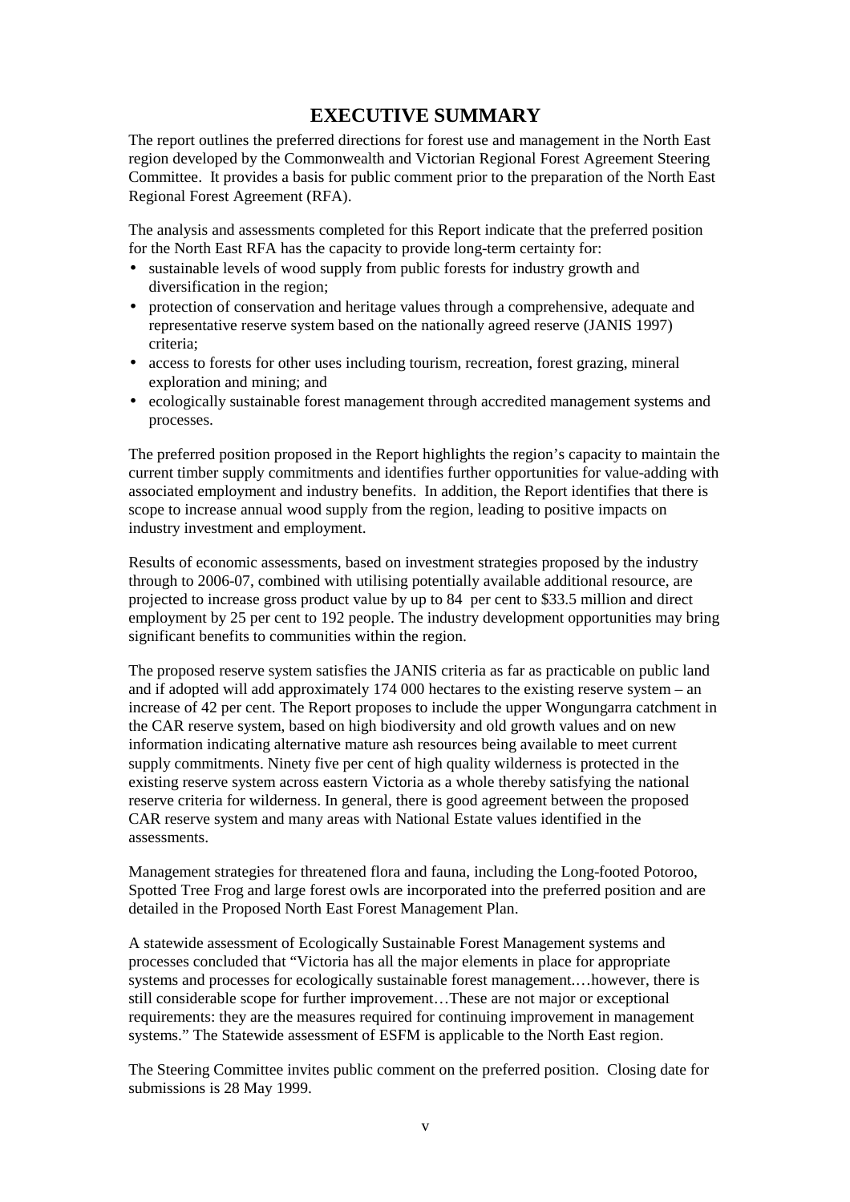# EXECUTIVE SUMMARY

The report outlines the preferred directions for forest use and management in the North East region developed by the Commonwealth and Victorian Regional Forest Agreement Steering Committee. It provides a basis for public comment prior to the preparation of the North East Regional Forest Agreement (RFA).

The analysis and assessments completed for this Report indicate that the preferred position for the North East RFA has the capacity to provide long-term certainty for:

- sustainable levels of wood supply from public forests for industry growth and diversification in the region;
- protection of conservation and heritage values through a comprehensive, adequate and representative reserve system based on the nationally agreed reserve (JANIS 1997) criteria;
- access to forests for other uses including tourism, recreation, forest grazing, mineral exploration and mining; and
- ecologically sustainable forest management through accredited management systems and processes.

The preferred position proposed in the Report highlights the region's capacity to maintain the current timber supply commitments and identifies further opportunities for value-adding with associated employment and industry benefits. In addition, the Report identifies that there is scope to increase annual wood supply from the region, leading to positive impacts on industry investment and employment.

Results of economic assessments, based on investment strategies proposed by the industry through to 2006-07, combined with utilising potentially available additional resource, are projected to increase gross product value by up to 84 per cent to $33.5 million and direct employment by 25 per cent to 192 people. The industry development opportunities may bring significant benefits to communities within the region.

The proposed reserve system satisfies the JANIS criteria as far as practicable on public land and if adopted will add approximately 174 000 hectares to the existing reserve system – an increase of 42 per cent. The Report proposes to include the upper Wongungarra catchment in the CAR reserve system, based on high biodiversity and old growth values and on new information indicating alternative mature ash resources being available to meet current supply commitments. Ninety five per cent of high quality wilderness is protected in the existing reserve system across eastern Victoria as a whole thereby satisfying the national reserve criteria for wilderness. In general, there is good agreement between the proposed CAR reserve system and many areas with National Estate values identified in the assessments.

Management strategies for threatened flora and fauna, including the Long-footed Potoroo, Spotted Tree Frog and large forest owls are incorporated into the preferred position and are detailed in the Proposed North East Forest Management Plan.

A statewide assessment of Ecologically Sustainable Forest Management systems and processes concluded that "Victoria has all the major elements in place for appropriate systems and processes for ecologically sustainable forest management.…however, there is still considerable scope for further improvement…These are not major or exceptional requirements: they are the measures required for continuing improvement in management systems." The Statewide assessment of ESFM is applicable to the North East region.

The Steering Committee invites public comment on the preferred position. Closing date for submissions is 28 May 1999.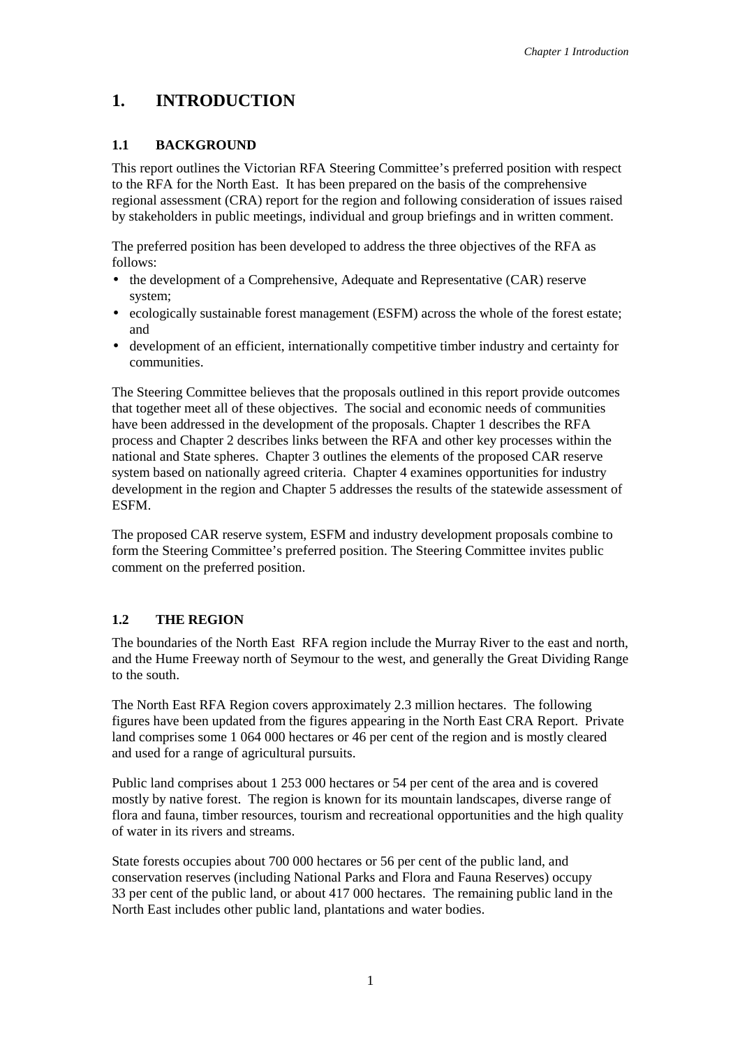# 1. INTRODUCTION

## 1.1 BACKGROUND

This report outlines the Victorian RFA Steering Committee's preferred position with respect to the RFA for the North East. It has been prepared on the basis of the comprehensive regional assessment (CRA) report for the region and following consideration of issues raised by stakeholders in public meetings, individual and group briefings and in written comment.

The preferred position has been developed to address the three objectives of the RFA as follows:

- the development of a Comprehensive, Adequate and Representative (CAR) reserve system;
- ecologically sustainable forest management (ESFM) across the whole of the forest estate; and
- development of an efficient, internationally competitive timber industry and certainty for communities.

The Steering Committee believes that the proposals outlined in this report provide outcomes that together meet all of these objectives. The social and economic needs of communities have been addressed in the development of the proposals. Chapter 1 describes the RFA process and Chapter 2 describes links between the RFA and other key processes within the national and State spheres. Chapter 3 outlines the elements of the proposed CAR reserve system based on nationally agreed criteria. Chapter 4 examines opportunities for industry development in the region and Chapter 5 addresses the results of the statewide assessment of ESFM.

The proposed CAR reserve system, ESFM and industry development proposals combine to form the Steering Committee's preferred position. The Steering Committee invites public comment on the preferred position.

## 1.2 THE REGION

The boundaries of the North East RFA region include the Murray River to the east and north, and the Hume Freeway north of Seymour to the west, and generally the Great Dividing Range to the south.

The North East RFA Region covers approximately 2.3 million hectares. The following figures have been updated from the figures appearing in the North East CRA Report. Private land comprises some 1 064 000 hectares or 46 per cent of the region and is mostly cleared and used for a range of agricultural pursuits.

Public land comprises about 1 253 000 hectares or 54 per cent of the area and is covered mostly by native forest. The region is known for its mountain landscapes, diverse range of flora and fauna, timber resources, tourism and recreational opportunities and the high quality of water in its rivers and streams.

State forests occupies about 700 000 hectares or 56 per cent of the public land, and conservation reserves (including National Parks and Flora and Fauna Reserves) occupy 33 per cent of the public land, or about 417 000 hectares. The remaining public land in the North East includes other public land, plantations and water bodies.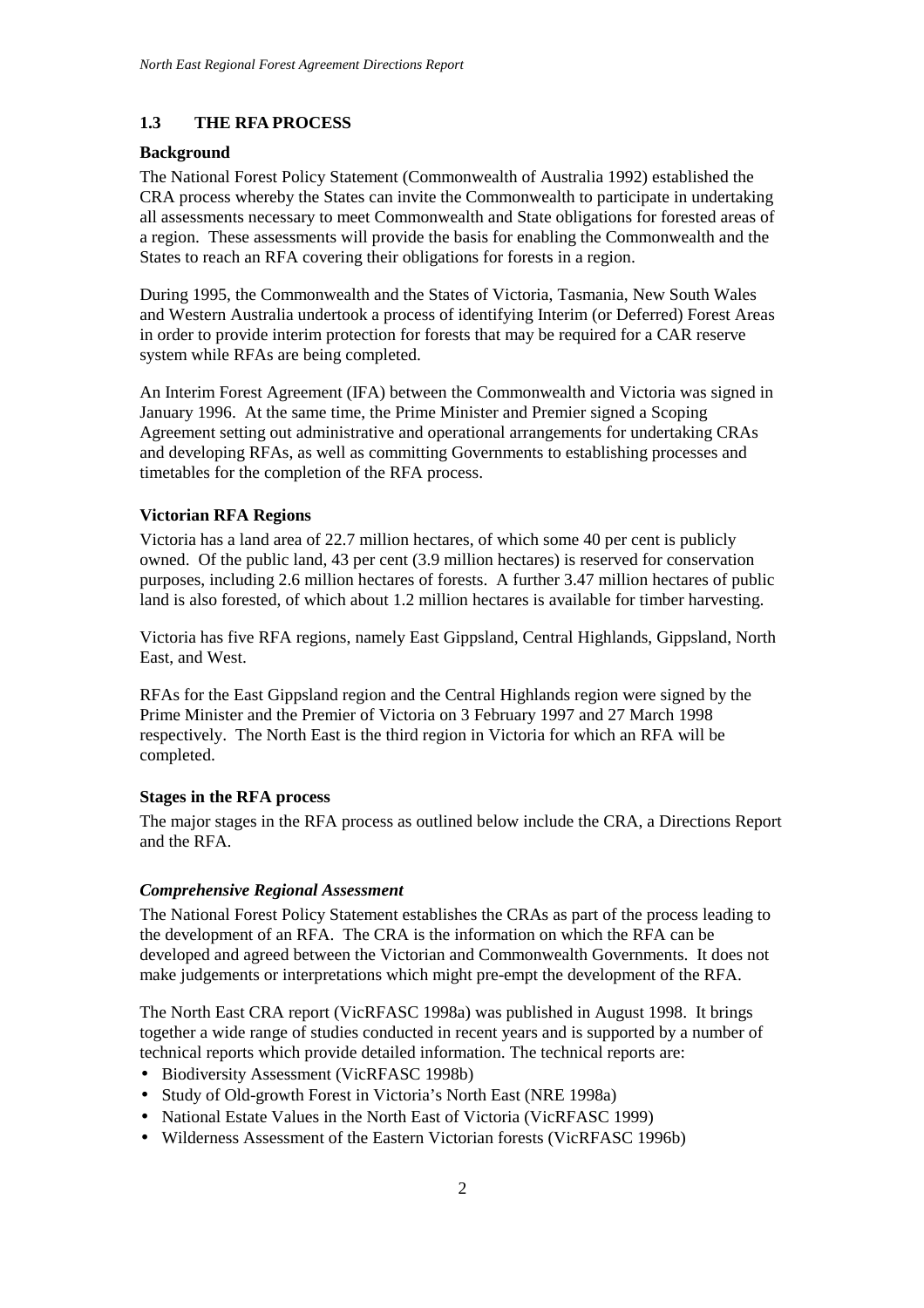## 1.3 THE RFA PROCESS

### Background

The National Forest Policy Statement (Commonwealth of Australia 1992) established the CRA process whereby the States can invite the Commonwealth to participate in undertaking all assessments necessary to meet Commonwealth and State obligations for forested areas of a region. These assessments will provide the basis for enabling the Commonwealth and the States to reach an RFA covering their obligations for forests in a region.

During 1995, the Commonwealth and the States of Victoria, Tasmania, New South Wales and Western Australia undertook a process of identifying Interim (or Deferred) Forest Areas in order to provide interim protection for forests that may be required for a CAR reserve system while RFAs are being completed.

An Interim Forest Agreement (IFA) between the Commonwealth and Victoria was signed in January 1996. At the same time, the Prime Minister and Premier signed a Scoping Agreement setting out administrative and operational arrangements for undertaking CRAs and developing RFAs, as well as committing Governments to establishing processes and timetables for the completion of the RFA process.

### Victorian RFA Regions

Victoria has a land area of 22.7 million hectares, of which some 40 per cent is publicly owned. Of the public land, 43 per cent (3.9 million hectares) is reserved for conservation purposes, including 2.6 million hectares of forests. A further 3.47 million hectares of public land is also forested, of which about 1.2 million hectares is available for timber harvesting.

Victoria has five RFA regions, namely East Gippsland, Central Highlands, Gippsland, North East, and West.

RFAs for the East Gippsland region and the Central Highlands region were signed by the Prime Minister and the Premier of Victoria on 3 February 1997 and 27 March 1998 respectively. The North East is the third region in Victoria for which an RFA will be completed.

### Stages in the RFA process

The major stages in the RFA process as outlined below include the CRA, a Directions Report and the RFA.

#### *Comprehensive Regional Assessment*

The National Forest Policy Statement establishes the CRAs as part of the process leading to the development of an RFA. The CRA is the information on which the RFA can be developed and agreed between the Victorian and Commonwealth Governments. It does not make judgements or interpretations which might pre-empt the development of the RFA.

The North East CRA report (VicRFASC 1998a) was published in August 1998. It brings together a wide range of studies conducted in recent years and is supported by a number of technical reports which provide detailed information. The technical reports are:

- Biodiversity Assessment (VicRFASC 1998b)
- Study of Old-growth Forest in Victoria's North East (NRE 1998a)
- National Estate Values in the North East of Victoria (VicRFASC 1999)
- Wilderness Assessment of the Eastern Victorian forests (VicRFASC 1996b)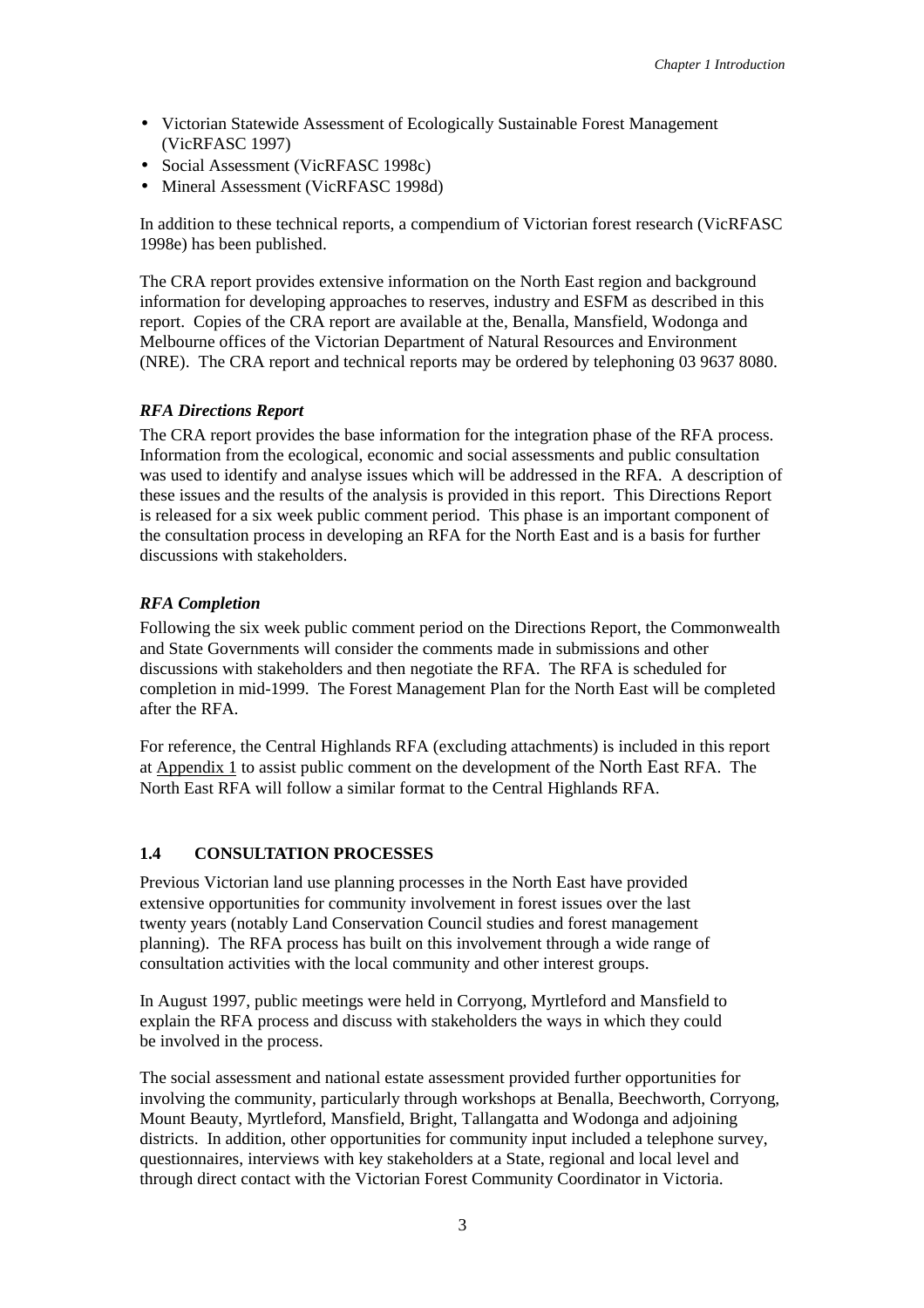- Victorian Statewide Assessment of Ecologically Sustainable Forest Management (VicRFASC 1997)
- Social Assessment (VicRFASC 1998c)
- Mineral Assessment (VicRFASC 1998d)

In addition to these technical reports, a compendium of Victorian forest research (VicRFASC 1998e) has been published.

The CRA report provides extensive information on the North East region and background information for developing approaches to reserves, industry and ESFM as described in this report. Copies of the CRA report are available at the, Benalla, Mansfield, Wodonga and Melbourne offices of the Victorian Department of Natural Resources and Environment (NRE). The CRA report and technical reports may be ordered by telephoning 03 9637 8080.

***RFA Directions Report***

The CRA report provides the base information for the integration phase of the RFA process. Information from the ecological, economic and social assessments and public consultation was used to identify and analyse issues which will be addressed in the RFA. A description of these issues and the results of the analysis is provided in this report. This Directions Report is released for a six week public comment period. This phase is an important component of the consultation process in developing an RFA for the North East and is a basis for further discussions with stakeholders.

***RFA Completion***

Following the six week public comment period on the Directions Report, the Commonwealth and State Governments will consider the comments made in submissions and other discussions with stakeholders and then negotiate the RFA. The RFA is scheduled for completion in mid-1999. The Forest Management Plan for the North East will be completed after the RFA.

For reference, the Central Highlands RFA (excluding attachments) is included in this report at Appendix 1 to assist public comment on the development of the North East RFA. The North East RFA will follow a similar format to the Central Highlands RFA.

## 1.4 CONSULTATION PROCESSES

Previous Victorian land use planning processes in the North East have provided extensive opportunities for community involvement in forest issues over the last twenty years (notably Land Conservation Council studies and forest management planning). The RFA process has built on this involvement through a wide range of consultation activities with the local community and other interest groups.

In August 1997, public meetings were held in Corryong, Myrtleford and Mansfield to explain the RFA process and discuss with stakeholders the ways in which they could be involved in the process.

The social assessment and national estate assessment provided further opportunities for involving the community, particularly through workshops at Benalla, Beechworth, Corryong, Mount Beauty, Myrtleford, Mansfield, Bright, Tallangatta and Wodonga and adjoining districts. In addition, other opportunities for community input included a telephone survey, questionnaires, interviews with key stakeholders at a State, regional and local level and through direct contact with the Victorian Forest Community Coordinator in Victoria.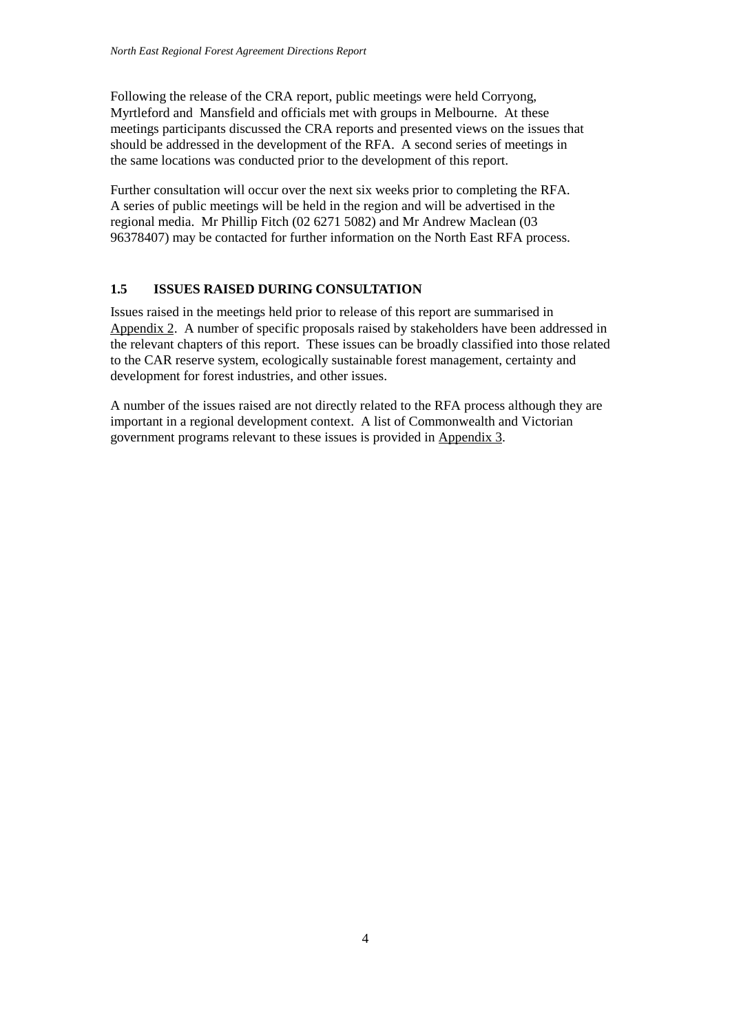Following the release of the CRA report, public meetings were held Corryong, Myrtleford and  Mansfield and officials met with groups in Melbourne.  At these meetings participants discussed the CRA reports and presented views on the issues that should be addressed in the development of the RFA.  A second series of meetings in the same locations was conducted prior to the development of this report.

Further consultation will occur over the next six weeks prior to completing the RFA.  A series of public meetings will be held in the region and will be advertised in the regional media.  Mr Phillip Fitch (02 6271 5082) and Mr Andrew Maclean (03 96378407) may be contacted for further information on the North East RFA process.

### 1.5 ISSUES RAISED DURING CONSULTATION

Issues raised in the meetings held prior to release of this report are summarised in Appendix 2.  A number of specific proposals raised by stakeholders have been addressed in the relevant chapters of this report.  These issues can be broadly classified into those related to the CAR reserve system, ecologically sustainable forest management, certainty and development for forest industries, and other issues.

A number of the issues raised are not directly related to the RFA process although they are important in a regional development context.  A list of Commonwealth and Victorian government programs relevant to these issues is provided in Appendix 3.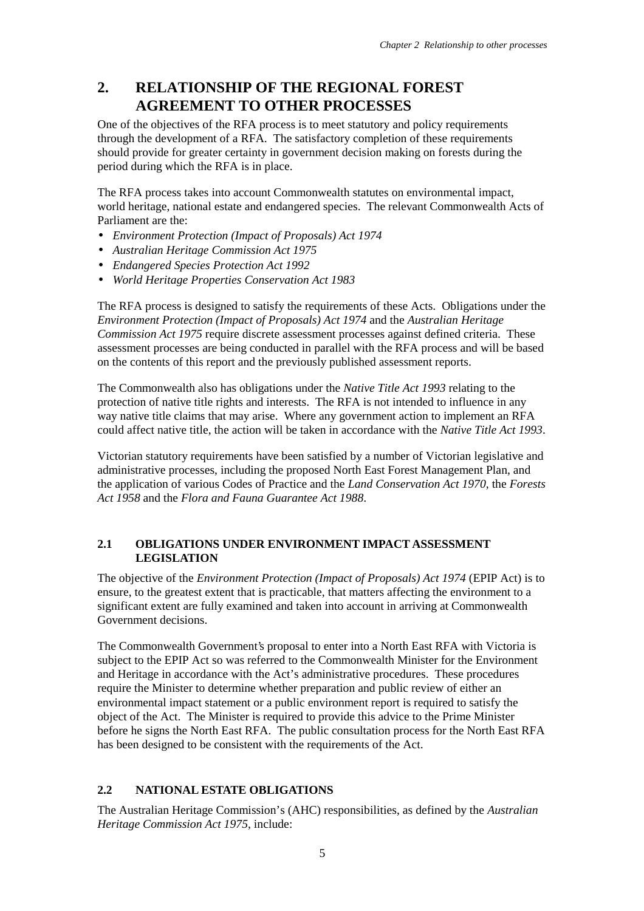# 2. RELATIONSHIP OF THE REGIONAL FOREST AGREEMENT TO OTHER PROCESSES

One of the objectives of the RFA process is to meet statutory and policy requirements through the development of a RFA. The satisfactory completion of these requirements should provide for greater certainty in government decision making on forests during the period during which the RFA is in place.

The RFA process takes into account Commonwealth statutes on environmental impact, world heritage, national estate and endangered species. The relevant Commonwealth Acts of Parliament are the:

- *Environment Protection (Impact of Proposals) Act 1974*
- *Australian Heritage Commission Act 1975*
- *Endangered Species Protection Act 1992*
- *World Heritage Properties Conservation Act 1983*

The RFA process is designed to satisfy the requirements of these Acts. Obligations under the *Environment Protection (Impact of Proposals) Act 1974* and the *Australian Heritage Commission Act 1975* require discrete assessment processes against defined criteria. These assessment processes are being conducted in parallel with the RFA process and will be based on the contents of this report and the previously published assessment reports.

The Commonwealth also has obligations under the *Native Title Act 1993* relating to the protection of native title rights and interests. The RFA is not intended to influence in any way native title claims that may arise. Where any government action to implement an RFA could affect native title, the action will be taken in accordance with the *Native Title Act 1993*.

Victorian statutory requirements have been satisfied by a number of Victorian legislative and administrative processes, including the proposed North East Forest Management Plan, and the application of various Codes of Practice and the *Land Conservation Act 1970*, the *Forests Act 1958* and the *Flora and Fauna Guarantee Act 1988*.

## 2.1 OBLIGATIONS UNDER ENVIRONMENT IMPACT ASSESSMENT LEGISLATION

The objective of the *Environment Protection (Impact of Proposals) Act 1974* (EPIP Act) is to ensure, to the greatest extent that is practicable, that matters affecting the environment to a significant extent are fully examined and taken into account in arriving at Commonwealth Government decisions.

The Commonwealth Government's proposal to enter into a North East RFA with Victoria is subject to the EPIP Act so was referred to the Commonwealth Minister for the Environment and Heritage in accordance with the Act's administrative procedures. These procedures require the Minister to determine whether preparation and public review of either an environmental impact statement or a public environment report is required to satisfy the object of the Act. The Minister is required to provide this advice to the Prime Minister before he signs the North East RFA. The public consultation process for the North East RFA has been designed to be consistent with the requirements of the Act.

## 2.2 NATIONAL ESTATE OBLIGATIONS

The Australian Heritage Commission's (AHC) responsibilities, as defined by the *Australian Heritage Commission Act 1975*, include: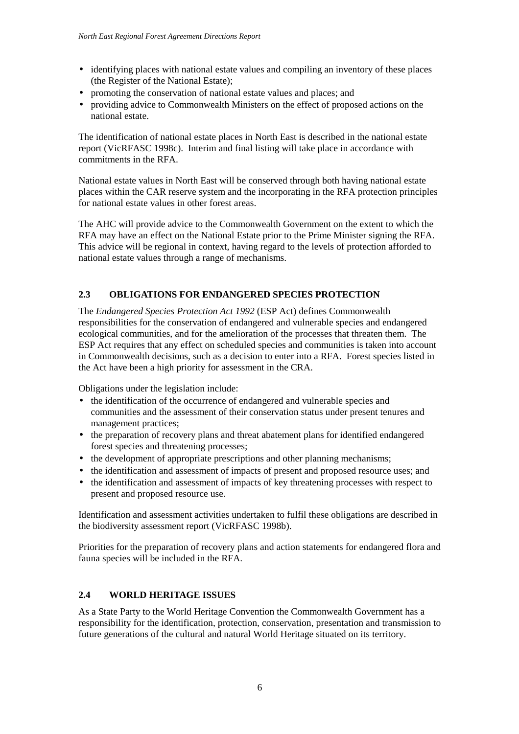- identifying places with national estate values and compiling an inventory of these places (the Register of the National Estate);
- promoting the conservation of national estate values and places; and
- providing advice to Commonwealth Ministers on the effect of proposed actions on the national estate.

The identification of national estate places in North East is described in the national estate report (VicRFASC 1998c). Interim and final listing will take place in accordance with commitments in the RFA.

National estate values in North East will be conserved through both having national estate places within the CAR reserve system and the incorporating in the RFA protection principles for national estate values in other forest areas.

The AHC will provide advice to the Commonwealth Government on the extent to which the RFA may have an effect on the National Estate prior to the Prime Minister signing the RFA. This advice will be regional in context, having regard to the levels of protection afforded to national estate values through a range of mechanisms.

## 2.3 OBLIGATIONS FOR ENDANGERED SPECIES PROTECTION

The *Endangered Species Protection Act 1992* (ESP Act) defines Commonwealth responsibilities for the conservation of endangered and vulnerable species and endangered ecological communities, and for the amelioration of the processes that threaten them. The ESP Act requires that any effect on scheduled species and communities is taken into account in Commonwealth decisions, such as a decision to enter into a RFA. Forest species listed in the Act have been a high priority for assessment in the CRA.

Obligations under the legislation include:

- the identification of the occurrence of endangered and vulnerable species and communities and the assessment of their conservation status under present tenures and management practices;
- the preparation of recovery plans and threat abatement plans for identified endangered forest species and threatening processes;
- the development of appropriate prescriptions and other planning mechanisms;
- the identification and assessment of impacts of present and proposed resource uses; and
- the identification and assessment of impacts of key threatening processes with respect to present and proposed resource use.

Identification and assessment activities undertaken to fulfil these obligations are described in the biodiversity assessment report (VicRFASC 1998b).

Priorities for the preparation of recovery plans and action statements for endangered flora and fauna species will be included in the RFA.

## 2.4 WORLD HERITAGE ISSUES

As a State Party to the World Heritage Convention the Commonwealth Government has a responsibility for the identification, protection, conservation, presentation and transmission to future generations of the cultural and natural World Heritage situated on its territory.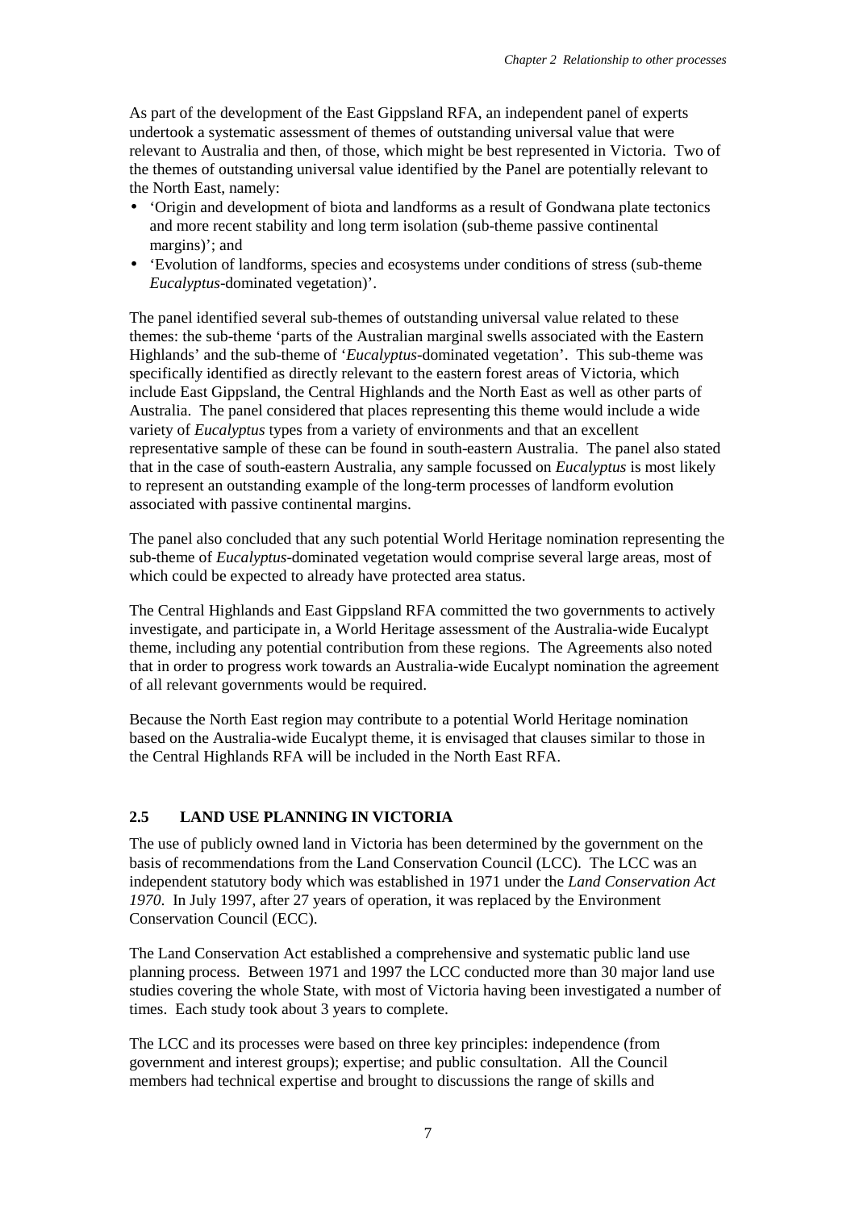As part of the development of the East Gippsland RFA, an independent panel of experts undertook a systematic assessment of themes of outstanding universal value that were relevant to Australia and then, of those, which might be best represented in Victoria. Two of the themes of outstanding universal value identified by the Panel are potentially relevant to the North East, namely:

- 'Origin and development of biota and landforms as a result of Gondwana plate tectonics and more recent stability and long term isolation (sub-theme passive continental margins)'; and
- 'Evolution of landforms, species and ecosystems under conditions of stress (sub-theme *Eucalyptus*-dominated vegetation)'.

The panel identified several sub-themes of outstanding universal value related to these themes: the sub-theme 'parts of the Australian marginal swells associated with the Eastern Highlands' and the sub-theme of '*Eucalyptus*-dominated vegetation'. This sub-theme was specifically identified as directly relevant to the eastern forest areas of Victoria, which include East Gippsland, the Central Highlands and the North East as well as other parts of Australia. The panel considered that places representing this theme would include a wide variety of *Eucalyptus* types from a variety of environments and that an excellent representative sample of these can be found in south-eastern Australia. The panel also stated that in the case of south-eastern Australia, any sample focussed on *Eucalyptus* is most likely to represent an outstanding example of the long-term processes of landform evolution associated with passive continental margins.

The panel also concluded that any such potential World Heritage nomination representing the sub-theme of *Eucalyptus*-dominated vegetation would comprise several large areas, most of which could be expected to already have protected area status.

The Central Highlands and East Gippsland RFA committed the two governments to actively investigate, and participate in, a World Heritage assessment of the Australia-wide Eucalypt theme, including any potential contribution from these regions. The Agreements also noted that in order to progress work towards an Australia-wide Eucalypt nomination the agreement of all relevant governments would be required.

Because the North East region may contribute to a potential World Heritage nomination based on the Australia-wide Eucalypt theme, it is envisaged that clauses similar to those in the Central Highlands RFA will be included in the North East RFA.

## 2.5 LAND USE PLANNING IN VICTORIA

The use of publicly owned land in Victoria has been determined by the government on the basis of recommendations from the Land Conservation Council (LCC). The LCC was an independent statutory body which was established in 1971 under the *Land Conservation Act 1970*. In July 1997, after 27 years of operation, it was replaced by the Environment Conservation Council (ECC).

The Land Conservation Act established a comprehensive and systematic public land use planning process. Between 1971 and 1997 the LCC conducted more than 30 major land use studies covering the whole State, with most of Victoria having been investigated a number of times. Each study took about 3 years to complete.

The LCC and its processes were based on three key principles: independence (from government and interest groups); expertise; and public consultation. All the Council members had technical expertise and brought to discussions the range of skills and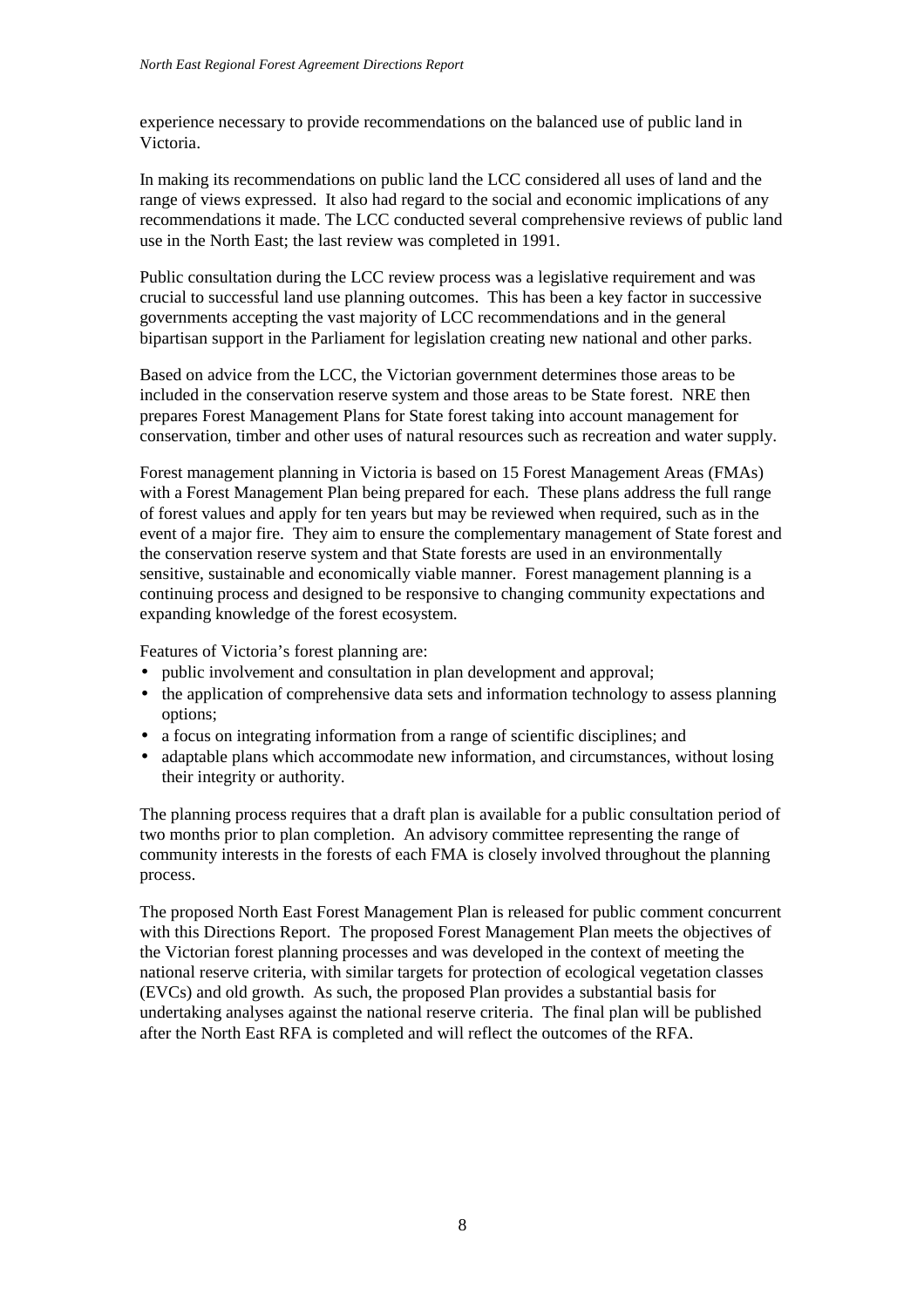experience necessary to provide recommendations on the balanced use of public land in Victoria.

In making its recommendations on public land the LCC considered all uses of land and the range of views expressed. It also had regard to the social and economic implications of any recommendations it made. The LCC conducted several comprehensive reviews of public land use in the North East; the last review was completed in 1991.

Public consultation during the LCC review process was a legislative requirement and was crucial to successful land use planning outcomes. This has been a key factor in successive governments accepting the vast majority of LCC recommendations and in the general bipartisan support in the Parliament for legislation creating new national and other parks.

Based on advice from the LCC, the Victorian government determines those areas to be included in the conservation reserve system and those areas to be State forest. NRE then prepares Forest Management Plans for State forest taking into account management for conservation, timber and other uses of natural resources such as recreation and water supply.

Forest management planning in Victoria is based on 15 Forest Management Areas (FMAs) with a Forest Management Plan being prepared for each. These plans address the full range of forest values and apply for ten years but may be reviewed when required, such as in the event of a major fire. They aim to ensure the complementary management of State forest and the conservation reserve system and that State forests are used in an environmentally sensitive, sustainable and economically viable manner. Forest management planning is a continuing process and designed to be responsive to changing community expectations and expanding knowledge of the forest ecosystem.

Features of Victoria's forest planning are:

- public involvement and consultation in plan development and approval;
- the application of comprehensive data sets and information technology to assess planning options;
- a focus on integrating information from a range of scientific disciplines; and
- adaptable plans which accommodate new information, and circumstances, without losing their integrity or authority.

The planning process requires that a draft plan is available for a public consultation period of two months prior to plan completion. An advisory committee representing the range of community interests in the forests of each FMA is closely involved throughout the planning process.

The proposed North East Forest Management Plan is released for public comment concurrent with this Directions Report. The proposed Forest Management Plan meets the objectives of the Victorian forest planning processes and was developed in the context of meeting the national reserve criteria, with similar targets for protection of ecological vegetation classes (EVCs) and old growth. As such, the proposed Plan provides a substantial basis for undertaking analyses against the national reserve criteria. The final plan will be published after the North East RFA is completed and will reflect the outcomes of the RFA.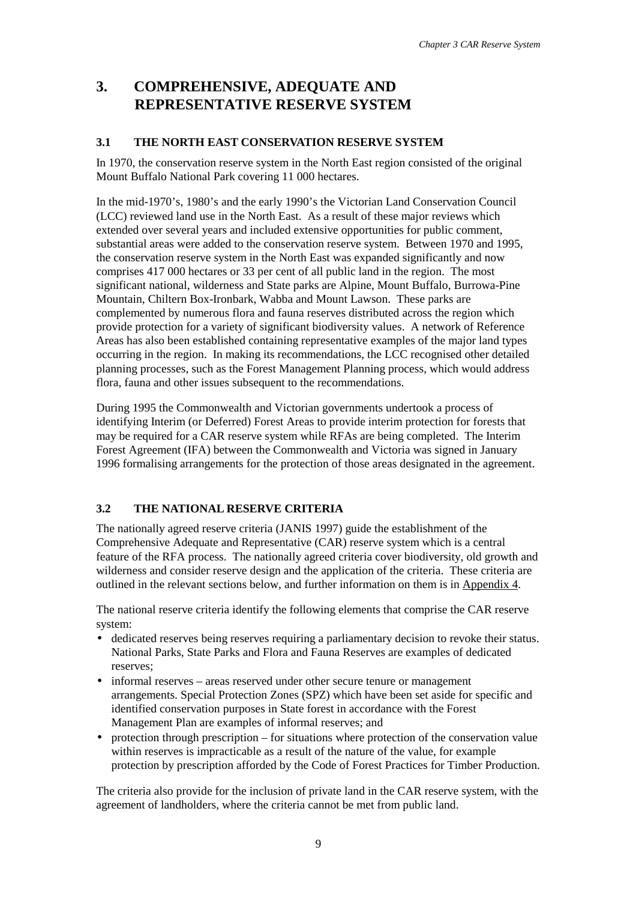# 3. COMPREHENSIVE, ADEQUATE AND REPRESENTATIVE RESERVE SYSTEM

## 3.1 THE NORTH EAST CONSERVATION RESERVE SYSTEM

In 1970, the conservation reserve system in the North East region consisted of the original Mount Buffalo National Park covering 11 000 hectares.

In the mid-1970's, 1980's and the early 1990's the Victorian Land Conservation Council (LCC) reviewed land use in the North East. As a result of these major reviews which extended over several years and included extensive opportunities for public comment, substantial areas were added to the conservation reserve system. Between 1970 and 1995, the conservation reserve system in the North East was expanded significantly and now comprises 417 000 hectares or 33 per cent of all public land in the region. The most significant national, wilderness and State parks are Alpine, Mount Buffalo, Burrowa-Pine Mountain, Chiltern Box-Ironbark, Wabba and Mount Lawson. These parks are complemented by numerous flora and fauna reserves distributed across the region which provide protection for a variety of significant biodiversity values. A network of Reference Areas has also been established containing representative examples of the major land types occurring in the region. In making its recommendations, the LCC recognised other detailed planning processes, such as the Forest Management Planning process, which would address flora, fauna and other issues subsequent to the recommendations.

During 1995 the Commonwealth and Victorian governments undertook a process of identifying Interim (or Deferred) Forest Areas to provide interim protection for forests that may be required for a CAR reserve system while RFAs are being completed. The Interim Forest Agreement (IFA) between the Commonwealth and Victoria was signed in January 1996 formalising arrangements for the protection of those areas designated in the agreement.

## 3.2 THE NATIONAL RESERVE CRITERIA

The nationally agreed reserve criteria (JANIS 1997) guide the establishment of the Comprehensive Adequate and Representative (CAR) reserve system which is a central feature of the RFA process. The nationally agreed criteria cover biodiversity, old growth and wilderness and consider reserve design and the application of the criteria. These criteria are outlined in the relevant sections below, and further information on them is in Appendix 4.

The national reserve criteria identify the following elements that comprise the CAR reserve system:

- dedicated reserves being reserves requiring a parliamentary decision to revoke their status. National Parks, State Parks and Flora and Fauna Reserves are examples of dedicated reserves;
- informal reserves – areas reserved under other secure tenure or management arrangements. Special Protection Zones (SPZ) which have been set aside for specific and identified conservation purposes in State forest in accordance with the Forest Management Plan are examples of informal reserves; and
- protection through prescription – for situations where protection of the conservation value within reserves is impracticable as a result of the nature of the value, for example protection by prescription afforded by the Code of Forest Practices for Timber Production.

The criteria also provide for the inclusion of private land in the CAR reserve system, with the agreement of landholders, where the criteria cannot be met from public land.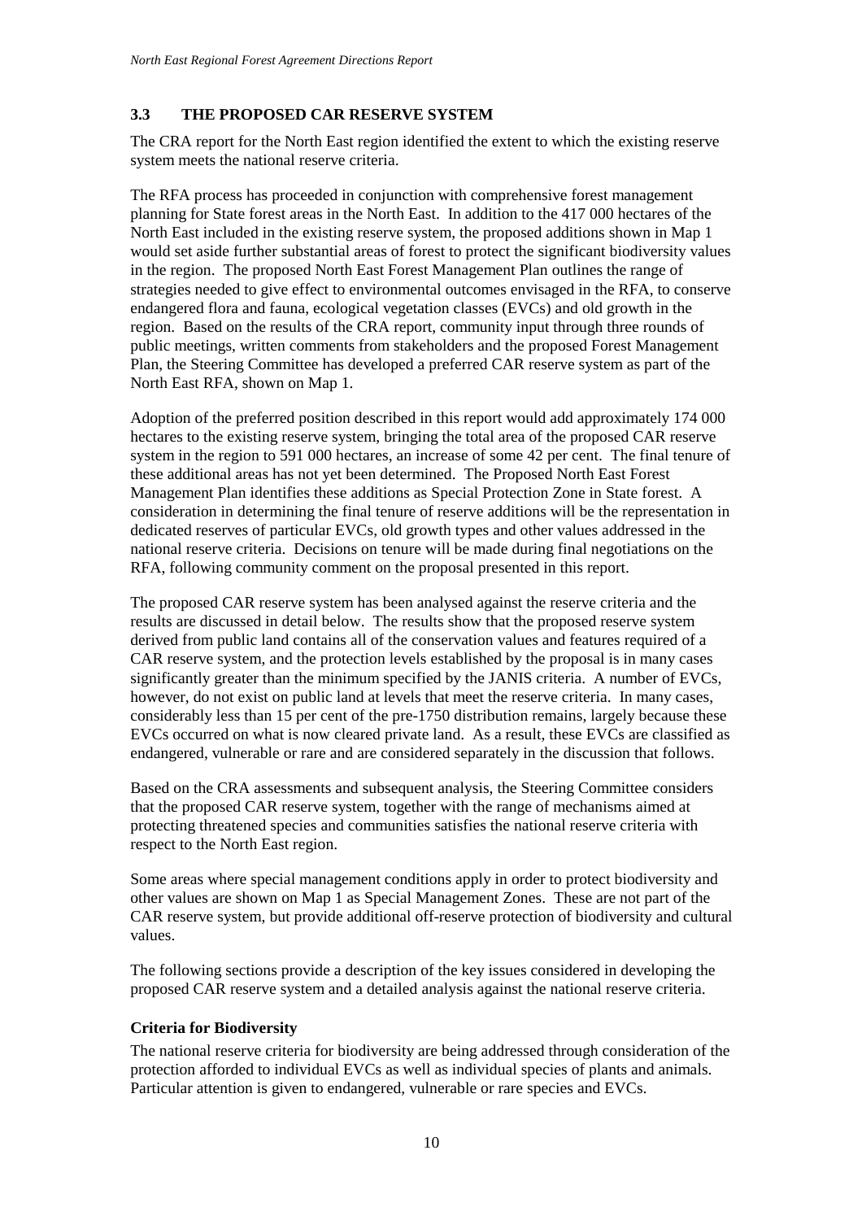## 3.3 THE PROPOSED CAR RESERVE SYSTEM

The CRA report for the North East region identified the extent to which the existing reserve system meets the national reserve criteria.

The RFA process has proceeded in conjunction with comprehensive forest management planning for State forest areas in the North East. In addition to the 417 000 hectares of the North East included in the existing reserve system, the proposed additions shown in Map 1 would set aside further substantial areas of forest to protect the significant biodiversity values in the region. The proposed North East Forest Management Plan outlines the range of strategies needed to give effect to environmental outcomes envisaged in the RFA, to conserve endangered flora and fauna, ecological vegetation classes (EVCs) and old growth in the region. Based on the results of the CRA report, community input through three rounds of public meetings, written comments from stakeholders and the proposed Forest Management Plan, the Steering Committee has developed a preferred CAR reserve system as part of the North East RFA, shown on Map 1.

Adoption of the preferred position described in this report would add approximately 174 000 hectares to the existing reserve system, bringing the total area of the proposed CAR reserve system in the region to 591 000 hectares, an increase of some 42 per cent. The final tenure of these additional areas has not yet been determined. The Proposed North East Forest Management Plan identifies these additions as Special Protection Zone in State forest. A consideration in determining the final tenure of reserve additions will be the representation in dedicated reserves of particular EVCs, old growth types and other values addressed in the national reserve criteria. Decisions on tenure will be made during final negotiations on the RFA, following community comment on the proposal presented in this report.

The proposed CAR reserve system has been analysed against the reserve criteria and the results are discussed in detail below. The results show that the proposed reserve system derived from public land contains all of the conservation values and features required of a CAR reserve system, and the protection levels established by the proposal is in many cases significantly greater than the minimum specified by the JANIS criteria. A number of EVCs, however, do not exist on public land at levels that meet the reserve criteria. In many cases, considerably less than 15 per cent of the pre-1750 distribution remains, largely because these EVCs occurred on what is now cleared private land. As a result, these EVCs are classified as endangered, vulnerable or rare and are considered separately in the discussion that follows.

Based on the CRA assessments and subsequent analysis, the Steering Committee considers that the proposed CAR reserve system, together with the range of mechanisms aimed at protecting threatened species and communities satisfies the national reserve criteria with respect to the North East region.

Some areas where special management conditions apply in order to protect biodiversity and other values are shown on Map 1 as Special Management Zones. These are not part of the CAR reserve system, but provide additional off-reserve protection of biodiversity and cultural values.

The following sections provide a description of the key issues considered in developing the proposed CAR reserve system and a detailed analysis against the national reserve criteria.

### Criteria for Biodiversity

The national reserve criteria for biodiversity are being addressed through consideration of the protection afforded to individual EVCs as well as individual species of plants and animals. Particular attention is given to endangered, vulnerable or rare species and EVCs.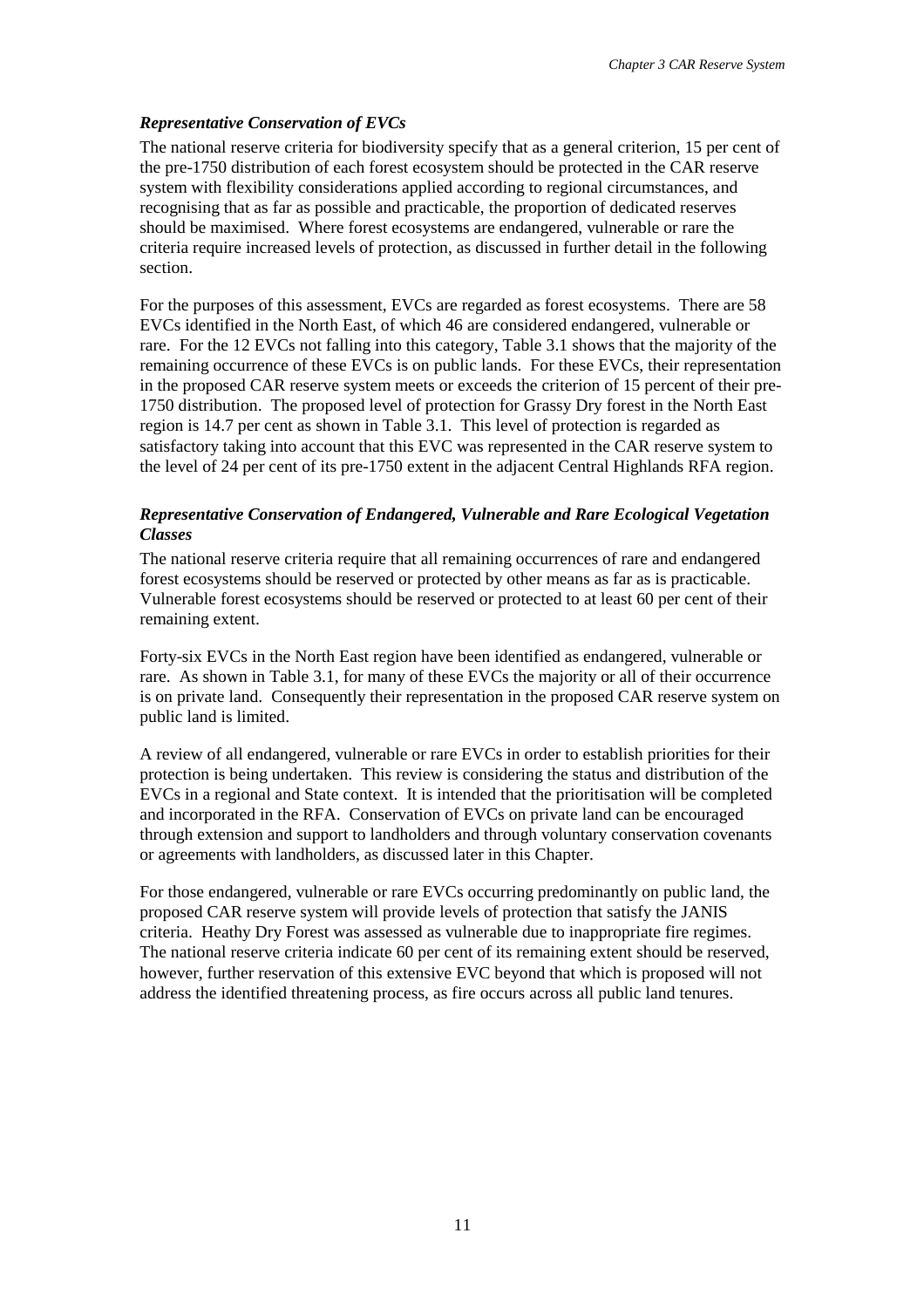### *Representative Conservation of EVCs*

The national reserve criteria for biodiversity specify that as a general criterion, 15 per cent of the pre-1750 distribution of each forest ecosystem should be protected in the CAR reserve system with flexibility considerations applied according to regional circumstances, and recognising that as far as possible and practicable, the proportion of dedicated reserves should be maximised. Where forest ecosystems are endangered, vulnerable or rare the criteria require increased levels of protection, as discussed in further detail in the following section.

For the purposes of this assessment, EVCs are regarded as forest ecosystems. There are 58 EVCs identified in the North East, of which 46 are considered endangered, vulnerable or rare. For the 12 EVCs not falling into this category, Table 3.1 shows that the majority of the remaining occurrence of these EVCs is on public lands. For these EVCs, their representation in the proposed CAR reserve system meets or exceeds the criterion of 15 percent of their pre-1750 distribution. The proposed level of protection for Grassy Dry forest in the North East region is 14.7 per cent as shown in Table 3.1. This level of protection is regarded as satisfactory taking into account that this EVC was represented in the CAR reserve system to the level of 24 per cent of its pre-1750 extent in the adjacent Central Highlands RFA region.

### *Representative Conservation of Endangered, Vulnerable and Rare Ecological Vegetation Classes*

The national reserve criteria require that all remaining occurrences of rare and endangered forest ecosystems should be reserved or protected by other means as far as is practicable. Vulnerable forest ecosystems should be reserved or protected to at least 60 per cent of their remaining extent.

Forty-six EVCs in the North East region have been identified as endangered, vulnerable or rare. As shown in Table 3.1, for many of these EVCs the majority or all of their occurrence is on private land. Consequently their representation in the proposed CAR reserve system on public land is limited.

A review of all endangered, vulnerable or rare EVCs in order to establish priorities for their protection is being undertaken. This review is considering the status and distribution of the EVCs in a regional and State context. It is intended that the prioritisation will be completed and incorporated in the RFA. Conservation of EVCs on private land can be encouraged through extension and support to landholders and through voluntary conservation covenants or agreements with landholders, as discussed later in this Chapter.

For those endangered, vulnerable or rare EVCs occurring predominantly on public land, the proposed CAR reserve system will provide levels of protection that satisfy the JANIS criteria. Heathy Dry Forest was assessed as vulnerable due to inappropriate fire regimes. The national reserve criteria indicate 60 per cent of its remaining extent should be reserved, however, further reservation of this extensive EVC beyond that which is proposed will not address the identified threatening process, as fire occurs across all public land tenures.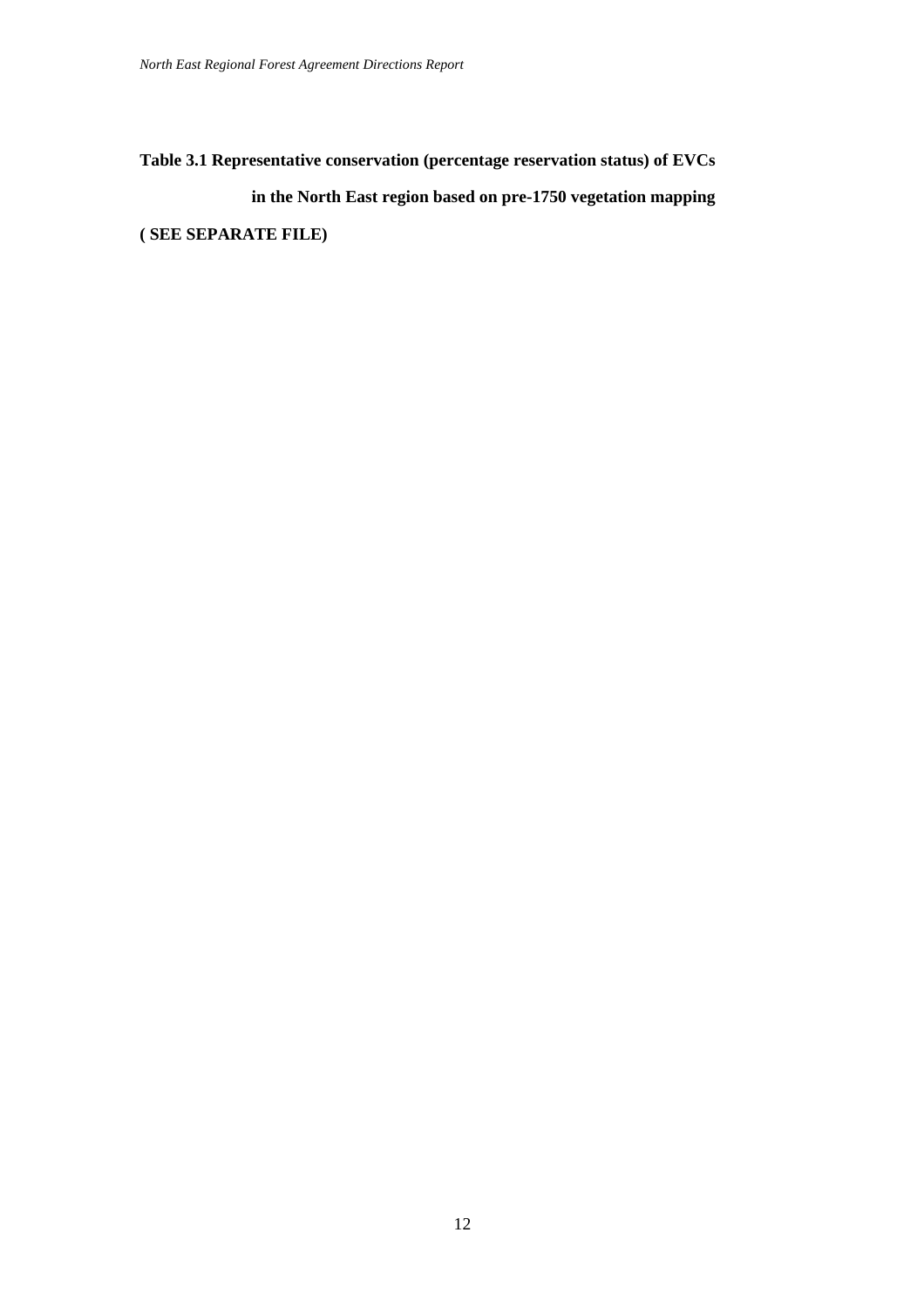**Table 3.1 Representative conservation (percentage reservation status) of EVCs in the North East region based on pre-1750 vegetation mapping**

**( SEE SEPARATE FILE)**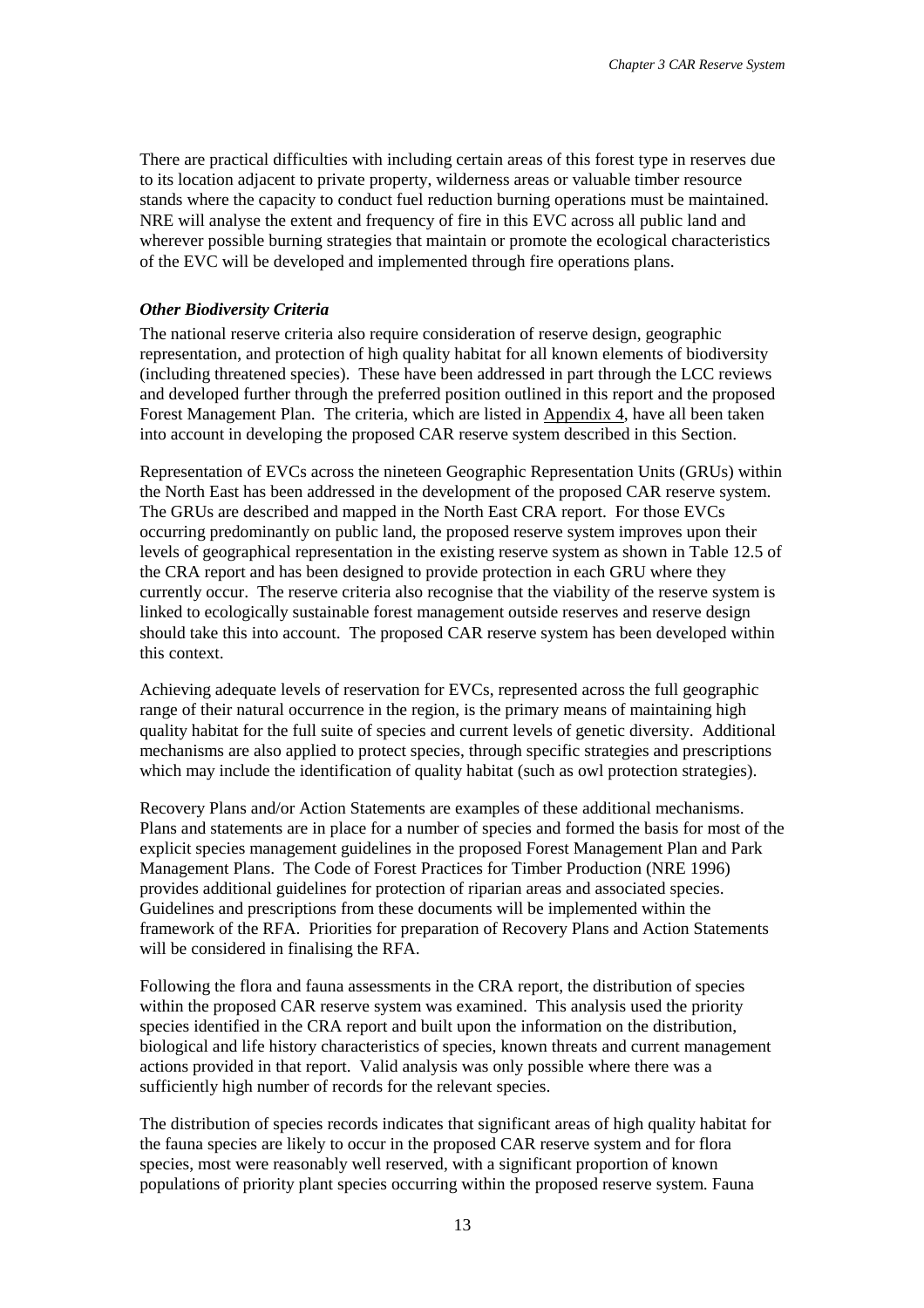There are practical difficulties with including certain areas of this forest type in reserves due to its location adjacent to private property, wilderness areas or valuable timber resource stands where the capacity to conduct fuel reduction burning operations must be maintained. NRE will analyse the extent and frequency of fire in this EVC across all public land and wherever possible burning strategies that maintain or promote the ecological characteristics of the EVC will be developed and implemented through fire operations plans.

#### *Other Biodiversity Criteria*

The national reserve criteria also require consideration of reserve design, geographic representation, and protection of high quality habitat for all known elements of biodiversity (including threatened species). These have been addressed in part through the LCC reviews and developed further through the preferred position outlined in this report and the proposed Forest Management Plan. The criteria, which are listed in Appendix 4, have all been taken into account in developing the proposed CAR reserve system described in this Section.

Representation of EVCs across the nineteen Geographic Representation Units (GRUs) within the North East has been addressed in the development of the proposed CAR reserve system. The GRUs are described and mapped in the North East CRA report. For those EVCs occurring predominantly on public land, the proposed reserve system improves upon their levels of geographical representation in the existing reserve system as shown in Table 12.5 of the CRA report and has been designed to provide protection in each GRU where they currently occur. The reserve criteria also recognise that the viability of the reserve system is linked to ecologically sustainable forest management outside reserves and reserve design should take this into account. The proposed CAR reserve system has been developed within this context.

Achieving adequate levels of reservation for EVCs, represented across the full geographic range of their natural occurrence in the region, is the primary means of maintaining high quality habitat for the full suite of species and current levels of genetic diversity. Additional mechanisms are also applied to protect species, through specific strategies and prescriptions which may include the identification of quality habitat (such as owl protection strategies).

Recovery Plans and/or Action Statements are examples of these additional mechanisms. Plans and statements are in place for a number of species and formed the basis for most of the explicit species management guidelines in the proposed Forest Management Plan and Park Management Plans. The Code of Forest Practices for Timber Production (NRE 1996) provides additional guidelines for protection of riparian areas and associated species. Guidelines and prescriptions from these documents will be implemented within the framework of the RFA. Priorities for preparation of Recovery Plans and Action Statements will be considered in finalising the RFA.

Following the flora and fauna assessments in the CRA report, the distribution of species within the proposed CAR reserve system was examined. This analysis used the priority species identified in the CRA report and built upon the information on the distribution, biological and life history characteristics of species, known threats and current management actions provided in that report. Valid analysis was only possible where there was a sufficiently high number of records for the relevant species.

The distribution of species records indicates that significant areas of high quality habitat for the fauna species are likely to occur in the proposed CAR reserve system and for flora species, most were reasonably well reserved, with a significant proportion of known populations of priority plant species occurring within the proposed reserve system. Fauna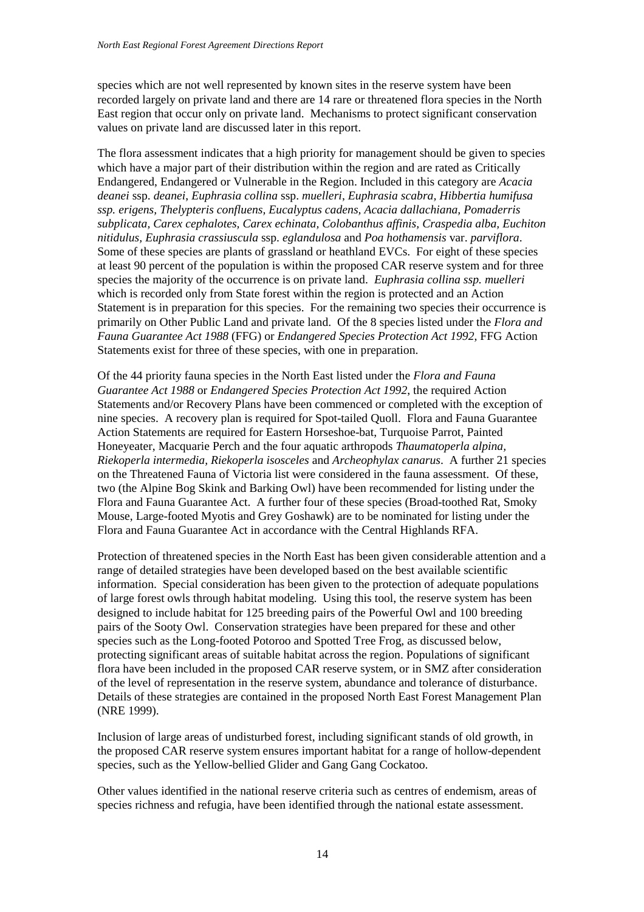species which are not well represented by known sites in the reserve system have been recorded largely on private land and there are 14 rare or threatened flora species in the North East region that occur only on private land. Mechanisms to protect significant conservation values on private land are discussed later in this report.

The flora assessment indicates that a high priority for management should be given to species which have a major part of their distribution within the region and are rated as Critically Endangered, Endangered or Vulnerable in the Region. Included in this category are *Acacia deanei* ssp. *deanei*, *Euphrasia collina* ssp. *muelleri*, *Euphrasia scabra, Hibbertia humifusa ssp. erigens, Thelypteris confluens, Eucalyptus cadens, Acacia dallachiana, Pomaderris subplicata, Carex cephalotes, Carex echinata, Colobanthus affinis, Craspedia alba, Euchiton nitidulus, Euphrasia crassiuscula* ssp. *eglandulosa* and *Poa hothamensis* var. *parviflora*. Some of these species are plants of grassland or heathland EVCs. For eight of these species at least 90 percent of the population is within the proposed CAR reserve system and for three species the majority of the occurrence is on private land. *Euphrasia collina ssp. muelleri* which is recorded only from State forest within the region is protected and an Action Statement is in preparation for this species. For the remaining two species their occurrence is primarily on Other Public Land and private land. Of the 8 species listed under the *Flora and Fauna Guarantee Act 1988* (FFG) or *Endangered Species Protection Act 1992,* FFG Action Statements exist for three of these species, with one in preparation.

Of the 44 priority fauna species in the North East listed under the *Flora and Fauna Guarantee Act 1988* or *Endangered Species Protection Act 1992,* the required Action Statements and/or Recovery Plans have been commenced or completed with the exception of nine species. A recovery plan is required for Spot-tailed Quoll. Flora and Fauna Guarantee Action Statements are required for Eastern Horseshoe-bat, Turquoise Parrot, Painted Honeyeater, Macquarie Perch and the four aquatic arthropods *Thaumatoperla alpina, Riekoperla intermedia, Riekoperla isosceles* and *Archeophylax canarus*. A further 21 species on the Threatened Fauna of Victoria list were considered in the fauna assessment. Of these, two (the Alpine Bog Skink and Barking Owl) have been recommended for listing under the Flora and Fauna Guarantee Act. A further four of these species (Broad-toothed Rat, Smoky Mouse, Large-footed Myotis and Grey Goshawk) are to be nominated for listing under the Flora and Fauna Guarantee Act in accordance with the Central Highlands RFA.

Protection of threatened species in the North East has been given considerable attention and a range of detailed strategies have been developed based on the best available scientific information. Special consideration has been given to the protection of adequate populations of large forest owls through habitat modeling. Using this tool, the reserve system has been designed to include habitat for 125 breeding pairs of the Powerful Owl and 100 breeding pairs of the Sooty Owl. Conservation strategies have been prepared for these and other species such as the Long-footed Potoroo and Spotted Tree Frog, as discussed below, protecting significant areas of suitable habitat across the region. Populations of significant flora have been included in the proposed CAR reserve system, or in SMZ after consideration of the level of representation in the reserve system, abundance and tolerance of disturbance. Details of these strategies are contained in the proposed North East Forest Management Plan (NRE 1999).

Inclusion of large areas of undisturbed forest, including significant stands of old growth, in the proposed CAR reserve system ensures important habitat for a range of hollow-dependent species, such as the Yellow-bellied Glider and Gang Gang Cockatoo.

Other values identified in the national reserve criteria such as centres of endemism, areas of species richness and refugia, have been identified through the national estate assessment.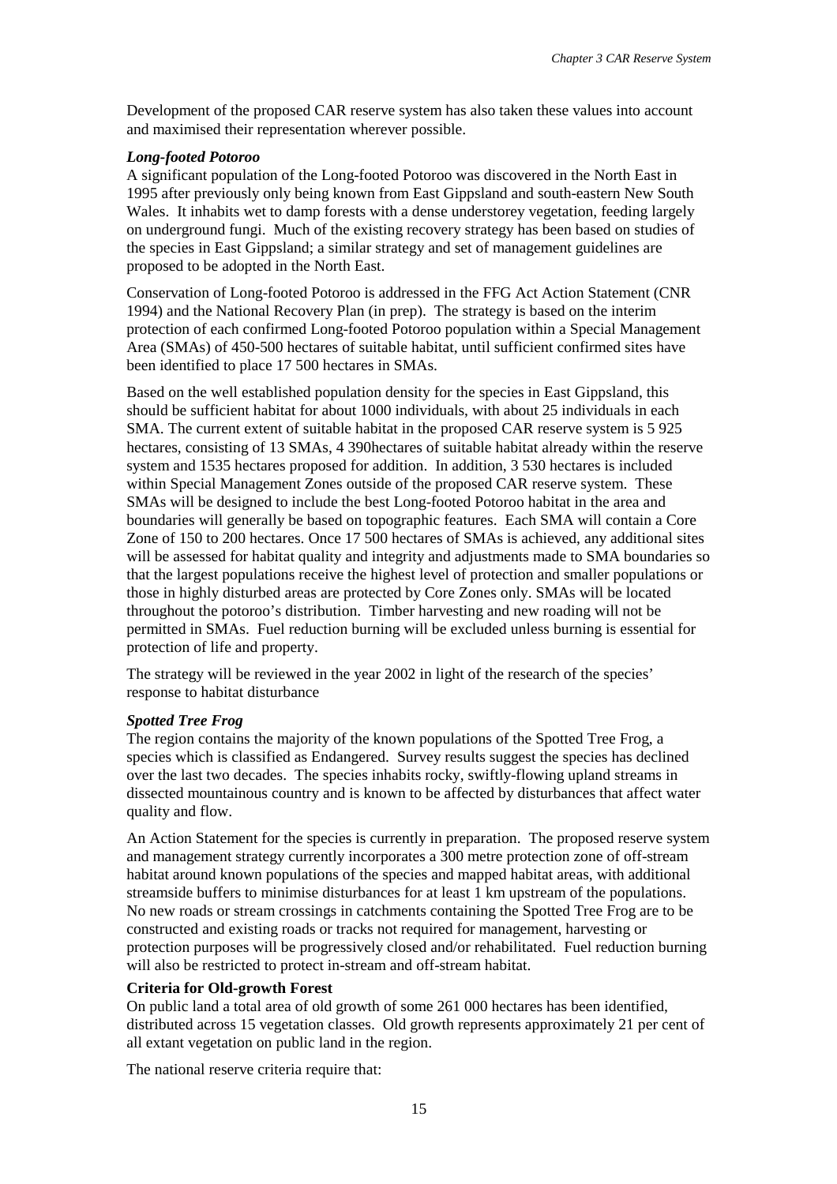Development of the proposed CAR reserve system has also taken these values into account and maximised their representation wherever possible.

***Long-footed Potoroo***

A significant population of the Long-footed Potoroo was discovered in the North East in 1995 after previously only being known from East Gippsland and south-eastern New South Wales. It inhabits wet to damp forests with a dense understorey vegetation, feeding largely on underground fungi. Much of the existing recovery strategy has been based on studies of the species in East Gippsland; a similar strategy and set of management guidelines are proposed to be adopted in the North East.

Conservation of Long-footed Potoroo is addressed in the FFG Act Action Statement (CNR 1994) and the National Recovery Plan (in prep). The strategy is based on the interim protection of each confirmed Long-footed Potoroo population within a Special Management Area (SMAs) of 450-500 hectares of suitable habitat, until sufficient confirmed sites have been identified to place 17 500 hectares in SMAs.

Based on the well established population density for the species in East Gippsland, this should be sufficient habitat for about 1000 individuals, with about 25 individuals in each SMA. The current extent of suitable habitat in the proposed CAR reserve system is 5 925 hectares, consisting of 13 SMAs, 4 390hectares of suitable habitat already within the reserve system and 1535 hectares proposed for addition. In addition, 3 530 hectares is included within Special Management Zones outside of the proposed CAR reserve system. These SMAs will be designed to include the best Long-footed Potoroo habitat in the area and boundaries will generally be based on topographic features. Each SMA will contain a Core Zone of 150 to 200 hectares. Once 17 500 hectares of SMAs is achieved, any additional sites will be assessed for habitat quality and integrity and adjustments made to SMA boundaries so that the largest populations receive the highest level of protection and smaller populations or those in highly disturbed areas are protected by Core Zones only. SMAs will be located throughout the potoroo's distribution. Timber harvesting and new roading will not be permitted in SMAs. Fuel reduction burning will be excluded unless burning is essential for protection of life and property.

The strategy will be reviewed in the year 2002 in light of the research of the species' response to habitat disturbance

***Spotted Tree Frog***

The region contains the majority of the known populations of the Spotted Tree Frog, a species which is classified as Endangered. Survey results suggest the species has declined over the last two decades. The species inhabits rocky, swiftly-flowing upland streams in dissected mountainous country and is known to be affected by disturbances that affect water quality and flow.

An Action Statement for the species is currently in preparation. The proposed reserve system and management strategy currently incorporates a 300 metre protection zone of off-stream habitat around known populations of the species and mapped habitat areas, with additional streamside buffers to minimise disturbances for at least 1 km upstream of the populations. No new roads or stream crossings in catchments containing the Spotted Tree Frog are to be constructed and existing roads or tracks not required for management, harvesting or protection purposes will be progressively closed and/or rehabilitated. Fuel reduction burning will also be restricted to protect in-stream and off-stream habitat.

**Criteria for Old-growth Forest**

On public land a total area of old growth of some 261 000 hectares has been identified, distributed across 15 vegetation classes. Old growth represents approximately 21 per cent of all extant vegetation on public land in the region.

The national reserve criteria require that: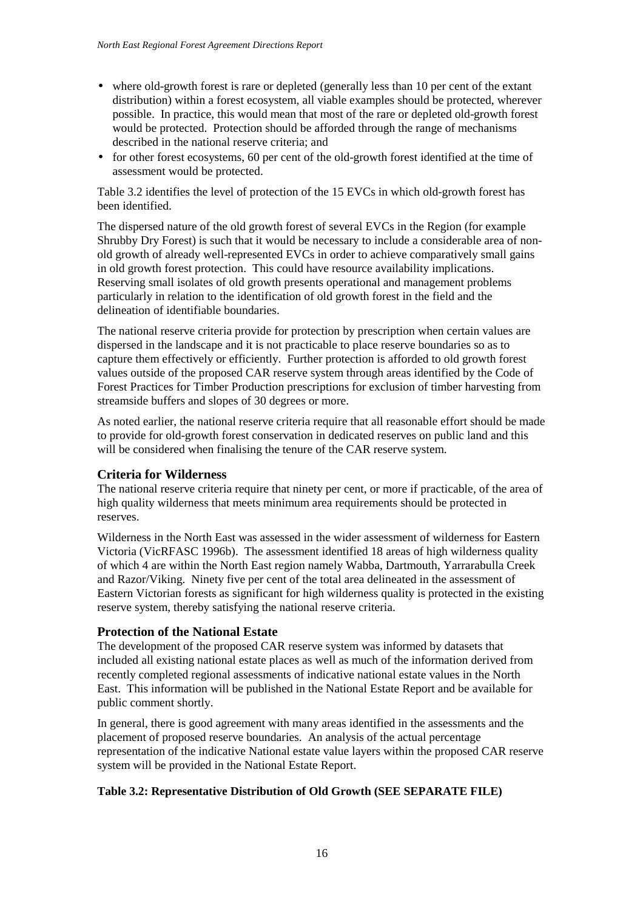- where old-growth forest is rare or depleted (generally less than 10 per cent of the extant distribution) within a forest ecosystem, all viable examples should be protected, wherever possible. In practice, this would mean that most of the rare or depleted old-growth forest would be protected. Protection should be afforded through the range of mechanisms described in the national reserve criteria; and
- for other forest ecosystems, 60 per cent of the old-growth forest identified at the time of assessment would be protected.

Table 3.2 identifies the level of protection of the 15 EVCs in which old-growth forest has been identified.

The dispersed nature of the old growth forest of several EVCs in the Region (for example Shrubby Dry Forest) is such that it would be necessary to include a considerable area of non-old growth of already well-represented EVCs in order to achieve comparatively small gains in old growth forest protection. This could have resource availability implications. Reserving small isolates of old growth presents operational and management problems particularly in relation to the identification of old growth forest in the field and the delineation of identifiable boundaries.

The national reserve criteria provide for protection by prescription when certain values are dispersed in the landscape and it is not practicable to place reserve boundaries so as to capture them effectively or efficiently. Further protection is afforded to old growth forest values outside of the proposed CAR reserve system through areas identified by the Code of Forest Practices for Timber Production prescriptions for exclusion of timber harvesting from streamside buffers and slopes of 30 degrees or more.

As noted earlier, the national reserve criteria require that all reasonable effort should be made to provide for old-growth forest conservation in dedicated reserves on public land and this will be considered when finalising the tenure of the CAR reserve system.

### Criteria for Wilderness

The national reserve criteria require that ninety per cent, or more if practicable, of the area of high quality wilderness that meets minimum area requirements should be protected in reserves.

Wilderness in the North East was assessed in the wider assessment of wilderness for Eastern Victoria (VicRFASC 1996b). The assessment identified 18 areas of high wilderness quality of which 4 are within the North East region namely Wabba, Dartmouth, Yarrarabulla Creek and Razor/Viking. Ninety five per cent of the total area delineated in the assessment of Eastern Victorian forests as significant for high wilderness quality is protected in the existing reserve system, thereby satisfying the national reserve criteria.

### Protection of the National Estate

The development of the proposed CAR reserve system was informed by datasets that included all existing national estate places as well as much of the information derived from recently completed regional assessments of indicative national estate values in the North East. This information will be published in the National Estate Report and be available for public comment shortly.

In general, there is good agreement with many areas identified in the assessments and the placement of proposed reserve boundaries. An analysis of the actual percentage representation of the indicative National estate value layers within the proposed CAR reserve system will be provided in the National Estate Report.

**Table 3.2: Representative Distribution of Old Growth (SEE SEPARATE FILE)**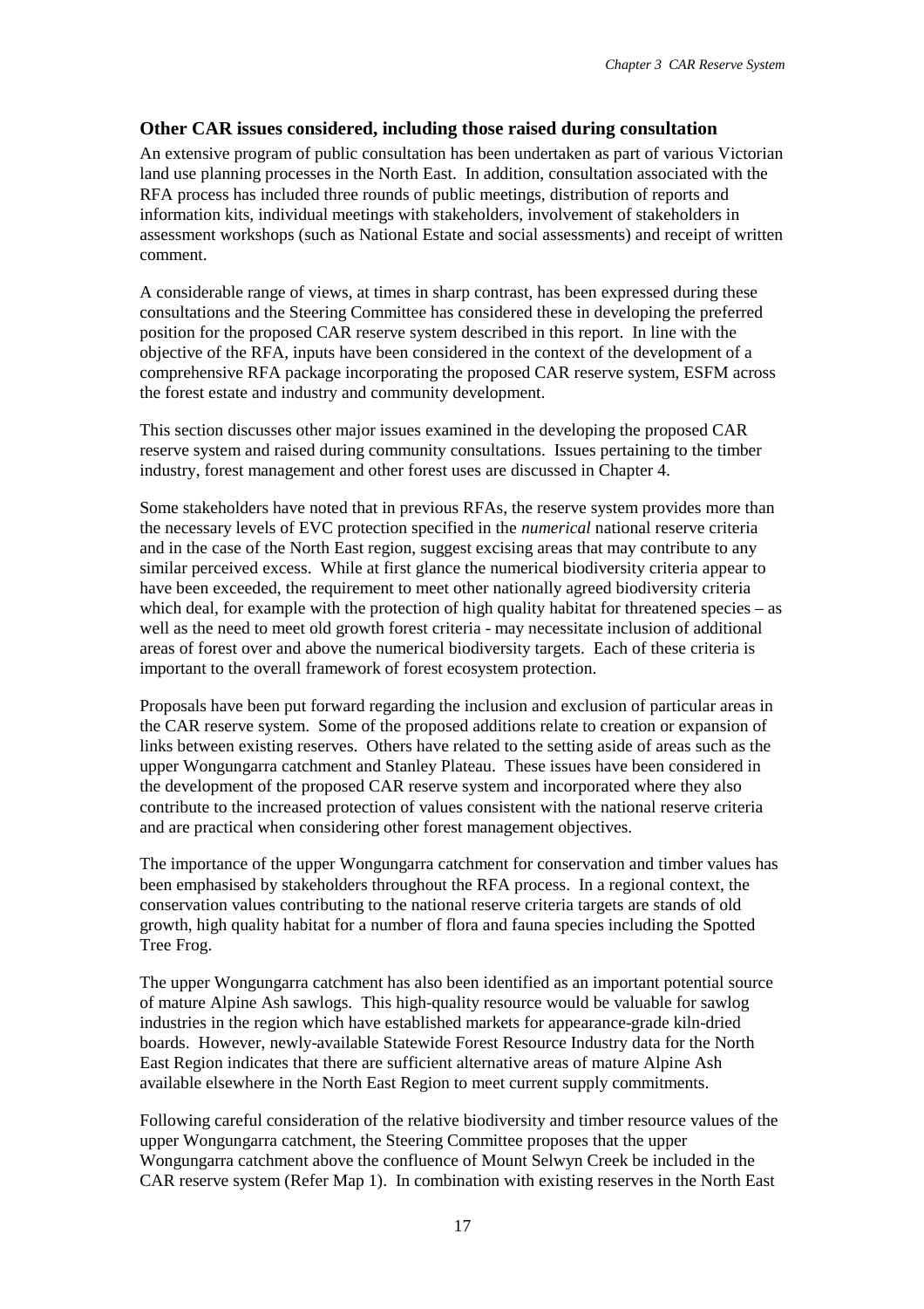### Other CAR issues considered, including those raised during consultation

An extensive program of public consultation has been undertaken as part of various Victorian land use planning processes in the North East. In addition, consultation associated with the RFA process has included three rounds of public meetings, distribution of reports and information kits, individual meetings with stakeholders, involvement of stakeholders in assessment workshops (such as National Estate and social assessments) and receipt of written comment.

A considerable range of views, at times in sharp contrast, has been expressed during these consultations and the Steering Committee has considered these in developing the preferred position for the proposed CAR reserve system described in this report. In line with the objective of the RFA, inputs have been considered in the context of the development of a comprehensive RFA package incorporating the proposed CAR reserve system, ESFM across the forest estate and industry and community development.

This section discusses other major issues examined in the developing the proposed CAR reserve system and raised during community consultations. Issues pertaining to the timber industry, forest management and other forest uses are discussed in Chapter 4.

Some stakeholders have noted that in previous RFAs, the reserve system provides more than the necessary levels of EVC protection specified in the *numerical* national reserve criteria and in the case of the North East region, suggest excising areas that may contribute to any similar perceived excess. While at first glance the numerical biodiversity criteria appear to have been exceeded, the requirement to meet other nationally agreed biodiversity criteria which deal, for example with the protection of high quality habitat for threatened species – as well as the need to meet old growth forest criteria - may necessitate inclusion of additional areas of forest over and above the numerical biodiversity targets. Each of these criteria is important to the overall framework of forest ecosystem protection.

Proposals have been put forward regarding the inclusion and exclusion of particular areas in the CAR reserve system. Some of the proposed additions relate to creation or expansion of links between existing reserves. Others have related to the setting aside of areas such as the upper Wongungarra catchment and Stanley Plateau. These issues have been considered in the development of the proposed CAR reserve system and incorporated where they also contribute to the increased protection of values consistent with the national reserve criteria and are practical when considering other forest management objectives.

The importance of the upper Wongungarra catchment for conservation and timber values has been emphasised by stakeholders throughout the RFA process. In a regional context, the conservation values contributing to the national reserve criteria targets are stands of old growth, high quality habitat for a number of flora and fauna species including the Spotted Tree Frog.

The upper Wongungarra catchment has also been identified as an important potential source of mature Alpine Ash sawlogs. This high-quality resource would be valuable for sawlog industries in the region which have established markets for appearance-grade kiln-dried boards. However, newly-available Statewide Forest Resource Industry data for the North East Region indicates that there are sufficient alternative areas of mature Alpine Ash available elsewhere in the North East Region to meet current supply commitments.

Following careful consideration of the relative biodiversity and timber resource values of the upper Wongungarra catchment, the Steering Committee proposes that the upper Wongungarra catchment above the confluence of Mount Selwyn Creek be included in the CAR reserve system (Refer Map 1). In combination with existing reserves in the North East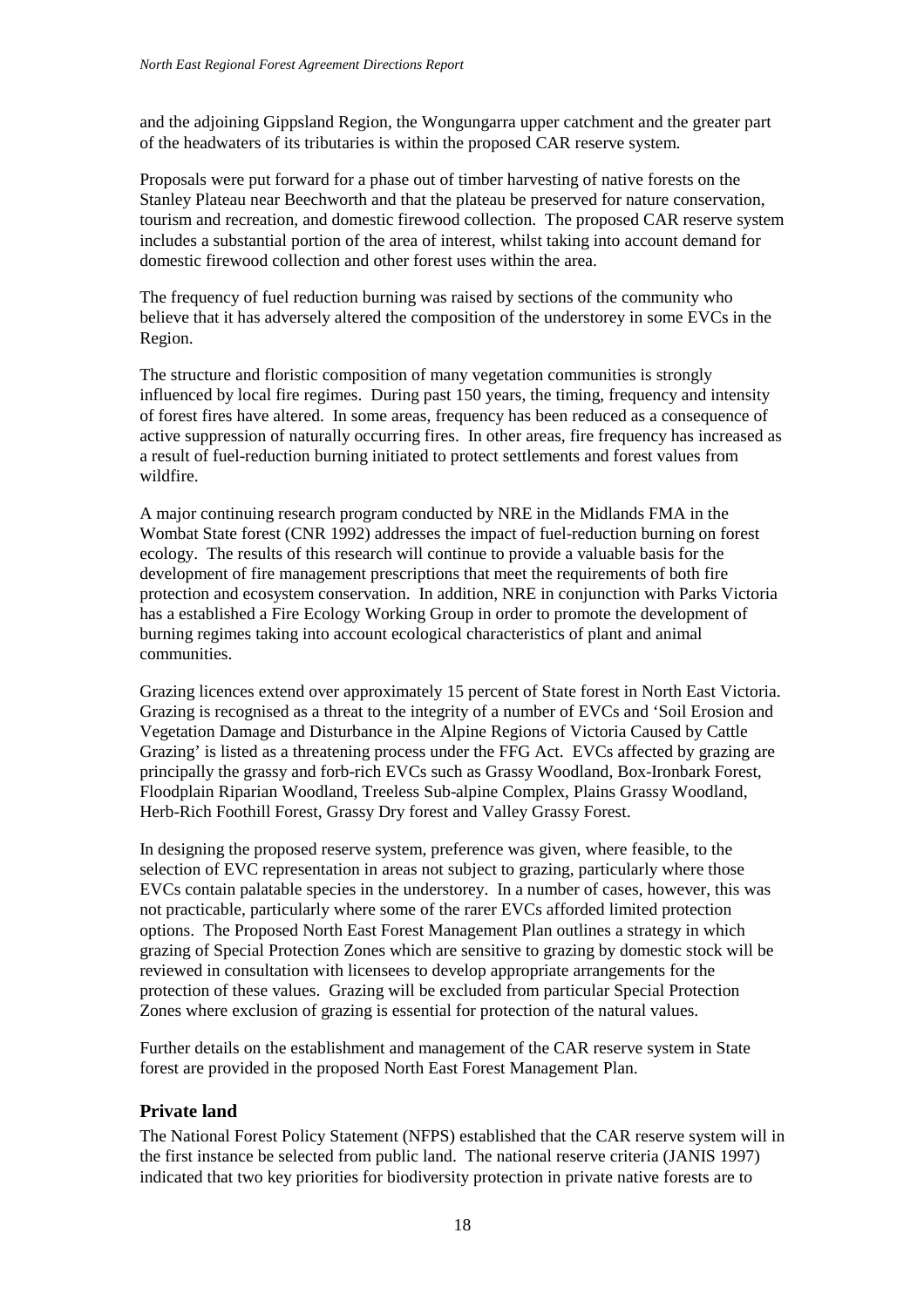and the adjoining Gippsland Region, the Wongungarra upper catchment and the greater part of the headwaters of its tributaries is within the proposed CAR reserve system.

Proposals were put forward for a phase out of timber harvesting of native forests on the Stanley Plateau near Beechworth and that the plateau be preserved for nature conservation, tourism and recreation, and domestic firewood collection. The proposed CAR reserve system includes a substantial portion of the area of interest, whilst taking into account demand for domestic firewood collection and other forest uses within the area.

The frequency of fuel reduction burning was raised by sections of the community who believe that it has adversely altered the composition of the understorey in some EVCs in the Region.

The structure and floristic composition of many vegetation communities is strongly influenced by local fire regimes. During past 150 years, the timing, frequency and intensity of forest fires have altered. In some areas, frequency has been reduced as a consequence of active suppression of naturally occurring fires. In other areas, fire frequency has increased as a result of fuel-reduction burning initiated to protect settlements and forest values from wildfire.

A major continuing research program conducted by NRE in the Midlands FMA in the Wombat State forest (CNR 1992) addresses the impact of fuel-reduction burning on forest ecology. The results of this research will continue to provide a valuable basis for the development of fire management prescriptions that meet the requirements of both fire protection and ecosystem conservation. In addition, NRE in conjunction with Parks Victoria has a established a Fire Ecology Working Group in order to promote the development of burning regimes taking into account ecological characteristics of plant and animal communities.

Grazing licences extend over approximately 15 percent of State forest in North East Victoria. Grazing is recognised as a threat to the integrity of a number of EVCs and 'Soil Erosion and Vegetation Damage and Disturbance in the Alpine Regions of Victoria Caused by Cattle Grazing' is listed as a threatening process under the FFG Act. EVCs affected by grazing are principally the grassy and forb-rich EVCs such as Grassy Woodland, Box-Ironbark Forest, Floodplain Riparian Woodland, Treeless Sub-alpine Complex, Plains Grassy Woodland, Herb-Rich Foothill Forest, Grassy Dry forest and Valley Grassy Forest.

In designing the proposed reserve system, preference was given, where feasible, to the selection of EVC representation in areas not subject to grazing, particularly where those EVCs contain palatable species in the understorey. In a number of cases, however, this was not practicable, particularly where some of the rarer EVCs afforded limited protection options. The Proposed North East Forest Management Plan outlines a strategy in which grazing of Special Protection Zones which are sensitive to grazing by domestic stock will be reviewed in consultation with licensees to develop appropriate arrangements for the protection of these values. Grazing will be excluded from particular Special Protection Zones where exclusion of grazing is essential for protection of the natural values.

Further details on the establishment and management of the CAR reserve system in State forest are provided in the proposed North East Forest Management Plan.

## Private land

The National Forest Policy Statement (NFPS) established that the CAR reserve system will in the first instance be selected from public land. The national reserve criteria (JANIS 1997) indicated that two key priorities for biodiversity protection in private native forests are to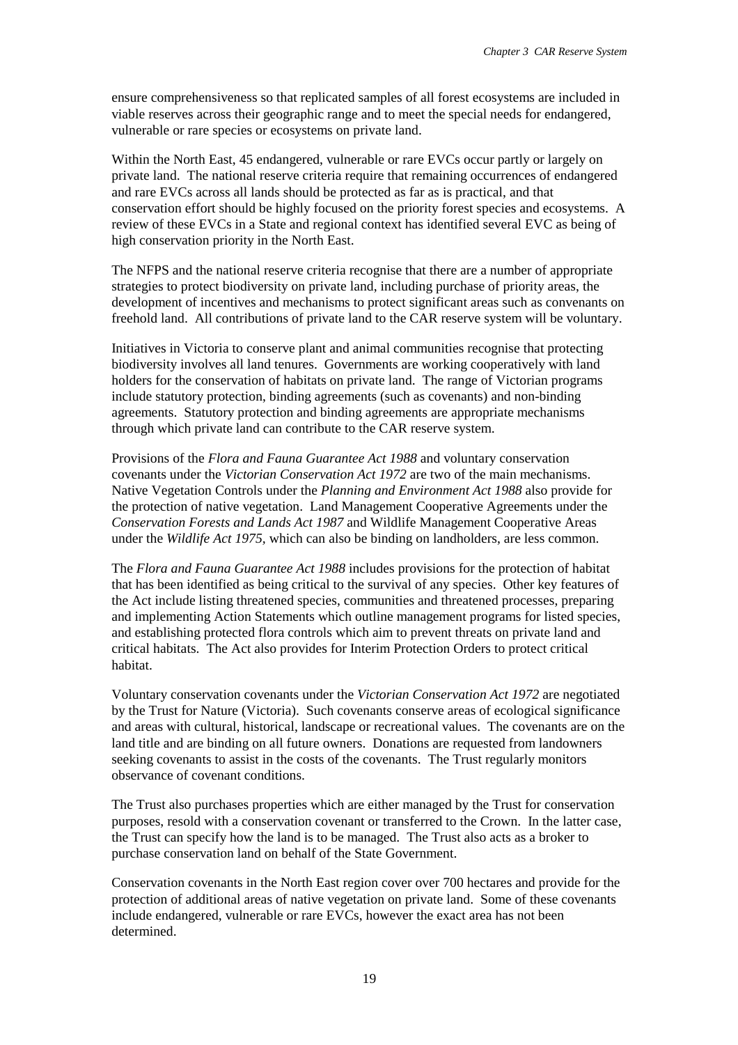ensure comprehensiveness so that replicated samples of all forest ecosystems are included in viable reserves across their geographic range and to meet the special needs for endangered, vulnerable or rare species or ecosystems on private land.

Within the North East, 45 endangered, vulnerable or rare EVCs occur partly or largely on private land. The national reserve criteria require that remaining occurrences of endangered and rare EVCs across all lands should be protected as far as is practical, and that conservation effort should be highly focused on the priority forest species and ecosystems. A review of these EVCs in a State and regional context has identified several EVC as being of high conservation priority in the North East.

The NFPS and the national reserve criteria recognise that there are a number of appropriate strategies to protect biodiversity on private land, including purchase of priority areas, the development of incentives and mechanisms to protect significant areas such as convenants on freehold land. All contributions of private land to the CAR reserve system will be voluntary.

Initiatives in Victoria to conserve plant and animal communities recognise that protecting biodiversity involves all land tenures. Governments are working cooperatively with land holders for the conservation of habitats on private land. The range of Victorian programs include statutory protection, binding agreements (such as covenants) and non-binding agreements. Statutory protection and binding agreements are appropriate mechanisms through which private land can contribute to the CAR reserve system.

Provisions of the *Flora and Fauna Guarantee Act 1988* and voluntary conservation covenants under the *Victorian Conservation Act 1972* are two of the main mechanisms. Native Vegetation Controls under the *Planning and Environment Act 1988* also provide for the protection of native vegetation. Land Management Cooperative Agreements under the *Conservation Forests and Lands Act 1987* and Wildlife Management Cooperative Areas under the *Wildlife Act 1975*, which can also be binding on landholders, are less common.

The *Flora and Fauna Guarantee Act 1988* includes provisions for the protection of habitat that has been identified as being critical to the survival of any species. Other key features of the Act include listing threatened species, communities and threatened processes, preparing and implementing Action Statements which outline management programs for listed species, and establishing protected flora controls which aim to prevent threats on private land and critical habitats. The Act also provides for Interim Protection Orders to protect critical habitat.

Voluntary conservation covenants under the *Victorian Conservation Act 1972* are negotiated by the Trust for Nature (Victoria). Such covenants conserve areas of ecological significance and areas with cultural, historical, landscape or recreational values. The covenants are on the land title and are binding on all future owners. Donations are requested from landowners seeking covenants to assist in the costs of the covenants. The Trust regularly monitors observance of covenant conditions.

The Trust also purchases properties which are either managed by the Trust for conservation purposes, resold with a conservation covenant or transferred to the Crown. In the latter case, the Trust can specify how the land is to be managed. The Trust also acts as a broker to purchase conservation land on behalf of the State Government.

Conservation covenants in the North East region cover over 700 hectares and provide for the protection of additional areas of native vegetation on private land. Some of these covenants include endangered, vulnerable or rare EVCs, however the exact area has not been determined.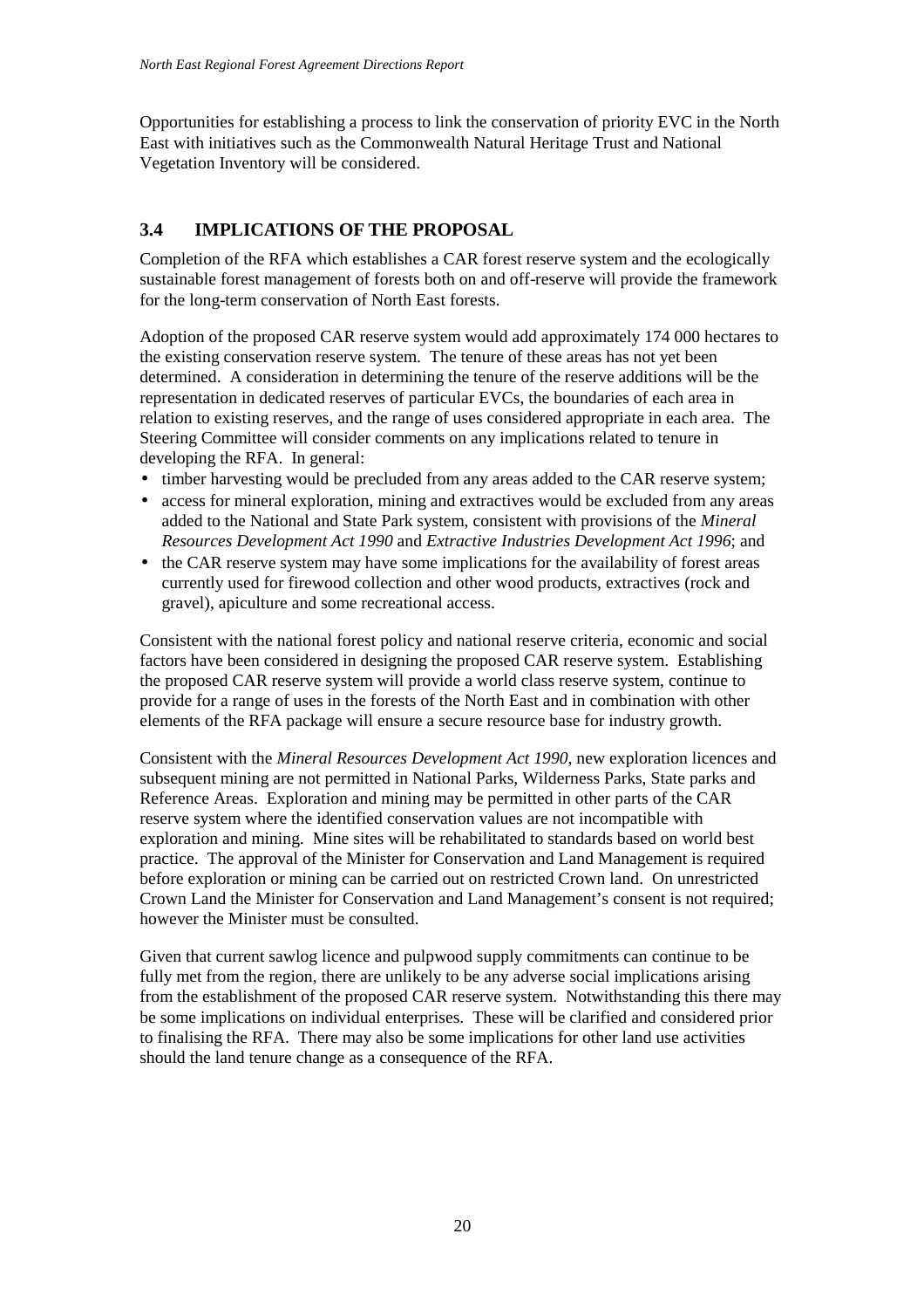Opportunities for establishing a process to link the conservation of priority EVC in the North East with initiatives such as the Commonwealth Natural Heritage Trust and National Vegetation Inventory will be considered.

## 3.4 IMPLICATIONS OF THE PROPOSAL

Completion of the RFA which establishes a CAR forest reserve system and the ecologically sustainable forest management of forests both on and off-reserve will provide the framework for the long-term conservation of North East forests.

Adoption of the proposed CAR reserve system would add approximately 174 000 hectares to the existing conservation reserve system. The tenure of these areas has not yet been determined. A consideration in determining the tenure of the reserve additions will be the representation in dedicated reserves of particular EVCs, the boundaries of each area in relation to existing reserves, and the range of uses considered appropriate in each area. The Steering Committee will consider comments on any implications related to tenure in developing the RFA. In general:

- timber harvesting would be precluded from any areas added to the CAR reserve system;
- access for mineral exploration, mining and extractives would be excluded from any areas added to the National and State Park system, consistent with provisions of the *Mineral Resources Development Act 1990* and *Extractive Industries Development Act 1996*; and
- the CAR reserve system may have some implications for the availability of forest areas currently used for firewood collection and other wood products, extractives (rock and gravel), apiculture and some recreational access.

Consistent with the national forest policy and national reserve criteria, economic and social factors have been considered in designing the proposed CAR reserve system. Establishing the proposed CAR reserve system will provide a world class reserve system, continue to provide for a range of uses in the forests of the North East and in combination with other elements of the RFA package will ensure a secure resource base for industry growth.

Consistent with the *Mineral Resources Development Act 1990*, new exploration licences and subsequent mining are not permitted in National Parks, Wilderness Parks, State parks and Reference Areas. Exploration and mining may be permitted in other parts of the CAR reserve system where the identified conservation values are not incompatible with exploration and mining. Mine sites will be rehabilitated to standards based on world best practice. The approval of the Minister for Conservation and Land Management is required before exploration or mining can be carried out on restricted Crown land. On unrestricted Crown Land the Minister for Conservation and Land Management's consent is not required; however the Minister must be consulted.

Given that current sawlog licence and pulpwood supply commitments can continue to be fully met from the region, there are unlikely to be any adverse social implications arising from the establishment of the proposed CAR reserve system. Notwithstanding this there may be some implications on individual enterprises. These will be clarified and considered prior to finalising the RFA. There may also be some implications for other land use activities should the land tenure change as a consequence of the RFA.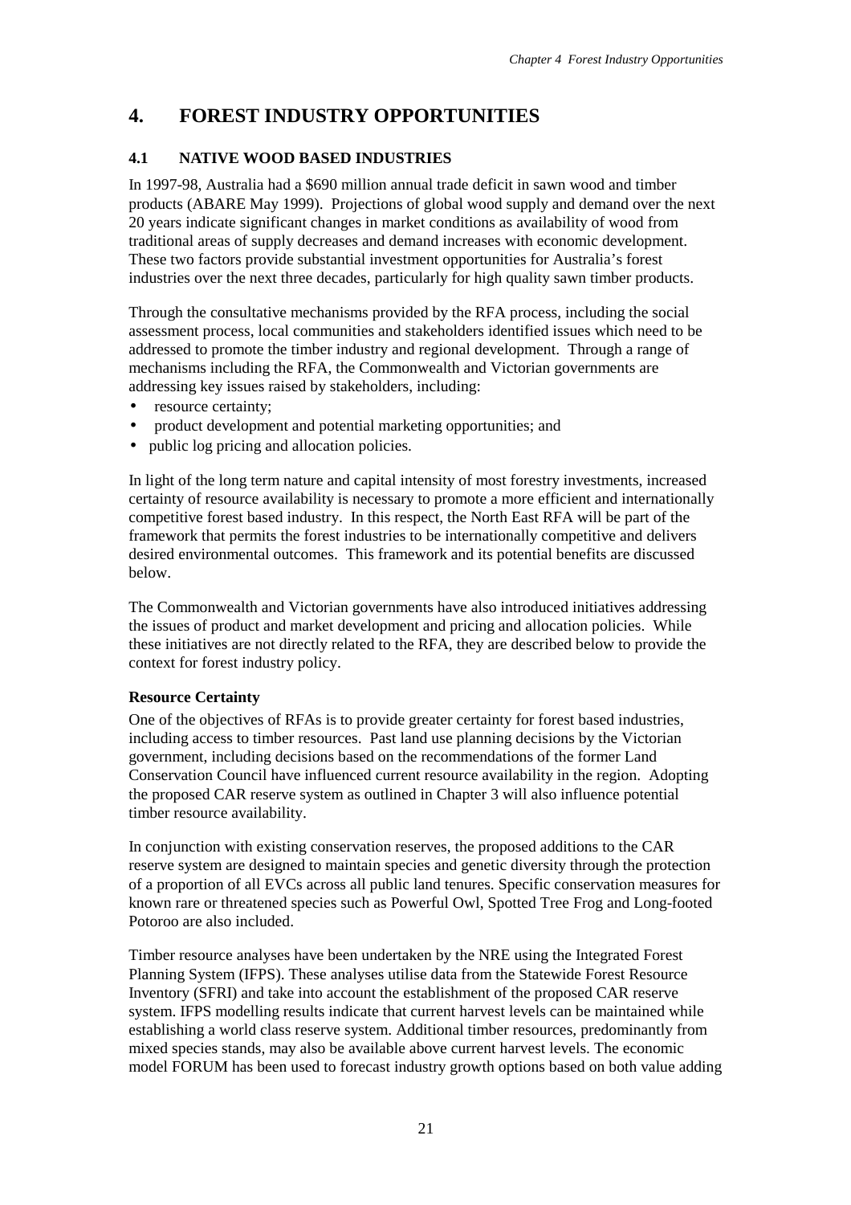# 4. FOREST INDUSTRY OPPORTUNITIES

## 4.1 NATIVE WOOD BASED INDUSTRIES

In 1997-98, Australia had a $690 million annual trade deficit in sawn wood and timber products (ABARE May 1999). Projections of global wood supply and demand over the next 20 years indicate significant changes in market conditions as availability of wood from traditional areas of supply decreases and demand increases with economic development. These two factors provide substantial investment opportunities for Australia's forest industries over the next three decades, particularly for high quality sawn timber products.

Through the consultative mechanisms provided by the RFA process, including the social assessment process, local communities and stakeholders identified issues which need to be addressed to promote the timber industry and regional development. Through a range of mechanisms including the RFA, the Commonwealth and Victorian governments are addressing key issues raised by stakeholders, including:

- resource certainty;
- product development and potential marketing opportunities; and
- public log pricing and allocation policies.

In light of the long term nature and capital intensity of most forestry investments, increased certainty of resource availability is necessary to promote a more efficient and internationally competitive forest based industry. In this respect, the North East RFA will be part of the framework that permits the forest industries to be internationally competitive and delivers desired environmental outcomes. This framework and its potential benefits are discussed below.

The Commonwealth and Victorian governments have also introduced initiatives addressing the issues of product and market development and pricing and allocation policies. While these initiatives are not directly related to the RFA, they are described below to provide the context for forest industry policy.

**Resource Certainty**

One of the objectives of RFAs is to provide greater certainty for forest based industries, including access to timber resources. Past land use planning decisions by the Victorian government, including decisions based on the recommendations of the former Land Conservation Council have influenced current resource availability in the region. Adopting the proposed CAR reserve system as outlined in Chapter 3 will also influence potential timber resource availability.

In conjunction with existing conservation reserves, the proposed additions to the CAR reserve system are designed to maintain species and genetic diversity through the protection of a proportion of all EVCs across all public land tenures. Specific conservation measures for known rare or threatened species such as Powerful Owl, Spotted Tree Frog and Long-footed Potoroo are also included.

Timber resource analyses have been undertaken by the NRE using the Integrated Forest Planning System (IFPS). These analyses utilise data from the Statewide Forest Resource Inventory (SFRI) and take into account the establishment of the proposed CAR reserve system. IFPS modelling results indicate that current harvest levels can be maintained while establishing a world class reserve system. Additional timber resources, predominantly from mixed species stands, may also be available above current harvest levels. The economic model FORUM has been used to forecast industry growth options based on both value adding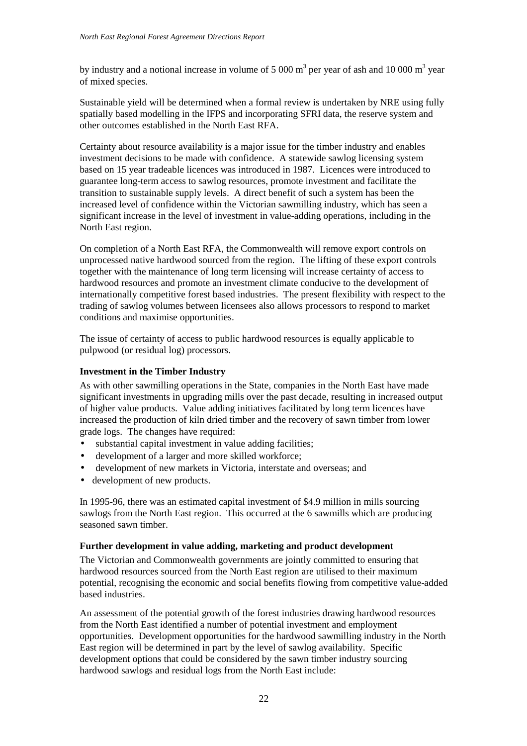by industry and a notional increase in volume of 5 000 $m^3$ per year of ash and 10 000 $m^3$ year of mixed species.

Sustainable yield will be determined when a formal review is undertaken by NRE using fully spatially based modelling in the IFPS and incorporating SFRI data, the reserve system and other outcomes established in the North East RFA.

Certainty about resource availability is a major issue for the timber industry and enables investment decisions to be made with confidence. A statewide sawlog licensing system based on 15 year tradeable licences was introduced in 1987. Licences were introduced to guarantee long-term access to sawlog resources, promote investment and facilitate the transition to sustainable supply levels. A direct benefit of such a system has been the increased level of confidence within the Victorian sawmilling industry, which has seen a significant increase in the level of investment in value-adding operations, including in the North East region.

On completion of a North East RFA, the Commonwealth will remove export controls on unprocessed native hardwood sourced from the region. The lifting of these export controls together with the maintenance of long term licensing will increase certainty of access to hardwood resources and promote an investment climate conducive to the development of internationally competitive forest based industries. The present flexibility with respect to the trading of sawlog volumes between licensees also allows processors to respond to market conditions and maximise opportunities.

The issue of certainty of access to public hardwood resources is equally applicable to pulpwood (or residual log) processors.

**Investment in the Timber Industry**

As with other sawmilling operations in the State, companies in the North East have made significant investments in upgrading mills over the past decade, resulting in increased output of higher value products. Value adding initiatives facilitated by long term licences have increased the production of kiln dried timber and the recovery of sawn timber from lower grade logs. The changes have required:

- substantial capital investment in value adding facilities;
- development of a larger and more skilled workforce;
- development of new markets in Victoria, interstate and overseas; and
- development of new products.

In 1995-96, there was an estimated capital investment of $4.9 million in mills sourcing sawlogs from the North East region. This occurred at the 6 sawmills which are producing seasoned sawn timber.

**Further development in value adding, marketing and product development**

The Victorian and Commonwealth governments are jointly committed to ensuring that hardwood resources sourced from the North East region are utilised to their maximum potential, recognising the economic and social benefits flowing from competitive value-added based industries.

An assessment of the potential growth of the forest industries drawing hardwood resources from the North East identified a number of potential investment and employment opportunities. Development opportunities for the hardwood sawmilling industry in the North East region will be determined in part by the level of sawlog availability. Specific development options that could be considered by the sawn timber industry sourcing hardwood sawlogs and residual logs from the North East include: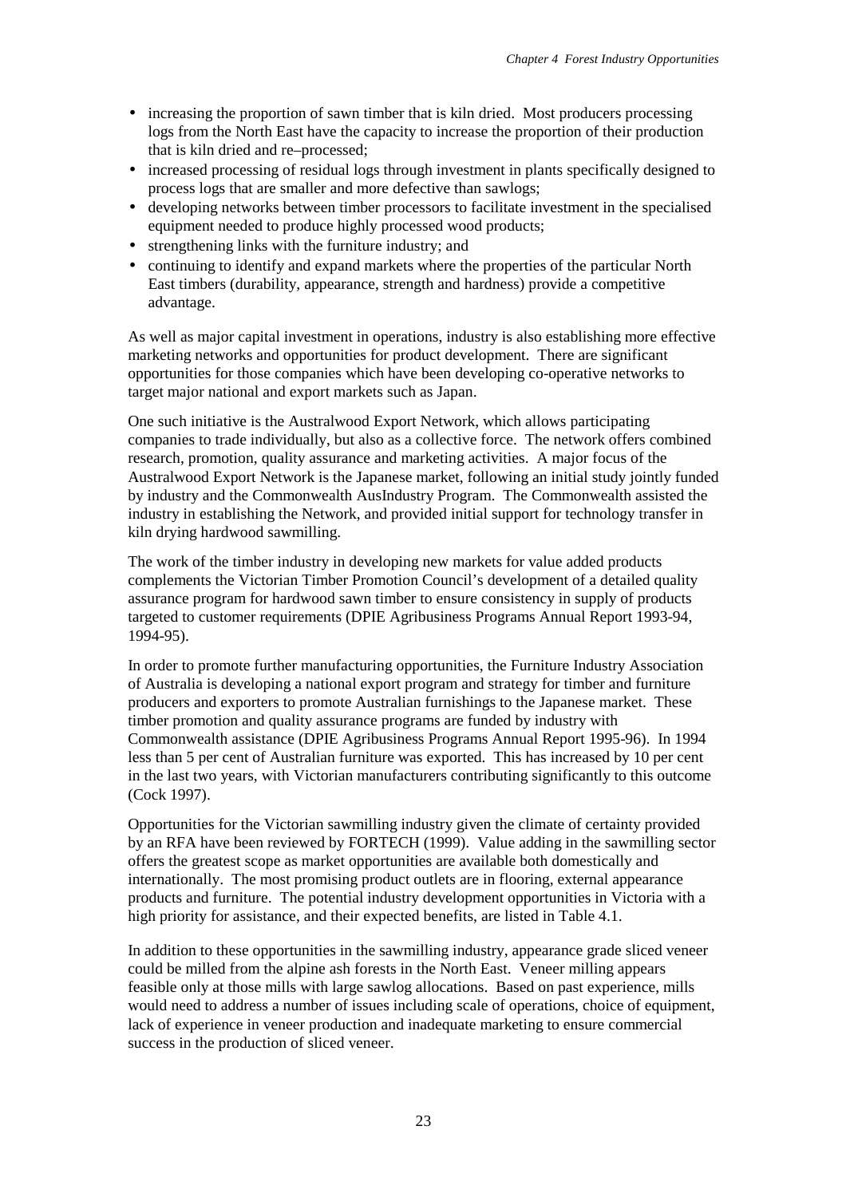- increasing the proportion of sawn timber that is kiln dried. Most producers processing logs from the North East have the capacity to increase the proportion of their production that is kiln dried and re–processed;
- increased processing of residual logs through investment in plants specifically designed to process logs that are smaller and more defective than sawlogs;
- developing networks between timber processors to facilitate investment in the specialised equipment needed to produce highly processed wood products;
- strengthening links with the furniture industry; and
- continuing to identify and expand markets where the properties of the particular North East timbers (durability, appearance, strength and hardness) provide a competitive advantage.

As well as major capital investment in operations, industry is also establishing more effective marketing networks and opportunities for product development. There are significant opportunities for those companies which have been developing co-operative networks to target major national and export markets such as Japan.

One such initiative is the Australwood Export Network, which allows participating companies to trade individually, but also as a collective force. The network offers combined research, promotion, quality assurance and marketing activities. A major focus of the Australwood Export Network is the Japanese market, following an initial study jointly funded by industry and the Commonwealth AusIndustry Program. The Commonwealth assisted the industry in establishing the Network, and provided initial support for technology transfer in kiln drying hardwood sawmilling.

The work of the timber industry in developing new markets for value added products complements the Victorian Timber Promotion Council's development of a detailed quality assurance program for hardwood sawn timber to ensure consistency in supply of products targeted to customer requirements (DPIE Agribusiness Programs Annual Report 1993-94, 1994-95).

In order to promote further manufacturing opportunities, the Furniture Industry Association of Australia is developing a national export program and strategy for timber and furniture producers and exporters to promote Australian furnishings to the Japanese market. These timber promotion and quality assurance programs are funded by industry with Commonwealth assistance (DPIE Agribusiness Programs Annual Report 1995-96). In 1994 less than 5 per cent of Australian furniture was exported. This has increased by 10 per cent in the last two years, with Victorian manufacturers contributing significantly to this outcome (Cock 1997).

Opportunities for the Victorian sawmilling industry given the climate of certainty provided by an RFA have been reviewed by FORTECH (1999). Value adding in the sawmilling sector offers the greatest scope as market opportunities are available both domestically and internationally. The most promising product outlets are in flooring, external appearance products and furniture. The potential industry development opportunities in Victoria with a high priority for assistance, and their expected benefits, are listed in Table 4.1.

In addition to these opportunities in the sawmilling industry, appearance grade sliced veneer could be milled from the alpine ash forests in the North East. Veneer milling appears feasible only at those mills with large sawlog allocations. Based on past experience, mills would need to address a number of issues including scale of operations, choice of equipment, lack of experience in veneer production and inadequate marketing to ensure commercial success in the production of sliced veneer.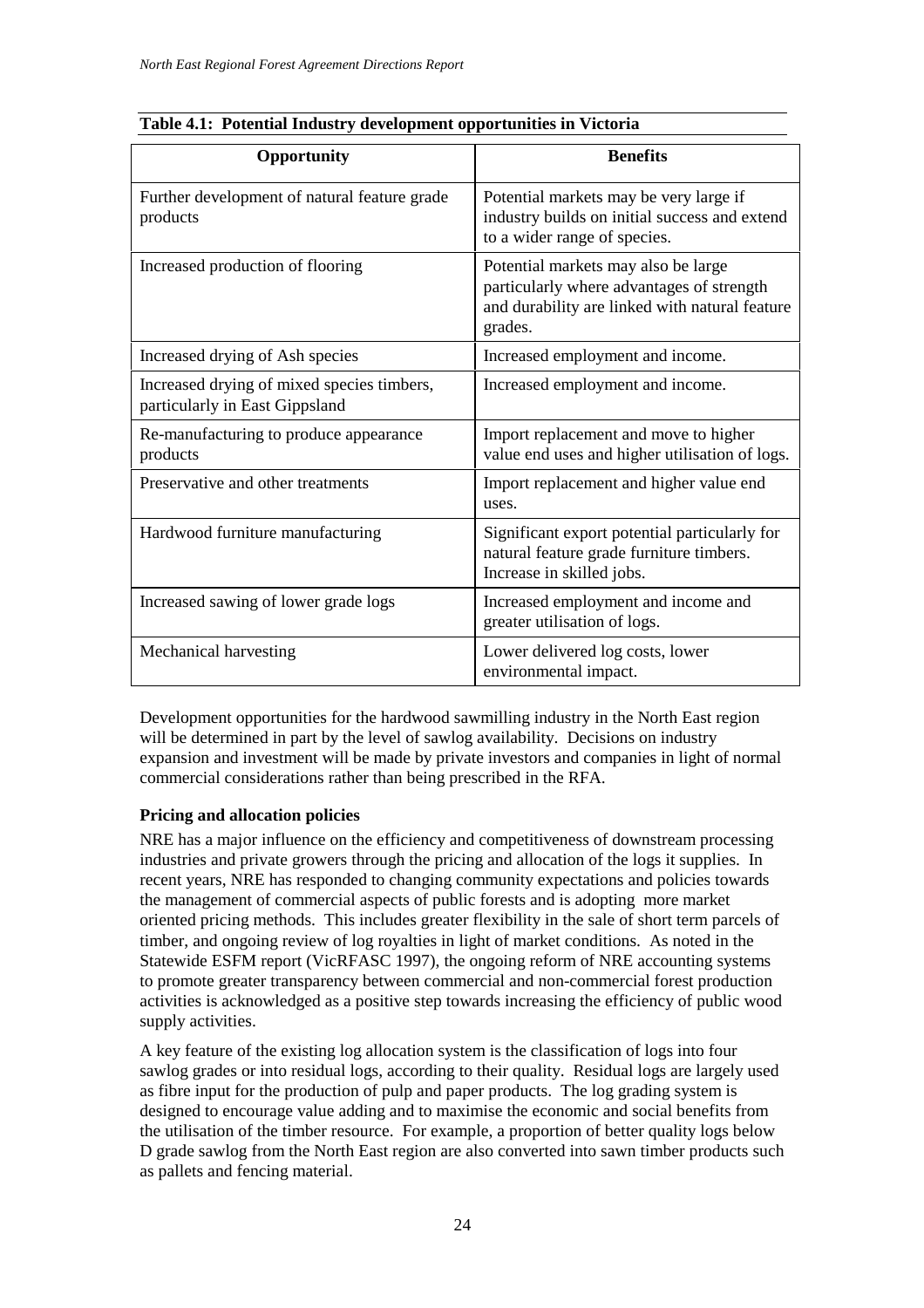**Table 4.1: Potential Industry development opportunities in Victoria**

| Opportunity | Benefits |
|---|---|
| Further development of natural feature grade products | Potential markets may be very large if industry builds on initial success and extend to a wider range of species. |
| Increased production of flooring | Potential markets may also be large particularly where advantages of strength and durability are linked with natural feature grades. |
| Increased drying of Ash species | Increased employment and income. |
| Increased drying of mixed species timbers, particularly in East Gippsland | Increased employment and income. |
| Re-manufacturing to produce appearance products | Import replacement and move to higher value end uses and higher utilisation of logs. |
| Preservative and other treatments | Import replacement and higher value end uses. |
| Hardwood furniture manufacturing | Significant export potential particularly for natural feature grade furniture timbers. Increase in skilled jobs. |
| Increased sawing of lower grade logs | Increased employment and income and greater utilisation of logs. |
| Mechanical harvesting | Lower delivered log costs, lower environmental impact. |

Development opportunities for the hardwood sawmilling industry in the North East region will be determined in part by the level of sawlog availability. Decisions on industry expansion and investment will be made by private investors and companies in light of normal commercial considerations rather than being prescribed in the RFA.

**Pricing and allocation policies**

NRE has a major influence on the efficiency and competitiveness of downstream processing industries and private growers through the pricing and allocation of the logs it supplies. In recent years, NRE has responded to changing community expectations and policies towards the management of commercial aspects of public forests and is adopting more market oriented pricing methods. This includes greater flexibility in the sale of short term parcels of timber, and ongoing review of log royalties in light of market conditions. As noted in the Statewide ESFM report (VicRFASC 1997), the ongoing reform of NRE accounting systems to promote greater transparency between commercial and non-commercial forest production activities is acknowledged as a positive step towards increasing the efficiency of public wood supply activities.

A key feature of the existing log allocation system is the classification of logs into four sawlog grades or into residual logs, according to their quality. Residual logs are largely used as fibre input for the production of pulp and paper products. The log grading system is designed to encourage value adding and to maximise the economic and social benefits from the utilisation of the timber resource. For example, a proportion of better quality logs below D grade sawlog from the North East region are also converted into sawn timber products such as pallets and fencing material.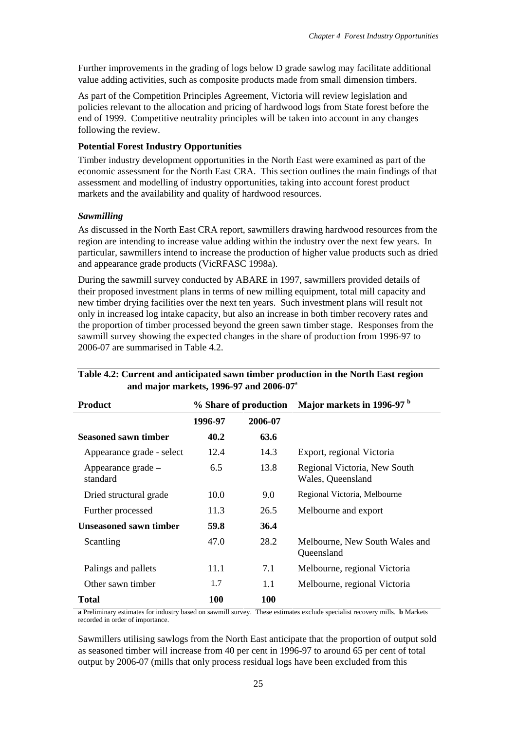Further improvements in the grading of logs below D grade sawlog may facilitate additional value adding activities, such as composite products made from small dimension timbers.

As part of the Competition Principles Agreement, Victoria will review legislation and policies relevant to the allocation and pricing of hardwood logs from State forest before the end of 1999. Competitive neutrality principles will be taken into account in any changes following the review.

**Potential Forest Industry Opportunities**

Timber industry development opportunities in the North East were examined as part of the economic assessment for the North East CRA. This section outlines the main findings of that assessment and modelling of industry opportunities, taking into account forest product markets and the availability and quality of hardwood resources.

***Sawmilling***

As discussed in the North East CRA report, sawmillers drawing hardwood resources from the region are intending to increase value adding within the industry over the next few years. In particular, sawmillers intend to increase the production of higher value products such as dried and appearance grade products (VicRFASC 1998a).

During the sawmill survey conducted by ABARE in 1997, sawmillers provided details of their proposed investment plans in terms of new milling equipment, total mill capacity and new timber drying facilities over the next ten years. Such investment plans will result not only in increased log intake capacity, but also an increase in both timber recovery rates and the proportion of timber processed beyond the green sawn timber stage. Responses from the sawmill survey showing the expected changes in the share of production from 1996-97 to 2006-07 are summarised in Table 4.2.

**Table 4.2: Current and anticipated sawn timber production in the North East region and major markets, 1996-97 and 2006-07[a]**

| Product | % Share of production | | Major markets in 1996-97 [b] |
|---|---|---|---|
| | 1996-97 | 2006-07 | |
| **Seasoned sawn timber** | **40.2** | **63.6** | |
| Appearance grade - select | 12.4 | 14.3 | Export, regional Victoria |
| Appearance grade – standard | 6.5 | 13.8 | Regional Victoria, New South Wales, Queensland |
| Dried structural grade | 10.0 | 9.0 | Regional Victoria, Melbourne |
| Further processed | 11.3 | 26.5 | Melbourne and export |
| **Unseasoned sawn timber** | **59.8** | **36.4** | |
| Scantling | 47.0 | 28.2 | Melbourne, New South Wales and Queensland |
| Palings and pallets | 11.1 | 7.1 | Melbourne, regional Victoria |
| Other sawn timber | 1.7 | 1.1 | Melbourne, regional Victoria |
| **Total** | **100** | **100** | |

**a** Preliminary estimates for industry based on sawmill survey. These estimates exclude specialist recovery mills. **b** Markets recorded in order of importance.

Sawmillers utilising sawlogs from the North East anticipate that the proportion of output sold as seasoned timber will increase from 40 per cent in 1996-97 to around 65 per cent of total output by 2006-07 (mills that only process residual logs have been excluded from this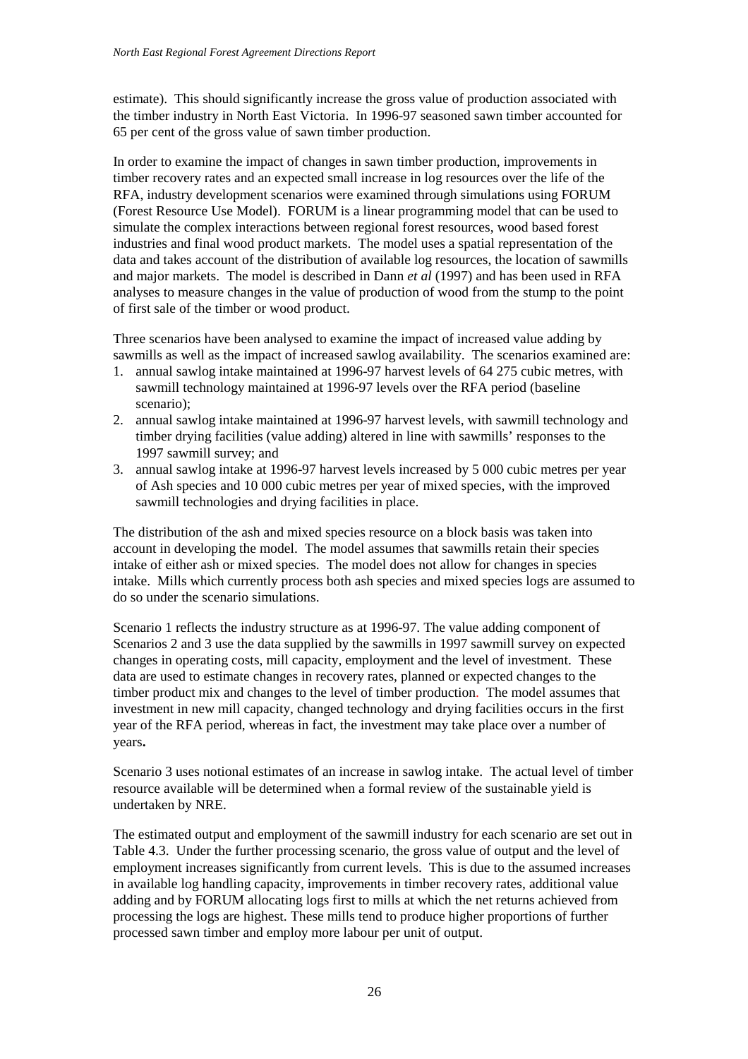estimate). This should significantly increase the gross value of production associated with the timber industry in North East Victoria. In 1996-97 seasoned sawn timber accounted for 65 per cent of the gross value of sawn timber production.

In order to examine the impact of changes in sawn timber production, improvements in timber recovery rates and an expected small increase in log resources over the life of the RFA, industry development scenarios were examined through simulations using FORUM (Forest Resource Use Model). FORUM is a linear programming model that can be used to simulate the complex interactions between regional forest resources, wood based forest industries and final wood product markets. The model uses a spatial representation of the data and takes account of the distribution of available log resources, the location of sawmills and major markets. The model is described in Dann *et al* (1997) and has been used in RFA analyses to measure changes in the value of production of wood from the stump to the point of first sale of the timber or wood product.

Three scenarios have been analysed to examine the impact of increased value adding by sawmills as well as the impact of increased sawlog availability. The scenarios examined are:

1. annual sawlog intake maintained at 1996-97 harvest levels of 64 275 cubic metres, with sawmill technology maintained at 1996-97 levels over the RFA period (baseline scenario);
2. annual sawlog intake maintained at 1996-97 harvest levels, with sawmill technology and timber drying facilities (value adding) altered in line with sawmills' responses to the 1997 sawmill survey; and
3. annual sawlog intake at 1996-97 harvest levels increased by 5 000 cubic metres per year of Ash species and 10 000 cubic metres per year of mixed species, with the improved sawmill technologies and drying facilities in place.

The distribution of the ash and mixed species resource on a block basis was taken into account in developing the model. The model assumes that sawmills retain their species intake of either ash or mixed species. The model does not allow for changes in species intake. Mills which currently process both ash species and mixed species logs are assumed to do so under the scenario simulations.

Scenario 1 reflects the industry structure as at 1996-97. The value adding component of Scenarios 2 and 3 use the data supplied by the sawmills in 1997 sawmill survey on expected changes in operating costs, mill capacity, employment and the level of investment. These data are used to estimate changes in recovery rates, planned or expected changes to the timber product mix and changes to the level of timber production. The model assumes that investment in new mill capacity, changed technology and drying facilities occurs in the first year of the RFA period, whereas in fact, the investment may take place over a number of years.

Scenario 3 uses notional estimates of an increase in sawlog intake. The actual level of timber resource available will be determined when a formal review of the sustainable yield is undertaken by NRE.

The estimated output and employment of the sawmill industry for each scenario are set out in Table 4.3. Under the further processing scenario, the gross value of output and the level of employment increases significantly from current levels. This is due to the assumed increases in available log handling capacity, improvements in timber recovery rates, additional value adding and by FORUM allocating logs first to mills at which the net returns achieved from processing the logs are highest. These mills tend to produce higher proportions of further processed sawn timber and employ more labour per unit of output.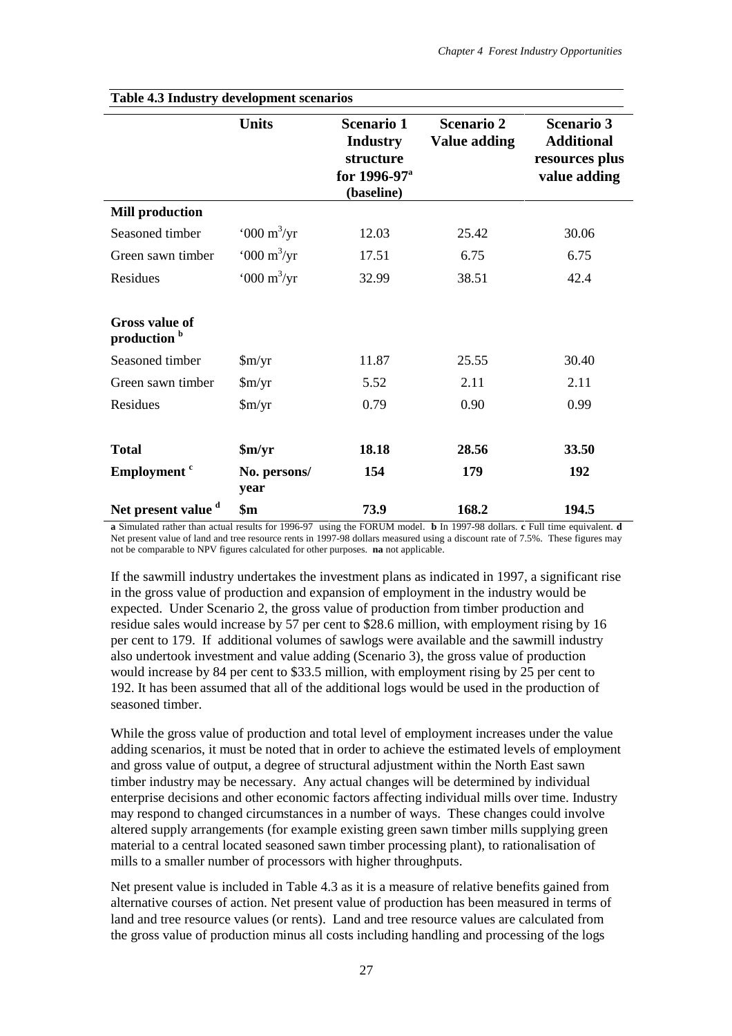**Table 4.3 Industry development scenarios**

| | Units | Scenario 1 Industry structure for 1996-97[a] (baseline) | Scenario 2 Value adding | Scenario 3 Additional resources plus value adding |
|---|---|---|---|---|
| **Mill production** | | | | |
| Seasoned timber | '000 $m^3$/yr | 12.03 | 25.42 | 30.06 |
| Green sawn timber | '000 $m^3$/yr | 17.51 | 6.75 | 6.75 |
| Residues | '000 $m^3$/yr | 32.99 | 38.51 | 42.4 |
| **Gross value of production** [b] | | | | |
| Seasoned timber | $m/yr | 11.87 | 25.55 | 30.40 |
| Green sawn timber | $m/yr | 5.52 | 2.11 | 2.11 |
| Residues | $m/yr | 0.79 | 0.90 | 0.99 |
| **Total** | **$m/yr** | **18.18** | **28.56** | **33.50** |
| **Employment** [c] | **No. persons/ year** | **154** | **179** | **192** |
| **Net present value** [d] | **$m** | **73.9** | **168.2** | **194.5** |

**a** Simulated rather than actual results for 1996-97 using the FORUM model. **b** In 1997-98 dollars. **c** Full time equivalent. **d** Net present value of land and tree resource rents in 1997-98 dollars measured using a discount rate of 7.5%. These figures may not be comparable to NPV figures calculated for other purposes. **na** not applicable.

If the sawmill industry undertakes the investment plans as indicated in 1997, a significant rise in the gross value of production and expansion of employment in the industry would be expected. Under Scenario 2, the gross value of production from timber production and residue sales would increase by 57 per cent to $28.6 million, with employment rising by 16 per cent to 179. If additional volumes of sawlogs were available and the sawmill industry also undertook investment and value adding (Scenario 3), the gross value of production would increase by 84 per cent to $33.5 million, with employment rising by 25 per cent to 192. It has been assumed that all of the additional logs would be used in the production of seasoned timber.

While the gross value of production and total level of employment increases under the value adding scenarios, it must be noted that in order to achieve the estimated levels of employment and gross value of output, a degree of structural adjustment within the North East sawn timber industry may be necessary. Any actual changes will be determined by individual enterprise decisions and other economic factors affecting individual mills over time. Industry may respond to changed circumstances in a number of ways. These changes could involve altered supply arrangements (for example existing green sawn timber mills supplying green material to a central located seasoned sawn timber processing plant), to rationalisation of mills to a smaller number of processors with higher throughputs.

Net present value is included in Table 4.3 as it is a measure of relative benefits gained from alternative courses of action. Net present value of production has been measured in terms of land and tree resource values (or rents). Land and tree resource values are calculated from the gross value of production minus all costs including handling and processing of the logs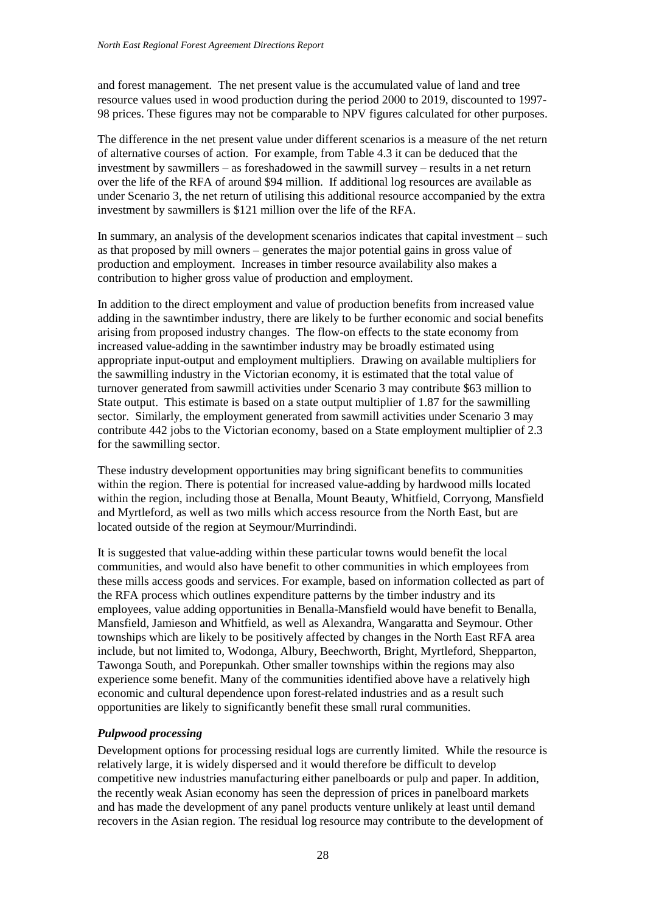and forest management. The net present value is the accumulated value of land and tree resource values used in wood production during the period 2000 to 2019, discounted to 1997-98 prices. These figures may not be comparable to NPV figures calculated for other purposes.

The difference in the net present value under different scenarios is a measure of the net return of alternative courses of action. For example, from Table 4.3 it can be deduced that the investment by sawmillers – as foreshadowed in the sawmill survey – results in a net return over the life of the RFA of around $94 million. If additional log resources are available as under Scenario 3, the net return of utilising this additional resource accompanied by the extra investment by sawmillers is $121 million over the life of the RFA.

In summary, an analysis of the development scenarios indicates that capital investment – such as that proposed by mill owners – generates the major potential gains in gross value of production and employment. Increases in timber resource availability also makes a contribution to higher gross value of production and employment.

In addition to the direct employment and value of production benefits from increased value adding in the sawntimber industry, there are likely to be further economic and social benefits arising from proposed industry changes. The flow-on effects to the state economy from increased value-adding in the sawntimber industry may be broadly estimated using appropriate input-output and employment multipliers. Drawing on available multipliers for the sawmilling industry in the Victorian economy, it is estimated that the total value of turnover generated from sawmill activities under Scenario 3 may contribute $63 million to State output. This estimate is based on a state output multiplier of 1.87 for the sawmilling sector. Similarly, the employment generated from sawmill activities under Scenario 3 may contribute 442 jobs to the Victorian economy, based on a State employment multiplier of 2.3 for the sawmilling sector.

These industry development opportunities may bring significant benefits to communities within the region. There is potential for increased value-adding by hardwood mills located within the region, including those at Benalla, Mount Beauty, Whitfield, Corryong, Mansfield and Myrtleford, as well as two mills which access resource from the North East, but are located outside of the region at Seymour/Murrindindi.

It is suggested that value-adding within these particular towns would benefit the local communities, and would also have benefit to other communities in which employees from these mills access goods and services. For example, based on information collected as part of the RFA process which outlines expenditure patterns by the timber industry and its employees, value adding opportunities in Benalla-Mansfield would have benefit to Benalla, Mansfield, Jamieson and Whitfield, as well as Alexandra, Wangaratta and Seymour. Other townships which are likely to be positively affected by changes in the North East RFA area include, but not limited to, Wodonga, Albury, Beechworth, Bright, Myrtleford, Shepparton, Tawonga South, and Porepunkah. Other smaller townships within the regions may also experience some benefit. Many of the communities identified above have a relatively high economic and cultural dependence upon forest-related industries and as a result such opportunities are likely to significantly benefit these small rural communities.

### *Pulpwood processing*

Development options for processing residual logs are currently limited. While the resource is relatively large, it is widely dispersed and it would therefore be difficult to develop competitive new industries manufacturing either panelboards or pulp and paper. In addition, the recently weak Asian economy has seen the depression of prices in panelboard markets and has made the development of any panel products venture unlikely at least until demand recovers in the Asian region. The residual log resource may contribute to the development of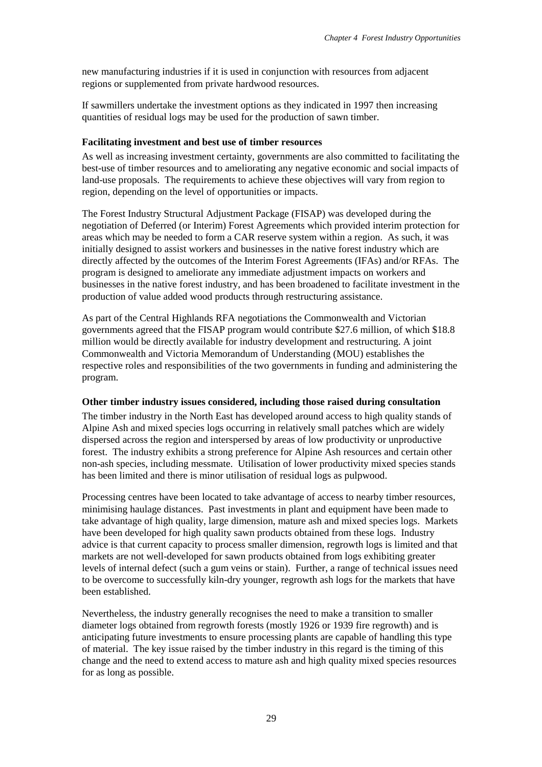new manufacturing industries if it is used in conjunction with resources from adjacent regions or supplemented from private hardwood resources.

If sawmillers undertake the investment options as they indicated in 1997 then increasing quantities of residual logs may be used for the production of sawn timber.

**Facilitating investment and best use of timber resources**

As well as increasing investment certainty, governments are also committed to facilitating the best-use of timber resources and to ameliorating any negative economic and social impacts of land-use proposals. The requirements to achieve these objectives will vary from region to region, depending on the level of opportunities or impacts.

The Forest Industry Structural Adjustment Package (FISAP) was developed during the negotiation of Deferred (or Interim) Forest Agreements which provided interim protection for areas which may be needed to form a CAR reserve system within a region. As such, it was initially designed to assist workers and businesses in the native forest industry which are directly affected by the outcomes of the Interim Forest Agreements (IFAs) and/or RFAs. The program is designed to ameliorate any immediate adjustment impacts on workers and businesses in the native forest industry, and has been broadened to facilitate investment in the production of value added wood products through restructuring assistance.

As part of the Central Highlands RFA negotiations the Commonwealth and Victorian governments agreed that the FISAP program would contribute \$27.6 million, of which \$18.8 million would be directly available for industry development and restructuring. A joint Commonwealth and Victoria Memorandum of Understanding (MOU) establishes the respective roles and responsibilities of the two governments in funding and administering the program.

**Other timber industry issues considered, including those raised during consultation**

The timber industry in the North East has developed around access to high quality stands of Alpine Ash and mixed species logs occurring in relatively small patches which are widely dispersed across the region and interspersed by areas of low productivity or unproductive forest. The industry exhibits a strong preference for Alpine Ash resources and certain other non-ash species, including messmate. Utilisation of lower productivity mixed species stands has been limited and there is minor utilisation of residual logs as pulpwood.

Processing centres have been located to take advantage of access to nearby timber resources, minimising haulage distances. Past investments in plant and equipment have been made to take advantage of high quality, large dimension, mature ash and mixed species logs. Markets have been developed for high quality sawn products obtained from these logs. Industry advice is that current capacity to process smaller dimension, regrowth logs is limited and that markets are not well-developed for sawn products obtained from logs exhibiting greater levels of internal defect (such a gum veins or stain). Further, a range of technical issues need to be overcome to successfully kiln-dry younger, regrowth ash logs for the markets that have been established.

Nevertheless, the industry generally recognises the need to make a transition to smaller diameter logs obtained from regrowth forests (mostly 1926 or 1939 fire regrowth) and is anticipating future investments to ensure processing plants are capable of handling this type of material. The key issue raised by the timber industry in this regard is the timing of this change and the need to extend access to mature ash and high quality mixed species resources for as long as possible.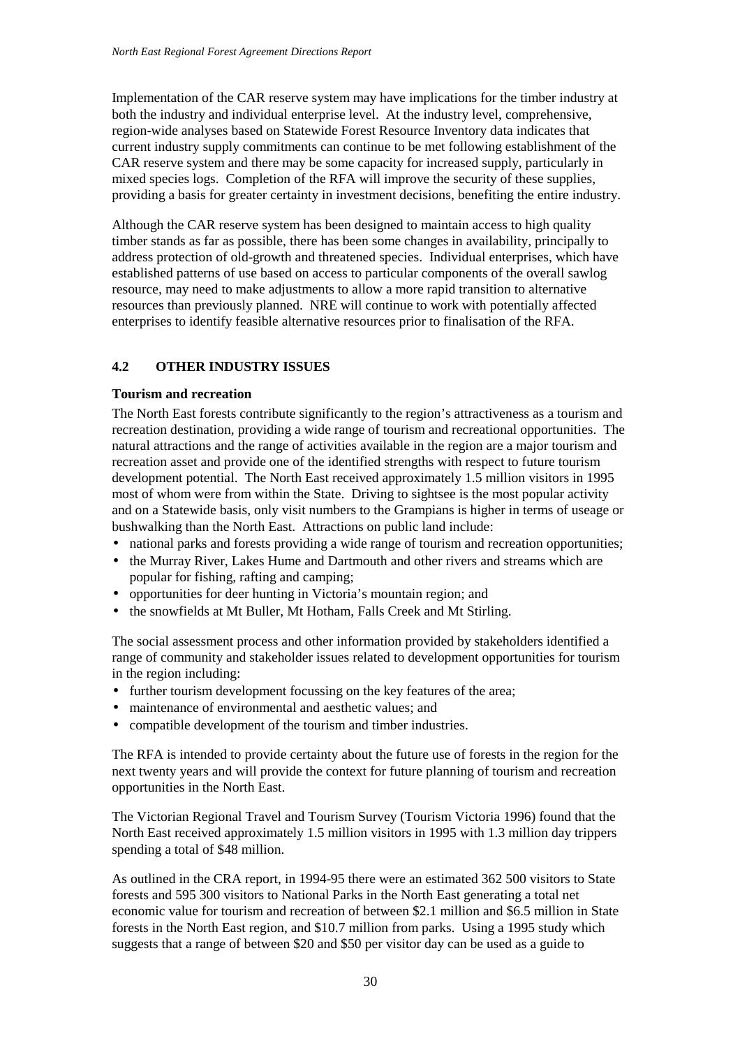Implementation of the CAR reserve system may have implications for the timber industry at both the industry and individual enterprise level. At the industry level, comprehensive, region-wide analyses based on Statewide Forest Resource Inventory data indicates that current industry supply commitments can continue to be met following establishment of the CAR reserve system and there may be some capacity for increased supply, particularly in mixed species logs. Completion of the RFA will improve the security of these supplies, providing a basis for greater certainty in investment decisions, benefiting the entire industry.

Although the CAR reserve system has been designed to maintain access to high quality timber stands as far as possible, there has been some changes in availability, principally to address protection of old-growth and threatened species. Individual enterprises, which have established patterns of use based on access to particular components of the overall sawlog resource, may need to make adjustments to allow a more rapid transition to alternative resources than previously planned. NRE will continue to work with potentially affected enterprises to identify feasible alternative resources prior to finalisation of the RFA.

## 4.2 OTHER INDUSTRY ISSUES

### Tourism and recreation

The North East forests contribute significantly to the region's attractiveness as a tourism and recreation destination, providing a wide range of tourism and recreational opportunities. The natural attractions and the range of activities available in the region are a major tourism and recreation asset and provide one of the identified strengths with respect to future tourism development potential. The North East received approximately 1.5 million visitors in 1995 most of whom were from within the State. Driving to sightsee is the most popular activity and on a Statewide basis, only visit numbers to the Grampians is higher in terms of useage or bushwalking than the North East. Attractions on public land include:

- national parks and forests providing a wide range of tourism and recreation opportunities;
- the Murray River, Lakes Hume and Dartmouth and other rivers and streams which are popular for fishing, rafting and camping;
- opportunities for deer hunting in Victoria's mountain region; and
- the snowfields at Mt Buller, Mt Hotham, Falls Creek and Mt Stirling.

The social assessment process and other information provided by stakeholders identified a range of community and stakeholder issues related to development opportunities for tourism in the region including:

- further tourism development focussing on the key features of the area;
- maintenance of environmental and aesthetic values; and
- compatible development of the tourism and timber industries.

The RFA is intended to provide certainty about the future use of forests in the region for the next twenty years and will provide the context for future planning of tourism and recreation opportunities in the North East.

The Victorian Regional Travel and Tourism Survey (Tourism Victoria 1996) found that the North East received approximately 1.5 million visitors in 1995 with 1.3 million day trippers spending a total of $48 million.

As outlined in the CRA report, in 1994-95 there were an estimated 362 500 visitors to State forests and 595 300 visitors to National Parks in the North East generating a total net economic value for tourism and recreation of between $2.1 million and $6.5 million in State forests in the North East region, and $10.7 million from parks. Using a 1995 study which suggests that a range of between $20 and $50 per visitor day can be used as a guide to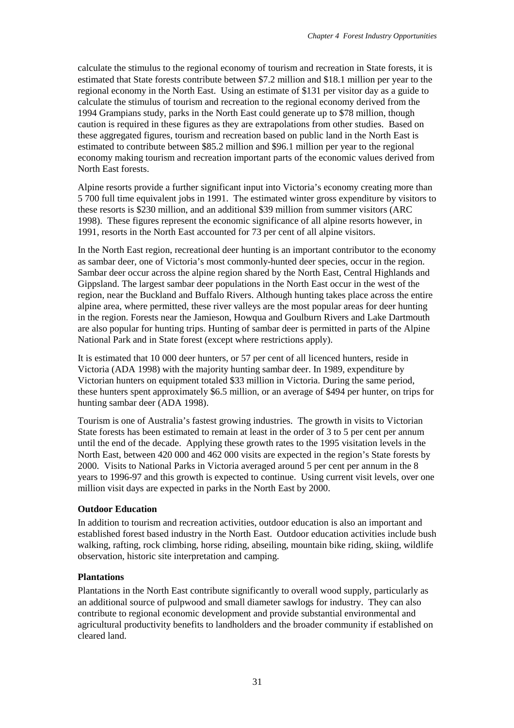calculate the stimulus to the regional economy of tourism and recreation in State forests, it is estimated that State forests contribute between $7.2 million and $18.1 million per year to the regional economy in the North East. Using an estimate of $131 per visitor day as a guide to calculate the stimulus of tourism and recreation to the regional economy derived from the 1994 Grampians study, parks in the North East could generate up to $78 million, though caution is required in these figures as they are extrapolations from other studies. Based on these aggregated figures, tourism and recreation based on public land in the North East is estimated to contribute between $85.2 million and $96.1 million per year to the regional economy making tourism and recreation important parts of the economic values derived from North East forests.

Alpine resorts provide a further significant input into Victoria's economy creating more than 5 700 full time equivalent jobs in 1991. The estimated winter gross expenditure by visitors to these resorts is $230 million, and an additional $39 million from summer visitors (ARC 1998). These figures represent the economic significance of all alpine resorts however, in 1991, resorts in the North East accounted for 73 per cent of all alpine visitors.

In the North East region, recreational deer hunting is an important contributor to the economy as sambar deer, one of Victoria's most commonly-hunted deer species, occur in the region. Sambar deer occur across the alpine region shared by the North East, Central Highlands and Gippsland. The largest sambar deer populations in the North East occur in the west of the region, near the Buckland and Buffalo Rivers. Although hunting takes place across the entire alpine area, where permitted, these river valleys are the most popular areas for deer hunting in the region. Forests near the Jamieson, Howqua and Goulburn Rivers and Lake Dartmouth are also popular for hunting trips. Hunting of sambar deer is permitted in parts of the Alpine National Park and in State forest (except where restrictions apply).

It is estimated that 10 000 deer hunters, or 57 per cent of all licenced hunters, reside in Victoria (ADA 1998) with the majority hunting sambar deer. In 1989, expenditure by Victorian hunters on equipment totaled $33 million in Victoria. During the same period, these hunters spent approximately $6.5 million, or an average of $494 per hunter, on trips for hunting sambar deer (ADA 1998).

Tourism is one of Australia's fastest growing industries. The growth in visits to Victorian State forests has been estimated to remain at least in the order of 3 to 5 per cent per annum until the end of the decade. Applying these growth rates to the 1995 visitation levels in the North East, between 420 000 and 462 000 visits are expected in the region's State forests by 2000. Visits to National Parks in Victoria averaged around 5 per cent per annum in the 8 years to 1996-97 and this growth is expected to continue. Using current visit levels, over one million visit days are expected in parks in the North East by 2000.

**Outdoor Education**

In addition to tourism and recreation activities, outdoor education is also an important and established forest based industry in the North East. Outdoor education activities include bush walking, rafting, rock climbing, horse riding, abseiling, mountain bike riding, skiing, wildlife observation, historic site interpretation and camping.

**Plantations**

Plantations in the North East contribute significantly to overall wood supply, particularly as an additional source of pulpwood and small diameter sawlogs for industry. They can also contribute to regional economic development and provide substantial environmental and agricultural productivity benefits to landholders and the broader community if established on cleared land.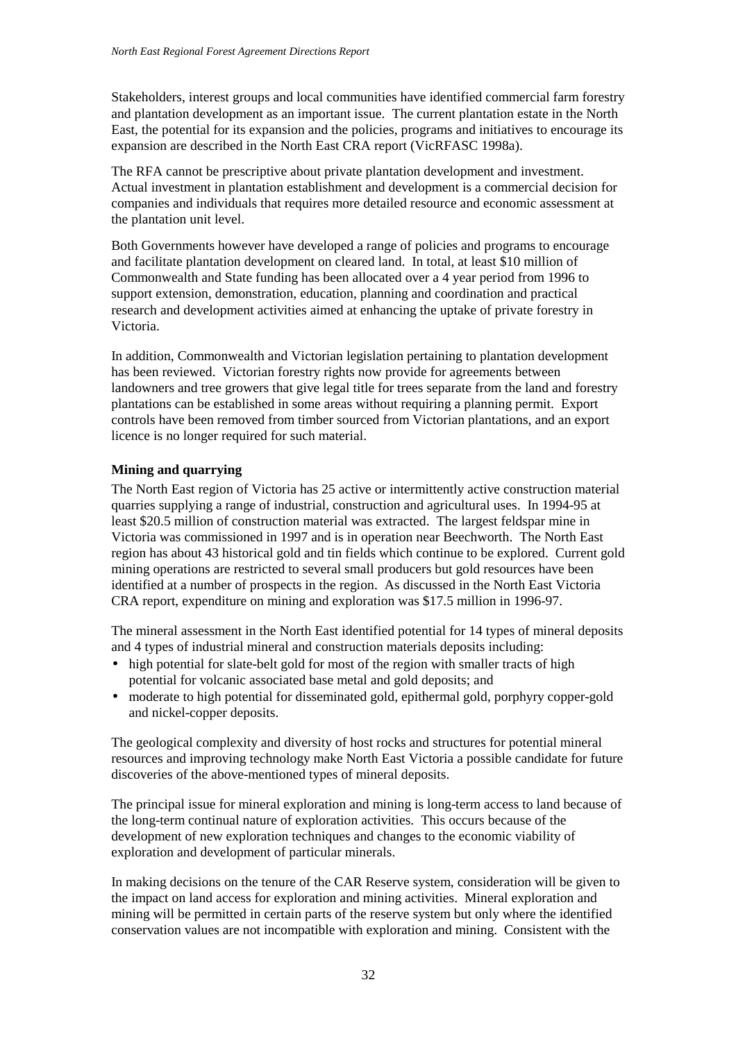Stakeholders, interest groups and local communities have identified commercial farm forestry and plantation development as an important issue. The current plantation estate in the North East, the potential for its expansion and the policies, programs and initiatives to encourage its expansion are described in the North East CRA report (VicRFASC 1998a).

The RFA cannot be prescriptive about private plantation development and investment. Actual investment in plantation establishment and development is a commercial decision for companies and individuals that requires more detailed resource and economic assessment at the plantation unit level.

Both Governments however have developed a range of policies and programs to encourage and facilitate plantation development on cleared land. In total, at least $10 million of Commonwealth and State funding has been allocated over a 4 year period from 1996 to support extension, demonstration, education, planning and coordination and practical research and development activities aimed at enhancing the uptake of private forestry in Victoria.

In addition, Commonwealth and Victorian legislation pertaining to plantation development has been reviewed. Victorian forestry rights now provide for agreements between landowners and tree growers that give legal title for trees separate from the land and forestry plantations can be established in some areas without requiring a planning permit. Export controls have been removed from timber sourced from Victorian plantations, and an export licence is no longer required for such material.

**Mining and quarrying**

The North East region of Victoria has 25 active or intermittently active construction material quarries supplying a range of industrial, construction and agricultural uses. In 1994-95 at least $20.5 million of construction material was extracted. The largest feldspar mine in Victoria was commissioned in 1997 and is in operation near Beechworth. The North East region has about 43 historical gold and tin fields which continue to be explored. Current gold mining operations are restricted to several small producers but gold resources have been identified at a number of prospects in the region. As discussed in the North East Victoria CRA report, expenditure on mining and exploration was $17.5 million in 1996-97.

The mineral assessment in the North East identified potential for 14 types of mineral deposits and 4 types of industrial mineral and construction materials deposits including:

- high potential for slate-belt gold for most of the region with smaller tracts of high potential for volcanic associated base metal and gold deposits; and
- moderate to high potential for disseminated gold, epithermal gold, porphyry copper-gold and nickel-copper deposits.

The geological complexity and diversity of host rocks and structures for potential mineral resources and improving technology make North East Victoria a possible candidate for future discoveries of the above-mentioned types of mineral deposits.

The principal issue for mineral exploration and mining is long-term access to land because of the long-term continual nature of exploration activities. This occurs because of the development of new exploration techniques and changes to the economic viability of exploration and development of particular minerals.

In making decisions on the tenure of the CAR Reserve system, consideration will be given to the impact on land access for exploration and mining activities. Mineral exploration and mining will be permitted in certain parts of the reserve system but only where the identified conservation values are not incompatible with exploration and mining. Consistent with the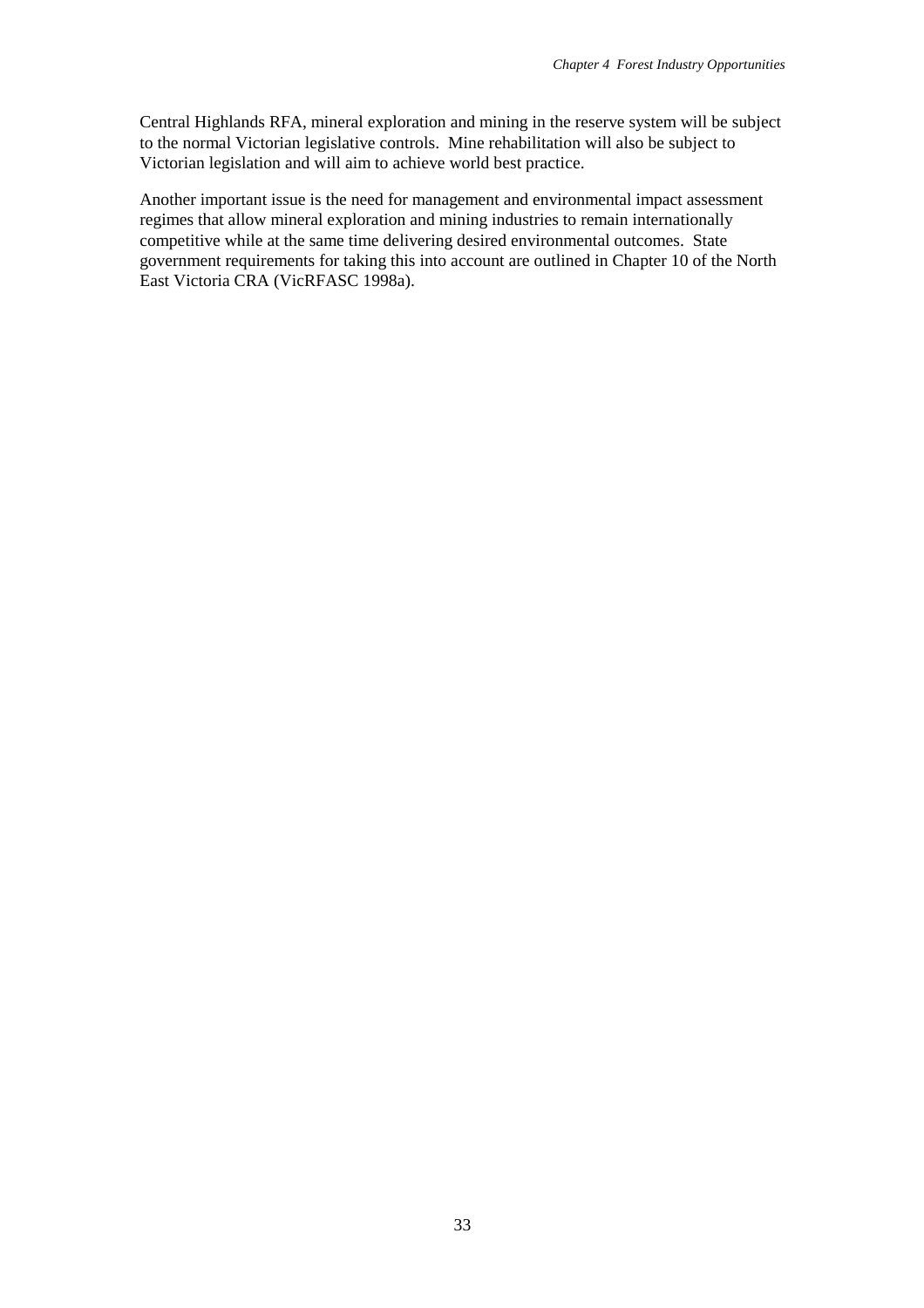Central Highlands RFA, mineral exploration and mining in the reserve system will be subject to the normal Victorian legislative controls. Mine rehabilitation will also be subject to Victorian legislation and will aim to achieve world best practice.

Another important issue is the need for management and environmental impact assessment regimes that allow mineral exploration and mining industries to remain internationally competitive while at the same time delivering desired environmental outcomes. State government requirements for taking this into account are outlined in Chapter 10 of the North East Victoria CRA (VicRFASC 1998a).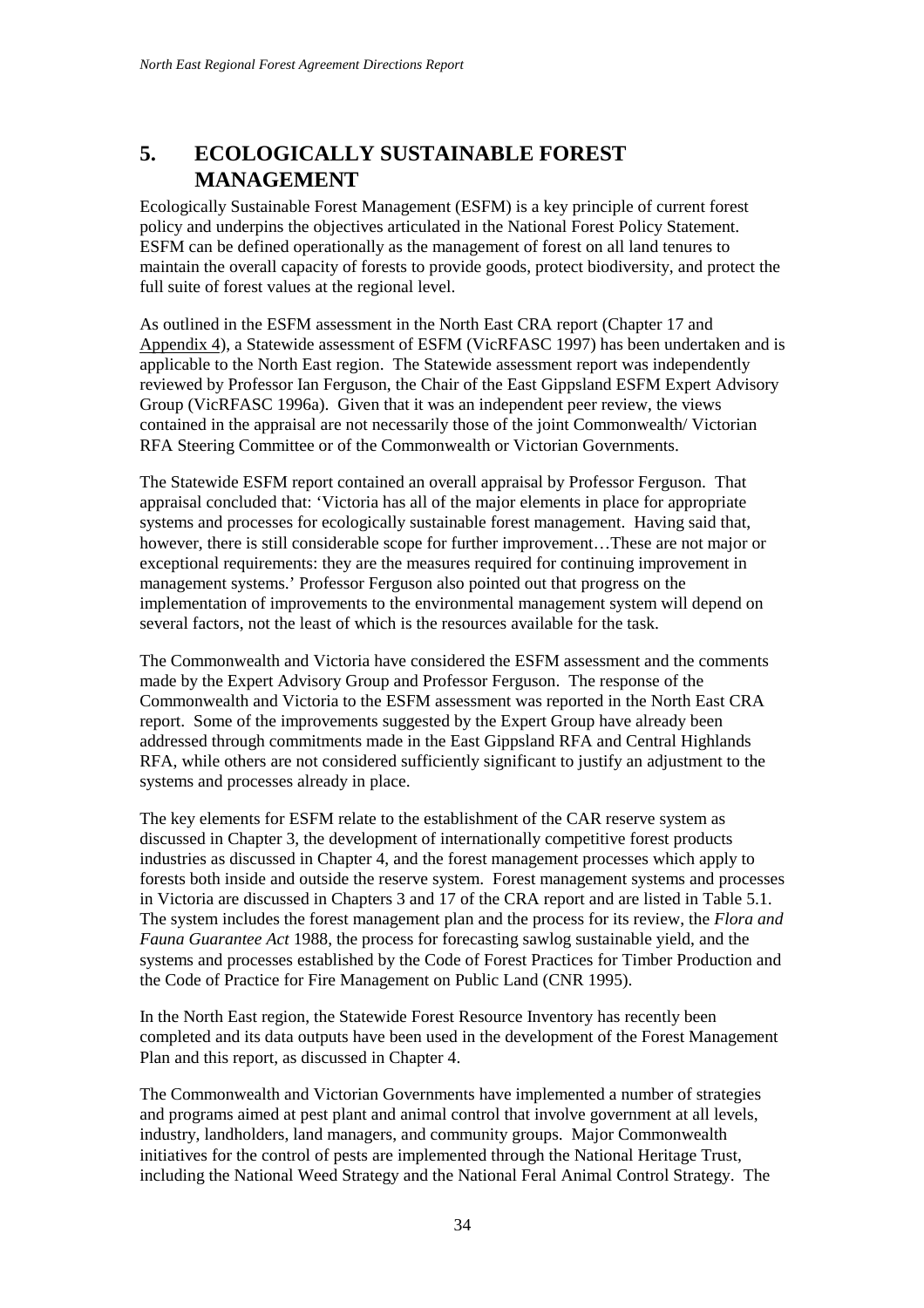# 5. ECOLOGICALLY SUSTAINABLE FOREST MANAGEMENT

Ecologically Sustainable Forest Management (ESFM) is a key principle of current forest policy and underpins the objectives articulated in the National Forest Policy Statement. ESFM can be defined operationally as the management of forest on all land tenures to maintain the overall capacity of forests to provide goods, protect biodiversity, and protect the full suite of forest values at the regional level.

As outlined in the ESFM assessment in the North East CRA report (Chapter 17 and Appendix 4), a Statewide assessment of ESFM (VicRFASC 1997) has been undertaken and is applicable to the North East region. The Statewide assessment report was independently reviewed by Professor Ian Ferguson, the Chair of the East Gippsland ESFM Expert Advisory Group (VicRFASC 1996a). Given that it was an independent peer review, the views contained in the appraisal are not necessarily those of the joint Commonwealth/ Victorian RFA Steering Committee or of the Commonwealth or Victorian Governments.

The Statewide ESFM report contained an overall appraisal by Professor Ferguson. That appraisal concluded that: 'Victoria has all of the major elements in place for appropriate systems and processes for ecologically sustainable forest management. Having said that, however, there is still considerable scope for further improvement…These are not major or exceptional requirements: they are the measures required for continuing improvement in management systems.' Professor Ferguson also pointed out that progress on the implementation of improvements to the environmental management system will depend on several factors, not the least of which is the resources available for the task.

The Commonwealth and Victoria have considered the ESFM assessment and the comments made by the Expert Advisory Group and Professor Ferguson. The response of the Commonwealth and Victoria to the ESFM assessment was reported in the North East CRA report. Some of the improvements suggested by the Expert Group have already been addressed through commitments made in the East Gippsland RFA and Central Highlands RFA, while others are not considered sufficiently significant to justify an adjustment to the systems and processes already in place.

The key elements for ESFM relate to the establishment of the CAR reserve system as discussed in Chapter 3, the development of internationally competitive forest products industries as discussed in Chapter 4, and the forest management processes which apply to forests both inside and outside the reserve system. Forest management systems and processes in Victoria are discussed in Chapters 3 and 17 of the CRA report and are listed in Table 5.1. The system includes the forest management plan and the process for its review, the *Flora and Fauna Guarantee Act* 1988, the process for forecasting sawlog sustainable yield, and the systems and processes established by the Code of Forest Practices for Timber Production and the Code of Practice for Fire Management on Public Land (CNR 1995).

In the North East region, the Statewide Forest Resource Inventory has recently been completed and its data outputs have been used in the development of the Forest Management Plan and this report, as discussed in Chapter 4.

The Commonwealth and Victorian Governments have implemented a number of strategies and programs aimed at pest plant and animal control that involve government at all levels, industry, landholders, land managers, and community groups. Major Commonwealth initiatives for the control of pests are implemented through the National Heritage Trust, including the National Weed Strategy and the National Feral Animal Control Strategy. The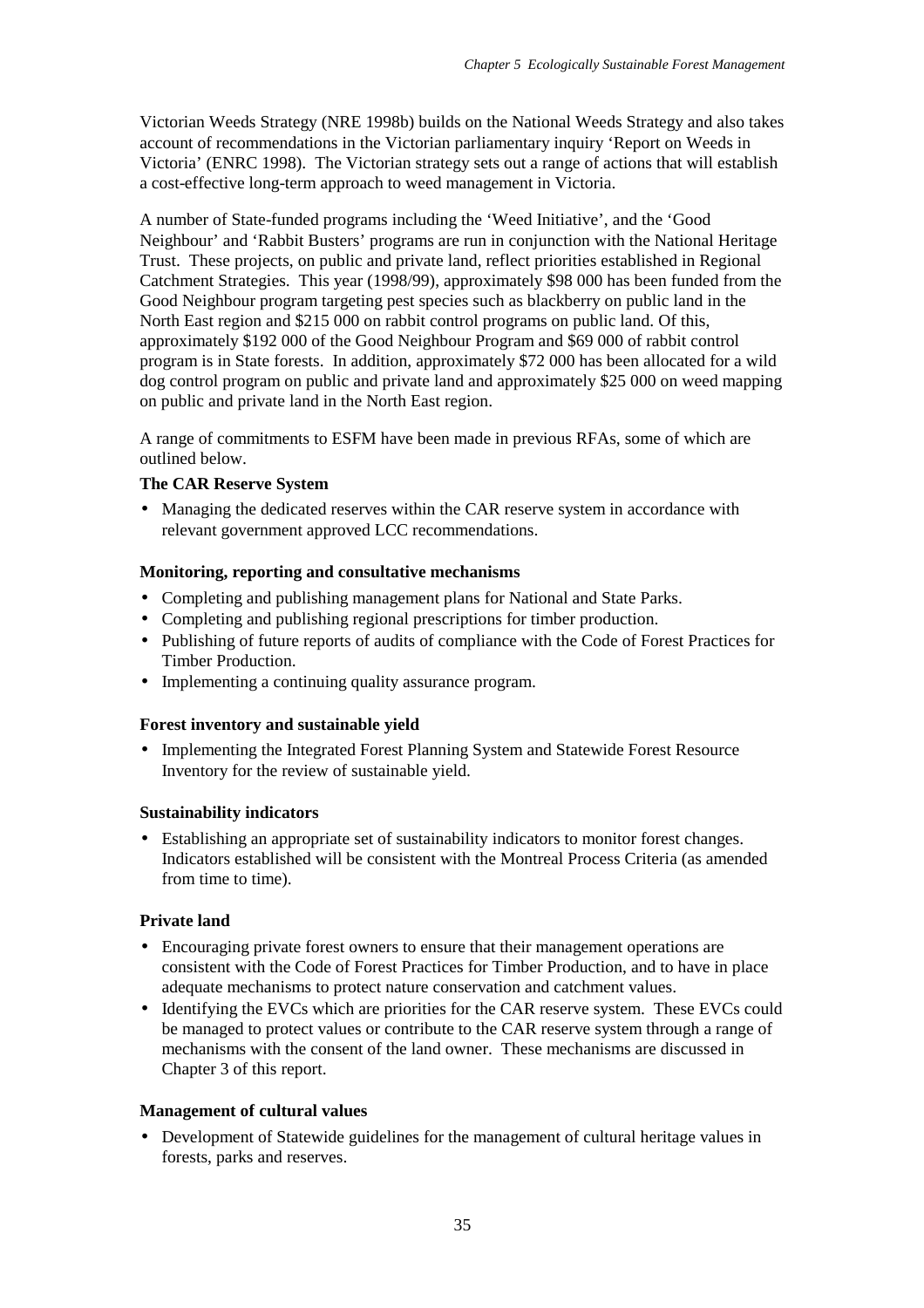Victorian Weeds Strategy (NRE 1998b) builds on the National Weeds Strategy and also takes account of recommendations in the Victorian parliamentary inquiry 'Report on Weeds in Victoria' (ENRC 1998). The Victorian strategy sets out a range of actions that will establish a cost-effective long-term approach to weed management in Victoria.

A number of State-funded programs including the 'Weed Initiative', and the 'Good Neighbour' and 'Rabbit Busters' programs are run in conjunction with the National Heritage Trust. These projects, on public and private land, reflect priorities established in Regional Catchment Strategies. This year (1998/99), approximately $98 000 has been funded from the Good Neighbour program targeting pest species such as blackberry on public land in the North East region and $215 000 on rabbit control programs on public land. Of this, approximately $192 000 of the Good Neighbour Program and $69 000 of rabbit control program is in State forests. In addition, approximately $72 000 has been allocated for a wild dog control program on public and private land and approximately $25 000 on weed mapping on public and private land in the North East region.

A range of commitments to ESFM have been made in previous RFAs, some of which are outlined below.

**The CAR Reserve System**

- Managing the dedicated reserves within the CAR reserve system in accordance with relevant government approved LCC recommendations.

**Monitoring, reporting and consultative mechanisms**

- Completing and publishing management plans for National and State Parks.
- Completing and publishing regional prescriptions for timber production.
- Publishing of future reports of audits of compliance with the Code of Forest Practices for Timber Production.
- Implementing a continuing quality assurance program.

**Forest inventory and sustainable yield**

- Implementing the Integrated Forest Planning System and Statewide Forest Resource Inventory for the review of sustainable yield.

**Sustainability indicators**

- Establishing an appropriate set of sustainability indicators to monitor forest changes. Indicators established will be consistent with the Montreal Process Criteria (as amended from time to time).

**Private land**

- Encouraging private forest owners to ensure that their management operations are consistent with the Code of Forest Practices for Timber Production, and to have in place adequate mechanisms to protect nature conservation and catchment values.
- Identifying the EVCs which are priorities for the CAR reserve system. These EVCs could be managed to protect values or contribute to the CAR reserve system through a range of mechanisms with the consent of the land owner. These mechanisms are discussed in Chapter 3 of this report.

**Management of cultural values**

- Development of Statewide guidelines for the management of cultural heritage values in forests, parks and reserves.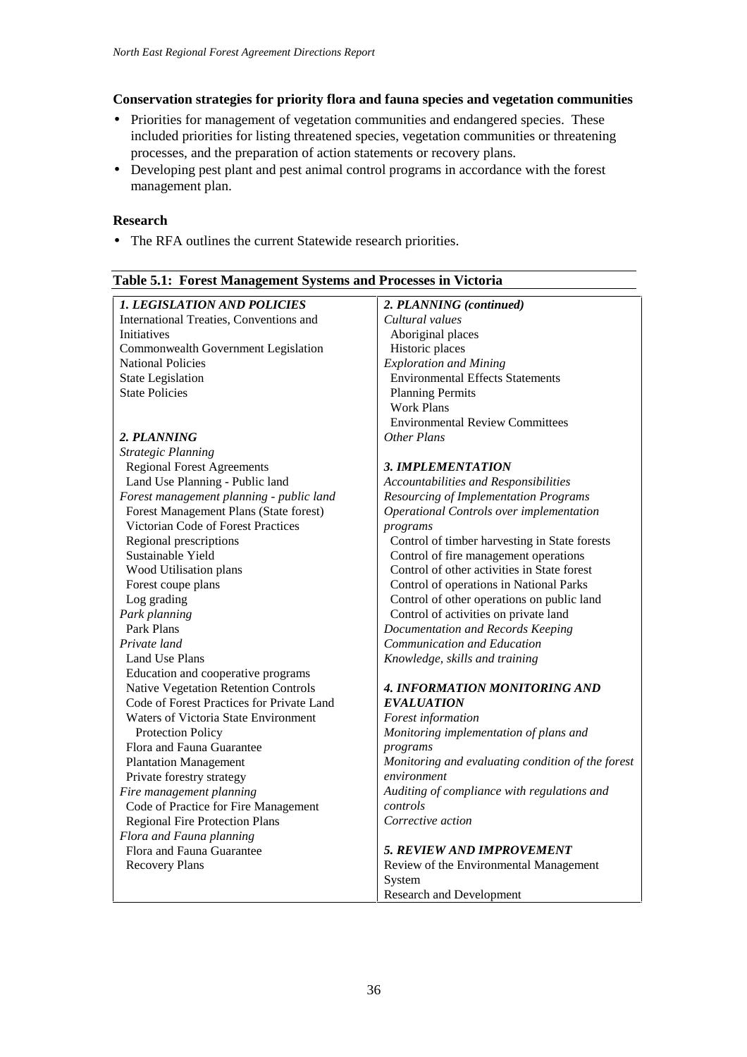#### Conservation strategies for priority flora and fauna species and vegetation communities

- Priorities for management of vegetation communities and endangered species. These included priorities for listing threatened species, vegetation communities or threatening processes, and the preparation of action statements or recovery plans.
- Developing pest plant and pest animal control programs in accordance with the forest management plan.

#### Research

- The RFA outlines the current Statewide research priorities.

**Table 5.1: Forest Management Systems and Processes in Victoria**

| | |
|---|---|
| ***1. LEGISLATION AND POLICIES*** | ***2. PLANNING (continued)*** |
| International Treaties, Conventions and Initiatives | *Cultural values* |
| Commonwealth Government Legislation | Aboriginal places |
| National Policies | Historic places |
| State Legislation | *Exploration and Mining* |
| State Policies | Environmental Effects Statements |
| | Planning Permits |
| | Work Plans |
| | Environmental Review Committees |
| ***2. PLANNING*** | *Other Plans* |
| *Strategic Planning* | |
| Regional Forest Agreements | ***3. IMPLEMENTATION*** |
| Land Use Planning - Public land | *Accountabilities and Responsibilities* |
| *Forest management planning - public land* | *Resourcing of Implementation Programs* |
| Forest Management Plans (State forest) | *Operational Controls over implementation programs* |
| Victorian Code of Forest Practices | Control of timber harvesting in State forests |
| Regional prescriptions | Control of fire management operations |
| Sustainable Yield | Control of other activities in State forest |
| Wood Utilisation plans | Control of operations in National Parks |
| Forest coupe plans | Control of other operations on public land |
| Log grading | Control of activities on private land |
| *Park planning* | *Documentation and Records Keeping* |
| Park Plans | *Communication and Education* |
| *Private land* | *Knowledge, skills and training* |
| Land Use Plans | |
| Education and cooperative programs | |
| Native Vegetation Retention Controls | ***4. INFORMATION MONITORING AND EVALUATION*** |
| Code of Forest Practices for Private Land | *Forest information* |
| Waters of Victoria State Environment Protection Policy | *Monitoring implementation of plans and programs* |
| Flora and Fauna Guarantee | *Monitoring and evaluating condition of the forest environment* |
| Plantation Management | *Auditing of compliance with regulations and controls* |
| Private forestry strategy | *Corrective action* |
| *Fire management planning* | |
| Code of Practice for Fire Management | ***5. REVIEW AND IMPROVEMENT*** |
| Regional Fire Protection Plans | Review of the Environmental Management System |
| *Flora and Fauna planning* | Research and Development |
| Flora and Fauna Guarantee | |
| Recovery Plans | |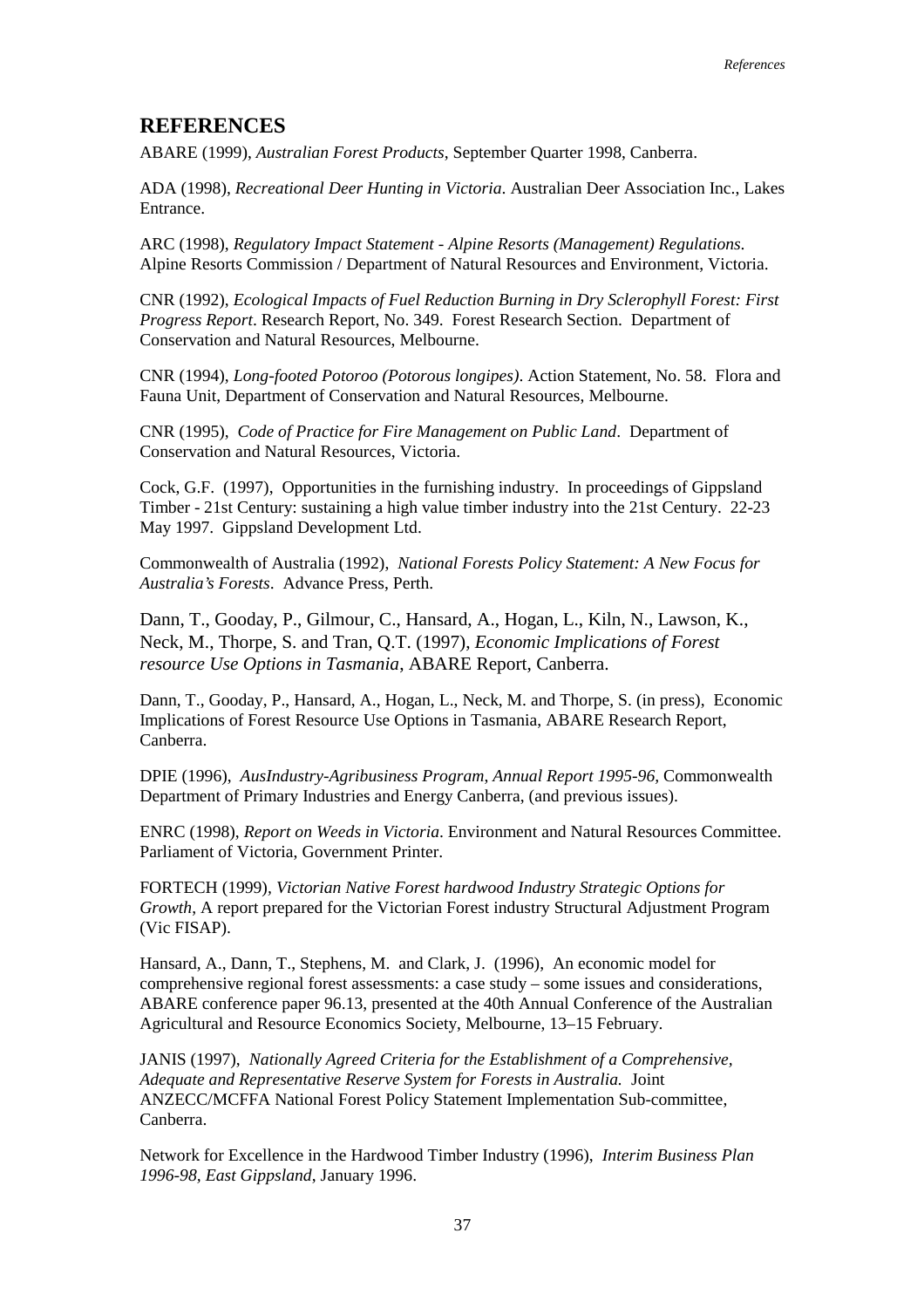## REFERENCES

ABARE (1999), *Australian Forest Products*, September Quarter 1998, Canberra.

ADA (1998), *Recreational Deer Hunting in Victoria*. Australian Deer Association Inc., Lakes Entrance.

ARC (1998), *Regulatory Impact Statement - Alpine Resorts (Management) Regulations*. Alpine Resorts Commission / Department of Natural Resources and Environment, Victoria.

CNR (1992), *Ecological Impacts of Fuel Reduction Burning in Dry Sclerophyll Forest: First Progress Report*. Research Report, No. 349. Forest Research Section. Department of Conservation and Natural Resources, Melbourne.

CNR (1994), *Long-footed Potoroo (Potorous longipes)*. Action Statement, No. 58. Flora and Fauna Unit, Department of Conservation and Natural Resources, Melbourne.

CNR (1995), *Code of Practice for Fire Management on Public Land*. Department of Conservation and Natural Resources, Victoria.

Cock, G.F. (1997), Opportunities in the furnishing industry. In proceedings of Gippsland Timber - 21st Century: sustaining a high value timber industry into the 21st Century. 22-23 May 1997. Gippsland Development Ltd.

Commonwealth of Australia (1992), *National Forests Policy Statement: A New Focus for Australia's Forests*. Advance Press, Perth.

Dann, T., Gooday, P., Gilmour, C., Hansard, A., Hogan, L., Kiln, N., Lawson, K., Neck, M., Thorpe, S. and Tran, Q.T. (1997), *Economic Implications of Forest resource Use Options in Tasmania*, ABARE Report, Canberra.

Dann, T., Gooday, P., Hansard, A., Hogan, L., Neck, M. and Thorpe, S. (in press), Economic Implications of Forest Resource Use Options in Tasmania, ABARE Research Report, Canberra.

DPIE (1996), *AusIndustry-Agribusiness Program, Annual Report 1995-96*, Commonwealth Department of Primary Industries and Energy Canberra, (and previous issues).

ENRC (1998), *Report on Weeds in Victoria*. Environment and Natural Resources Committee. Parliament of Victoria, Government Printer.

FORTECH (1999), *Victorian Native Forest hardwood Industry Strategic Options for Growth*, A report prepared for the Victorian Forest industry Structural Adjustment Program (Vic FISAP).

Hansard, A., Dann, T., Stephens, M. and Clark, J. (1996), An economic model for comprehensive regional forest assessments: a case study – some issues and considerations, ABARE conference paper 96.13, presented at the 40th Annual Conference of the Australian Agricultural and Resource Economics Society, Melbourne, 13–15 February.

JANIS (1997), *Nationally Agreed Criteria for the Establishment of a Comprehensive, Adequate and Representative Reserve System for Forests in Australia.* Joint ANZECC/MCFFA National Forest Policy Statement Implementation Sub-committee, Canberra.

Network for Excellence in the Hardwood Timber Industry (1996), *Interim Business Plan 1996-98, East Gippsland*, January 1996.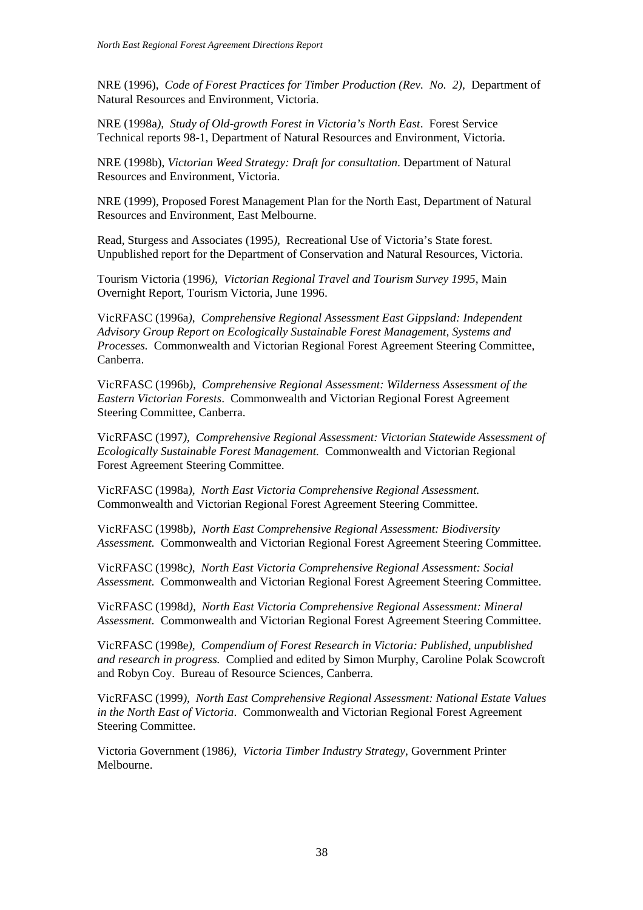NRE (1996), *Code of Forest Practices for Timber Production (Rev. No. 2),* Department of Natural Resources and Environment, Victoria.

NRE (1998a), *Study of Old-growth Forest in Victoria's North East*. Forest Service Technical reports 98-1, Department of Natural Resources and Environment, Victoria.

NRE (1998b), *Victorian Weed Strategy: Draft for consultation*. Department of Natural Resources and Environment, Victoria.

NRE (1999), Proposed Forest Management Plan for the North East, Department of Natural Resources and Environment, East Melbourne.

Read, Sturgess and Associates (1995), Recreational Use of Victoria's State forest. Unpublished report for the Department of Conservation and Natural Resources, Victoria.

Tourism Victoria (1996), *Victorian Regional Travel and Tourism Survey 1995*, Main Overnight Report, Tourism Victoria, June 1996.

VicRFASC (1996a), *Comprehensive Regional Assessment East Gippsland: Independent Advisory Group Report on Ecologically Sustainable Forest Management, Systems and Processes.* Commonwealth and Victorian Regional Forest Agreement Steering Committee, Canberra.

VicRFASC (1996b), *Comprehensive Regional Assessment: Wilderness Assessment of the Eastern Victorian Forests*. Commonwealth and Victorian Regional Forest Agreement Steering Committee, Canberra.

VicRFASC (1997), *Comprehensive Regional Assessment: Victorian Statewide Assessment of Ecologically Sustainable Forest Management.* Commonwealth and Victorian Regional Forest Agreement Steering Committee.

VicRFASC (1998a), *North East Victoria Comprehensive Regional Assessment.* Commonwealth and Victorian Regional Forest Agreement Steering Committee.

VicRFASC (1998b), *North East Comprehensive Regional Assessment: Biodiversity Assessment.* Commonwealth and Victorian Regional Forest Agreement Steering Committee.

VicRFASC (1998c), *North East Victoria Comprehensive Regional Assessment: Social Assessment.* Commonwealth and Victorian Regional Forest Agreement Steering Committee.

VicRFASC (1998d), *North East Victoria Comprehensive Regional Assessment: Mineral Assessment.* Commonwealth and Victorian Regional Forest Agreement Steering Committee.

VicRFASC (1998e), *Compendium of Forest Research in Victoria: Published, unpublished and research in progress.* Complied and edited by Simon Murphy, Caroline Polak Scowcroft and Robyn Coy. Bureau of Resource Sciences, Canberra.

VicRFASC (1999), *North East Comprehensive Regional Assessment: National Estate Values in the North East of Victoria*. Commonwealth and Victorian Regional Forest Agreement Steering Committee.

Victoria Government (1986), *Victoria Timber Industry Strategy*, Government Printer Melbourne.